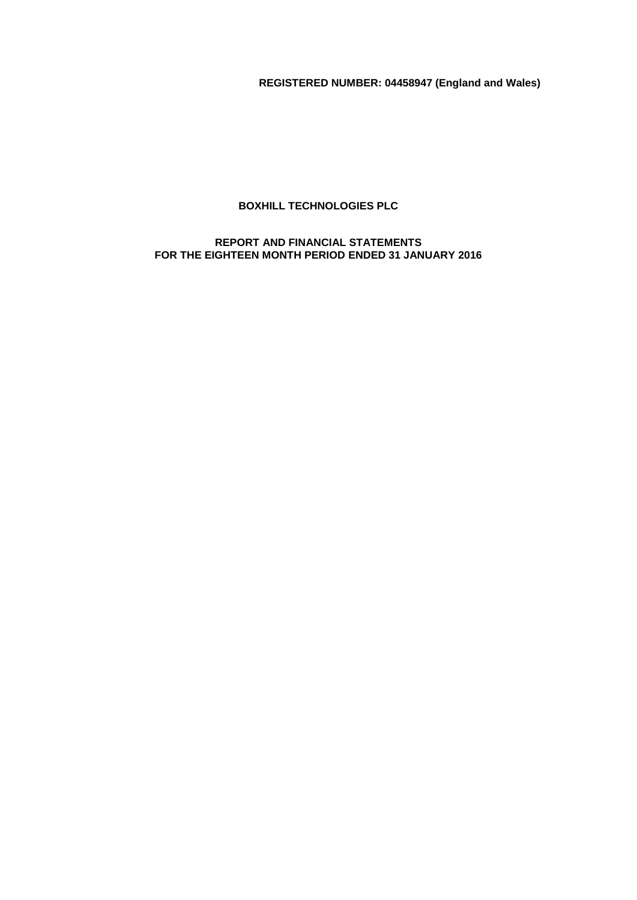**REGISTERED NUMBER: 04458947 (England and Wales)**

# BOXHILL TECHNOLOGIES PLC

## REPORT AND FINANCIAL STATEMENTS
## FOR THE EIGHTEEN MONTH PERIOD ENDED 31 JANUARY 2016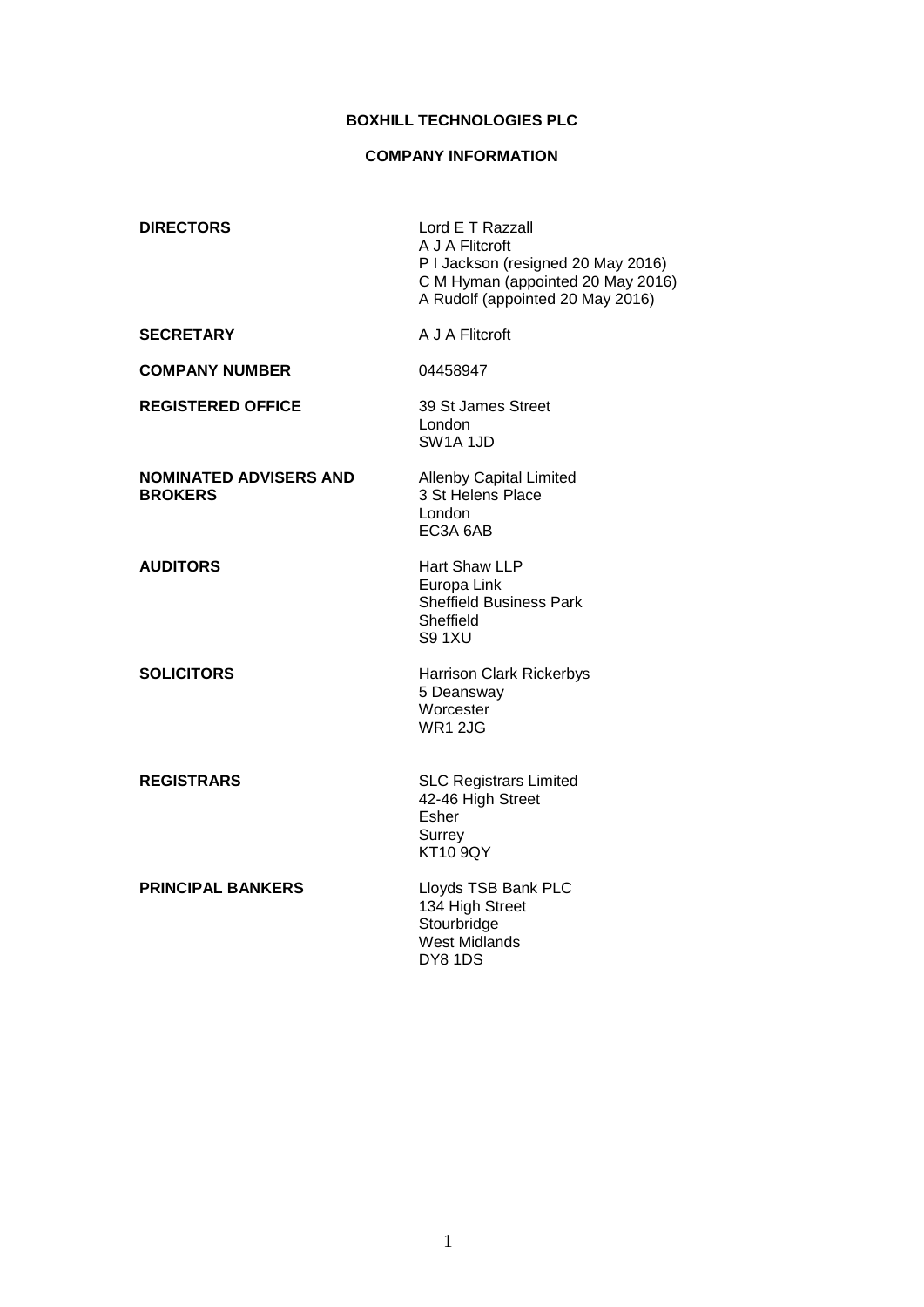# BOXHILL TECHNOLOGIES PLC

## COMPANY INFORMATION

| | |
|---|---|
| **DIRECTORS** | Lord E T Razzall<br>A J A Flitcroft<br>P I Jackson (resigned 20 May 2016)<br>C M Hyman (appointed 20 May 2016)<br>A Rudolf (appointed 20 May 2016) |
| **SECRETARY** | A J A Flitcroft |
| **COMPANY NUMBER** | 04458947 |
| **REGISTERED OFFICE** | 39 St James Street<br>London<br>SW1A 1JD |
| **NOMINATED ADVISERS AND BROKERS** | Allenby Capital Limited<br>3 St Helens Place<br>London<br>EC3A 6AB |
| **AUDITORS** | Hart Shaw LLP<br>Europa Link<br>Sheffield Business Park<br>Sheffield<br>S9 1XU |
| **SOLICITORS** | Harrison Clark Rickerbys<br>5 Deansway<br>Worcester<br>WR1 2JG |
| **REGISTRARS** | SLC Registrars Limited<br>42-46 High Street<br>Esher<br>Surrey<br>KT10 9QY |
| **PRINCIPAL BANKERS** | Lloyds TSB Bank PLC<br>134 High Street<br>Stourbridge<br>West Midlands<br>DY8 1DS |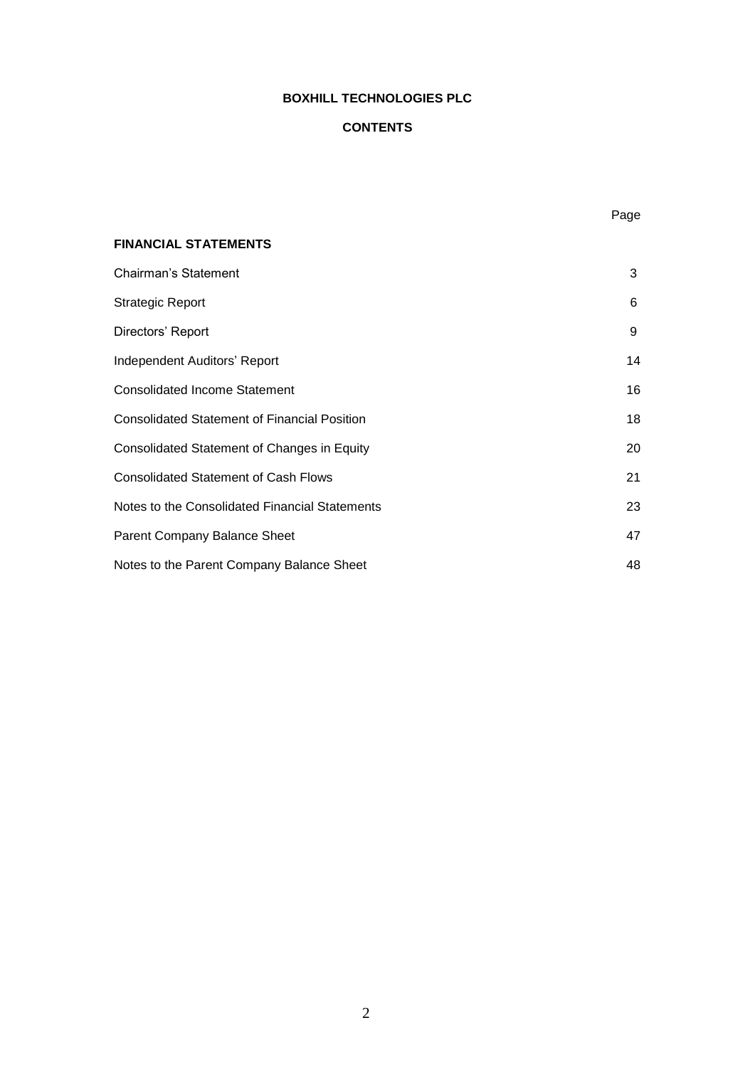**BOXHILL TECHNOLOGIES PLC**

**CONTENTS**

| | Page |
|---|---|
| **FINANCIAL STATEMENTS** | |
| Chairman's Statement | 3 |
| Strategic Report | 6 |
| Directors' Report | 9 |
| Independent Auditors' Report | 14 |
| Consolidated Income Statement | 16 |
| Consolidated Statement of Financial Position | 18 |
| Consolidated Statement of Changes in Equity | 20 |
| Consolidated Statement of Cash Flows | 21 |
| Notes to the Consolidated Financial Statements | 23 |
| Parent Company Balance Sheet | 47 |
| Notes to the Parent Company Balance Sheet | 48 |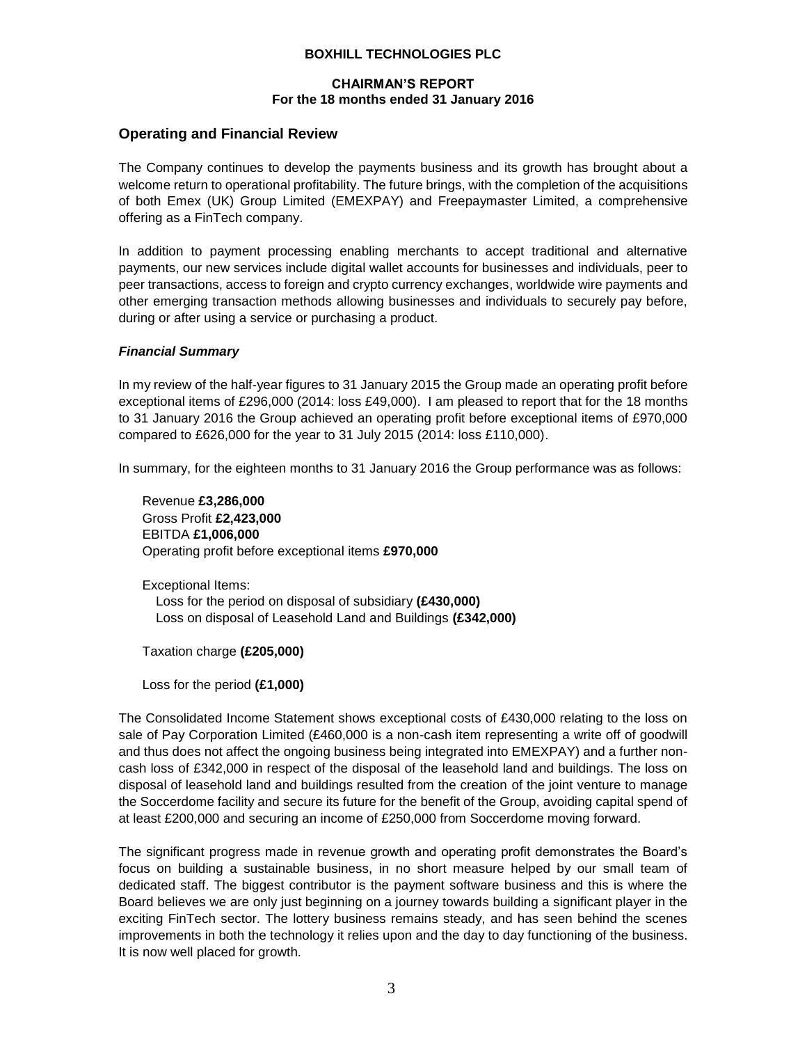**BOXHILL TECHNOLOGIES PLC**

**CHAIRMAN'S REPORT**
**For the 18 months ended 31 January 2016**

## Operating and Financial Review

The Company continues to develop the payments business and its growth has brought about a welcome return to operational profitability. The future brings, with the completion of the acquisitions of both Emex (UK) Group Limited (EMEXPAY) and Freepaymaster Limited, a comprehensive offering as a FinTech company.

In addition to payment processing enabling merchants to accept traditional and alternative payments, our new services include digital wallet accounts for businesses and individuals, peer to peer transactions, access to foreign and crypto currency exchanges, worldwide wire payments and other emerging transaction methods allowing businesses and individuals to securely pay before, during or after using a service or purchasing a product.

### *Financial Summary*

In my review of the half-year figures to 31 January 2015 the Group made an operating profit before exceptional items of £296,000 (2014: loss £49,000). I am pleased to report that for the 18 months to 31 January 2016 the Group achieved an operating profit before exceptional items of £970,000 compared to £626,000 for the year to 31 July 2015 (2014: loss £110,000).

In summary, for the eighteen months to 31 January 2016 the Group performance was as follows:

Revenue **£3,286,000**
Gross Profit **£2,423,000**
EBITDA **£1,006,000**
Operating profit before exceptional items **£970,000**

Exceptional Items:
Loss for the period on disposal of subsidiary **(£430,000)**
Loss on disposal of Leasehold Land and Buildings **(£342,000)**

Taxation charge **(£205,000)**

Loss for the period **(£1,000)**

The Consolidated Income Statement shows exceptional costs of £430,000 relating to the loss on sale of Pay Corporation Limited (£460,000 is a non-cash item representing a write off of goodwill and thus does not affect the ongoing business being integrated into EMEXPAY) and a further non-cash loss of £342,000 in respect of the disposal of the leasehold land and buildings. The loss on disposal of leasehold land and buildings resulted from the creation of the joint venture to manage the Soccerdome facility and secure its future for the benefit of the Group, avoiding capital spend of at least £200,000 and securing an income of £250,000 from Soccerdome moving forward.

The significant progress made in revenue growth and operating profit demonstrates the Board's focus on building a sustainable business, in no short measure helped by our small team of dedicated staff. The biggest contributor is the payment software business and this is where the Board believes we are only just beginning on a journey towards building a significant player in the exciting FinTech sector. The lottery business remains steady, and has seen behind the scenes improvements in both the technology it relies upon and the day to day functioning of the business. It is now well placed for growth.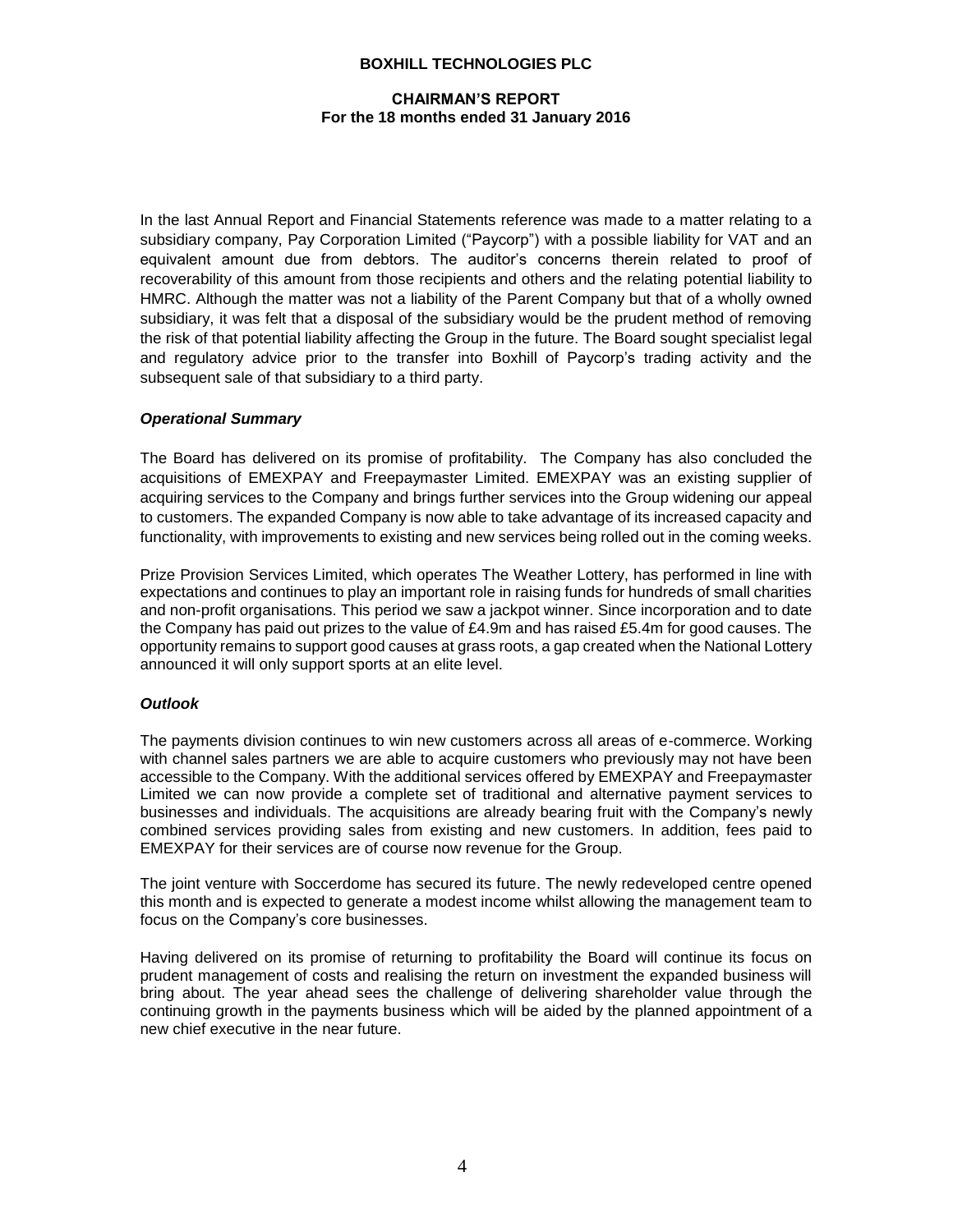In the last Annual Report and Financial Statements reference was made to a matter relating to a subsidiary company, Pay Corporation Limited ("Paycorp") with a possible liability for VAT and an equivalent amount due from debtors. The auditor's concerns therein related to proof of recoverability of this amount from those recipients and others and the relating potential liability to HMRC. Although the matter was not a liability of the Parent Company but that of a wholly owned subsidiary, it was felt that a disposal of the subsidiary would be the prudent method of removing the risk of that potential liability affecting the Group in the future. The Board sought specialist legal and regulatory advice prior to the transfer into Boxhill of Paycorp's trading activity and the subsequent sale of that subsidiary to a third party.

***Operational Summary***

The Board has delivered on its promise of profitability. The Company has also concluded the acquisitions of EMEXPAY and Freepaymaster Limited. EMEXPAY was an existing supplier of acquiring services to the Company and brings further services into the Group widening our appeal to customers. The expanded Company is now able to take advantage of its increased capacity and functionality, with improvements to existing and new services being rolled out in the coming weeks.

Prize Provision Services Limited, which operates The Weather Lottery, has performed in line with expectations and continues to play an important role in raising funds for hundreds of small charities and non-profit organisations. This period we saw a jackpot winner. Since incorporation and to date the Company has paid out prizes to the value of £4.9m and has raised £5.4m for good causes. The opportunity remains to support good causes at grass roots, a gap created when the National Lottery announced it will only support sports at an elite level.

***Outlook***

The payments division continues to win new customers across all areas of e-commerce. Working with channel sales partners we are able to acquire customers who previously may not have been accessible to the Company. With the additional services offered by EMEXPAY and Freepaymaster Limited we can now provide a complete set of traditional and alternative payment services to businesses and individuals. The acquisitions are already bearing fruit with the Company's newly combined services providing sales from existing and new customers. In addition, fees paid to EMEXPAY for their services are of course now revenue for the Group.

The joint venture with Soccerdome has secured its future. The newly redeveloped centre opened this month and is expected to generate a modest income whilst allowing the management team to focus on the Company's core businesses.

Having delivered on its promise of returning to profitability the Board will continue its focus on prudent management of costs and realising the return on investment the expanded business will bring about. The year ahead sees the challenge of delivering shareholder value through the continuing growth in the payments business which will be aided by the planned appointment of a new chief executive in the near future.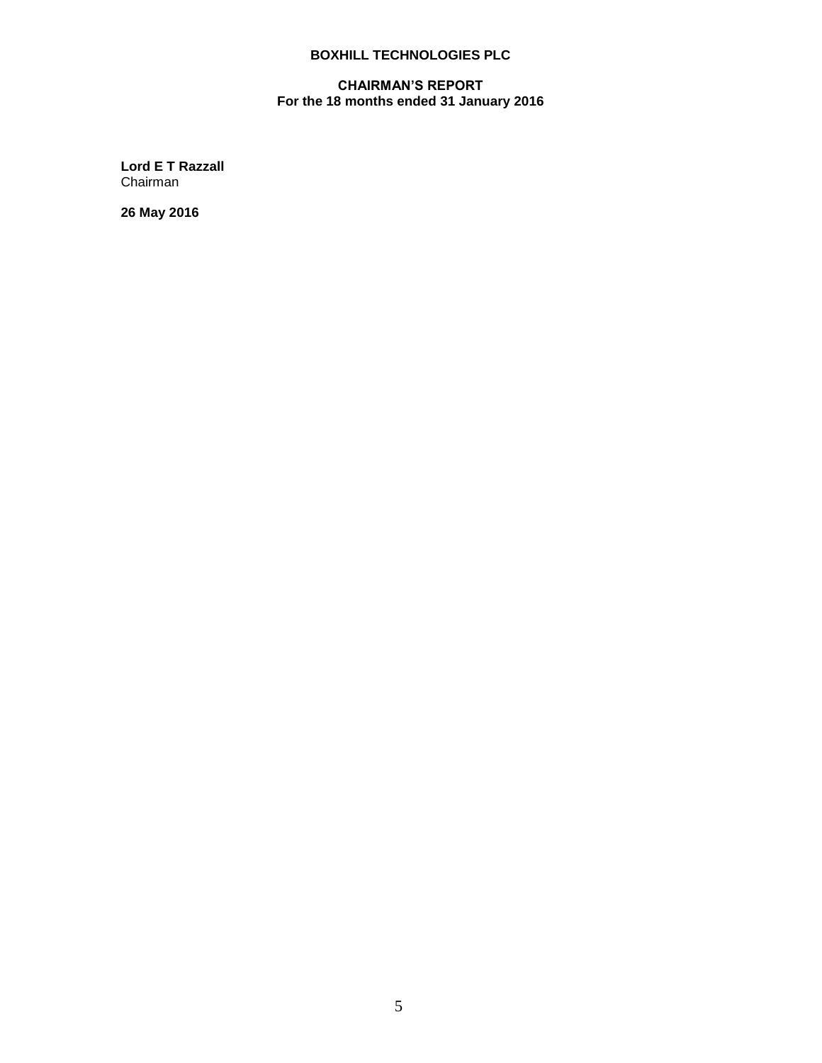**Lord E T Razzall**
Chairman

**26 May 2016**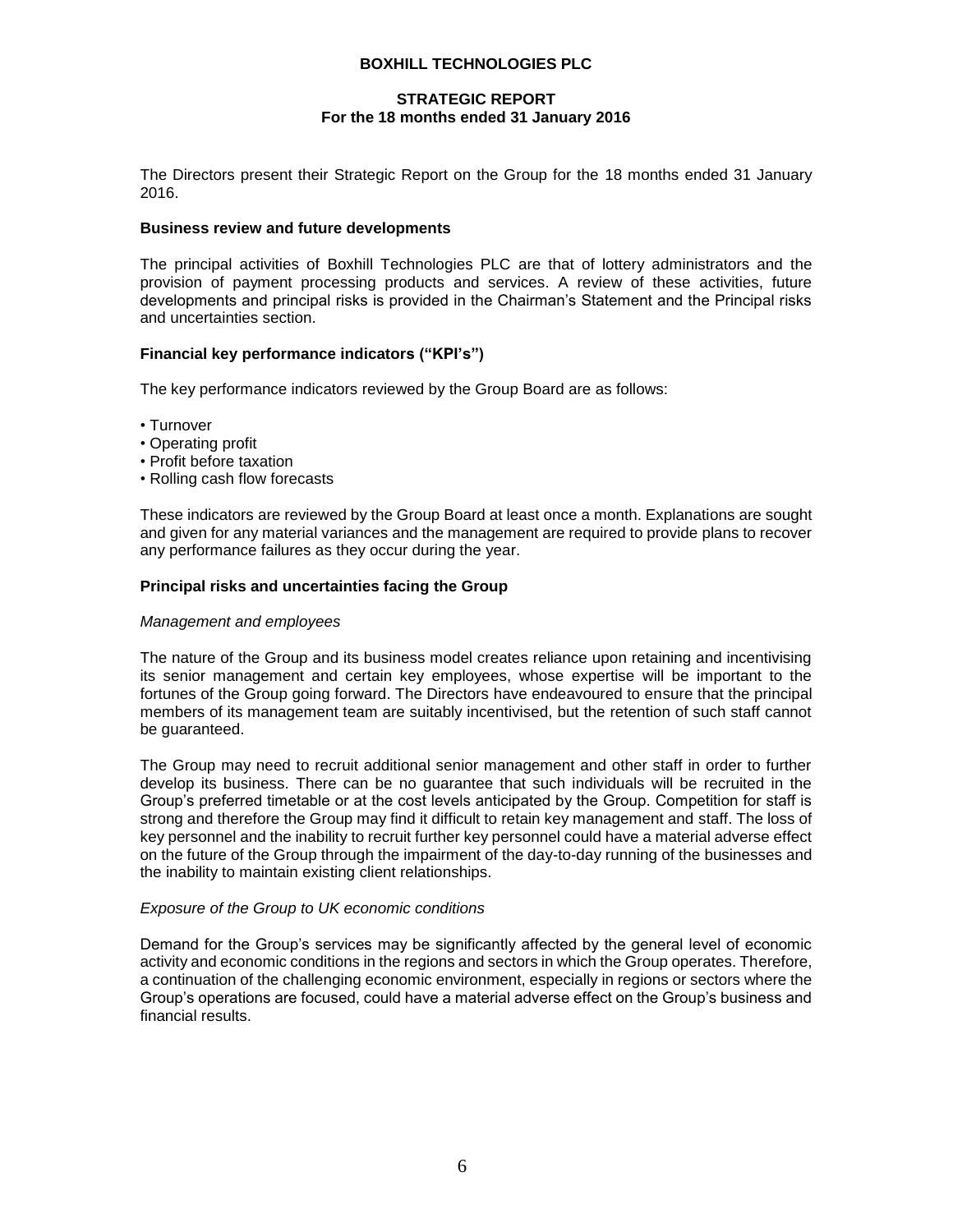# BOXHILL TECHNOLOGIES PLC

## STRATEGIC REPORT
## For the 18 months ended 31 January 2016

The Directors present their Strategic Report on the Group for the 18 months ended 31 January 2016.

### Business review and future developments

The principal activities of Boxhill Technologies PLC are that of lottery administrators and the provision of payment processing products and services. A review of these activities, future developments and principal risks is provided in the Chairman's Statement and the Principal risks and uncertainties section.

### Financial key performance indicators ("KPI's")

The key performance indicators reviewed by the Group Board are as follows:

- Turnover
- Operating profit
- Profit before taxation
- Rolling cash flow forecasts

These indicators are reviewed by the Group Board at least once a month. Explanations are sought and given for any material variances and the management are required to provide plans to recover any performance failures as they occur during the year.

### Principal risks and uncertainties facing the Group

*Management and employees*

The nature of the Group and its business model creates reliance upon retaining and incentivising its senior management and certain key employees, whose expertise will be important to the fortunes of the Group going forward. The Directors have endeavoured to ensure that the principal members of its management team are suitably incentivised, but the retention of such staff cannot be guaranteed.

The Group may need to recruit additional senior management and other staff in order to further develop its business. There can be no guarantee that such individuals will be recruited in the Group's preferred timetable or at the cost levels anticipated by the Group. Competition for staff is strong and therefore the Group may find it difficult to retain key management and staff. The loss of key personnel and the inability to recruit further key personnel could have a material adverse effect on the future of the Group through the impairment of the day-to-day running of the businesses and the inability to maintain existing client relationships.

*Exposure of the Group to UK economic conditions*

Demand for the Group's services may be significantly affected by the general level of economic activity and economic conditions in the regions and sectors in which the Group operates. Therefore, a continuation of the challenging economic environment, especially in regions or sectors where the Group's operations are focused, could have a material adverse effect on the Group's business and financial results.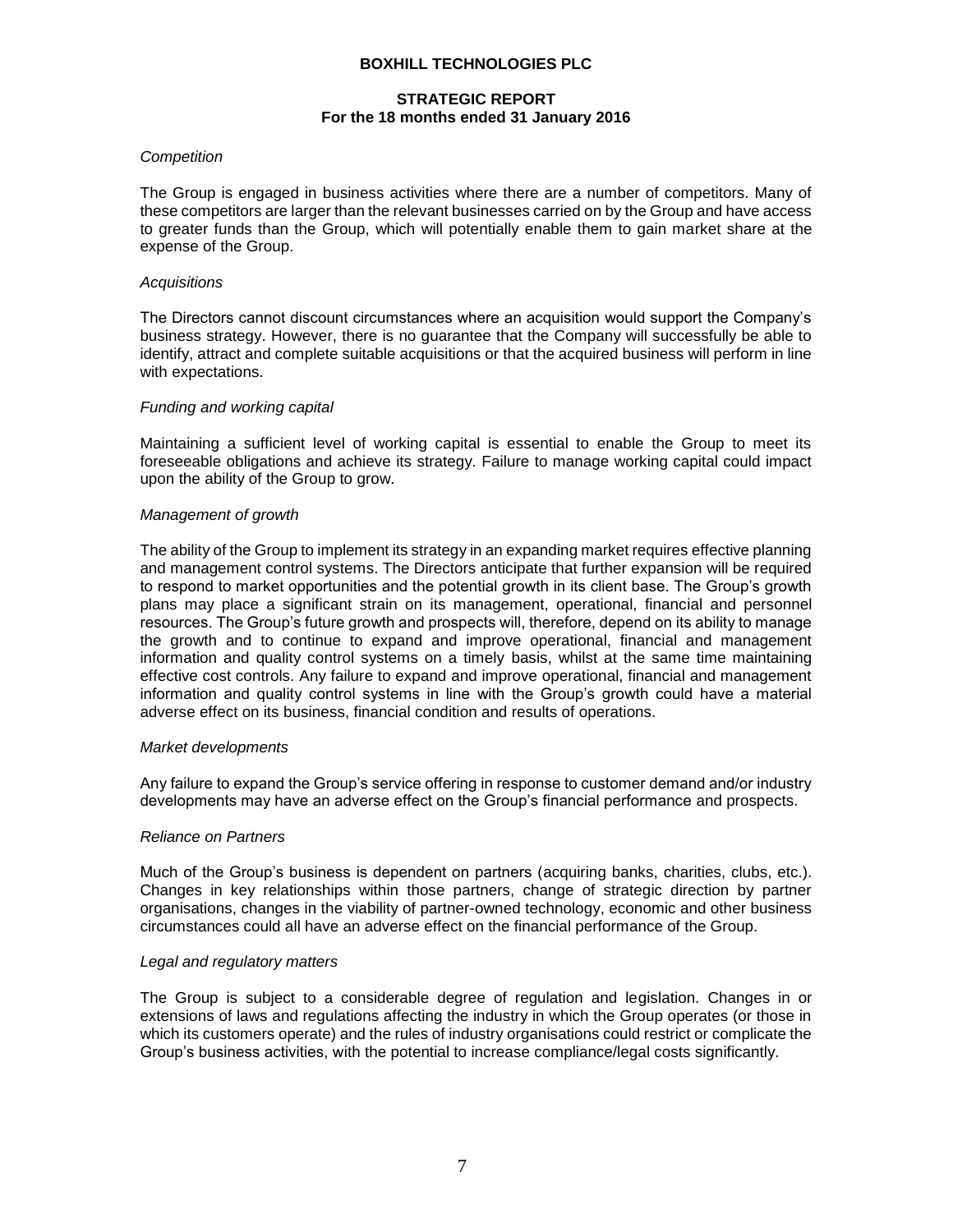*Competition*

The Group is engaged in business activities where there are a number of competitors. Many of these competitors are larger than the relevant businesses carried on by the Group and have access to greater funds than the Group, which will potentially enable them to gain market share at the expense of the Group.

*Acquisitions*

The Directors cannot discount circumstances where an acquisition would support the Company's business strategy. However, there is no guarantee that the Company will successfully be able to identify, attract and complete suitable acquisitions or that the acquired business will perform in line with expectations.

*Funding and working capital*

Maintaining a sufficient level of working capital is essential to enable the Group to meet its foreseeable obligations and achieve its strategy. Failure to manage working capital could impact upon the ability of the Group to grow.

*Management of growth*

The ability of the Group to implement its strategy in an expanding market requires effective planning and management control systems. The Directors anticipate that further expansion will be required to respond to market opportunities and the potential growth in its client base. The Group's growth plans may place a significant strain on its management, operational, financial and personnel resources. The Group's future growth and prospects will, therefore, depend on its ability to manage the growth and to continue to expand and improve operational, financial and management information and quality control systems on a timely basis, whilst at the same time maintaining effective cost controls. Any failure to expand and improve operational, financial and management information and quality control systems in line with the Group's growth could have a material adverse effect on its business, financial condition and results of operations.

*Market developments*

Any failure to expand the Group's service offering in response to customer demand and/or industry developments may have an adverse effect on the Group's financial performance and prospects.

*Reliance on Partners*

Much of the Group's business is dependent on partners (acquiring banks, charities, clubs, etc.). Changes in key relationships within those partners, change of strategic direction by partner organisations, changes in the viability of partner-owned technology, economic and other business circumstances could all have an adverse effect on the financial performance of the Group.

*Legal and regulatory matters*

The Group is subject to a considerable degree of regulation and legislation. Changes in or extensions of laws and regulations affecting the industry in which the Group operates (or those in which its customers operate) and the rules of industry organisations could restrict or complicate the Group's business activities, with the potential to increase compliance/legal costs significantly.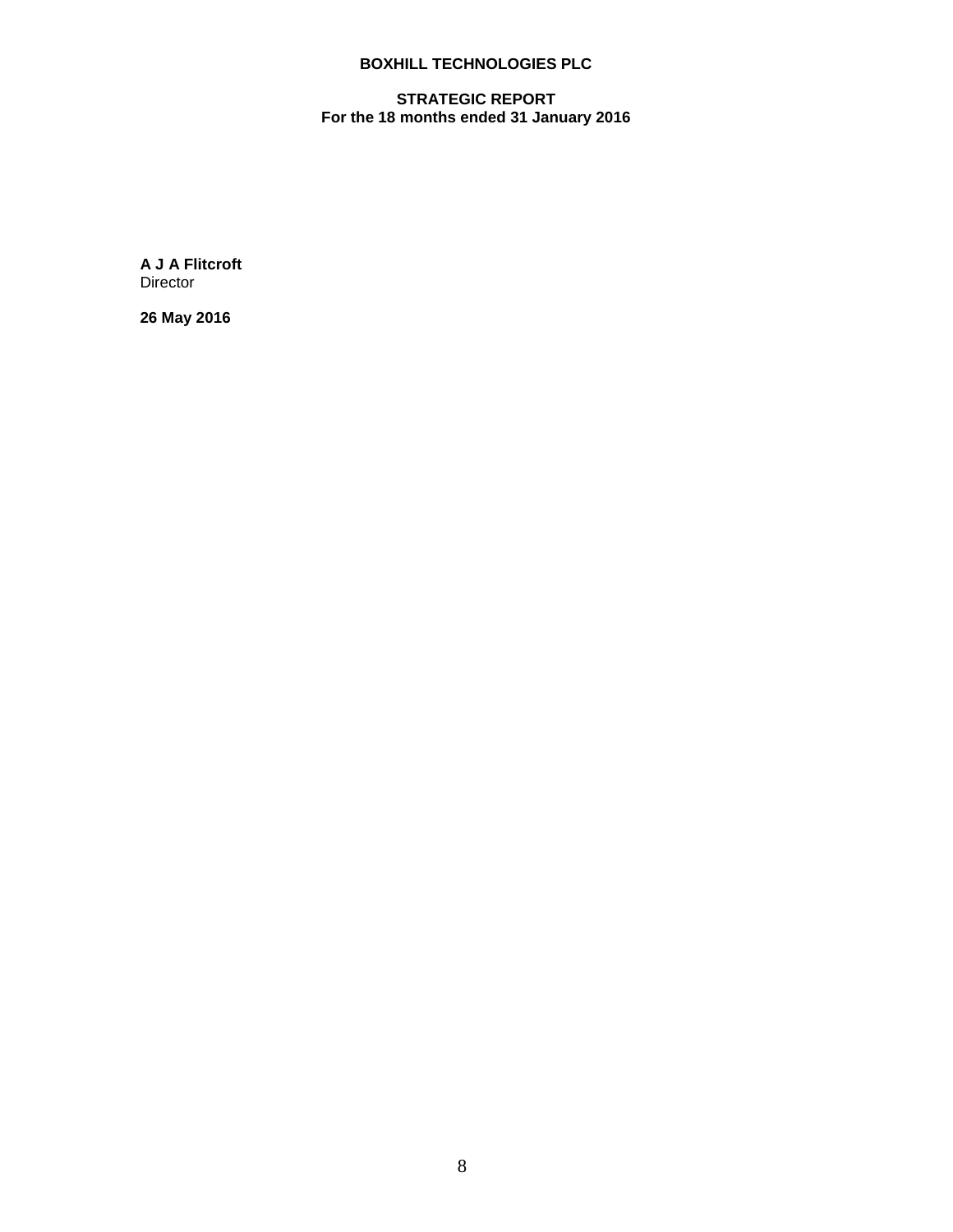**A J A Flitcroft**
Director

**26 May 2016**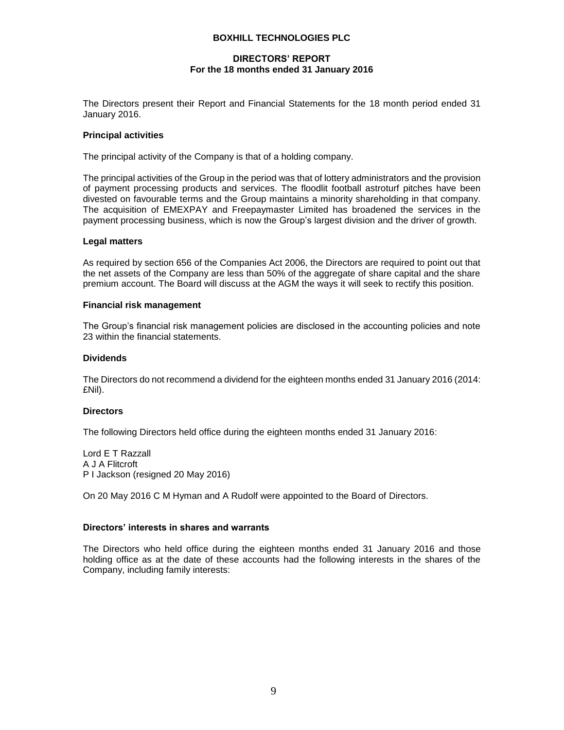# BOXHILL TECHNOLOGIES PLC

## DIRECTORS' REPORT
**For the 18 months ended 31 January 2016**

The Directors present their Report and Financial Statements for the 18 month period ended 31 January 2016.

### Principal activities

The principal activity of the Company is that of a holding company.

The principal activities of the Group in the period was that of lottery administrators and the provision of payment processing products and services. The floodlit football astroturf pitches have been divested on favourable terms and the Group maintains a minority shareholding in that company. The acquisition of EMEXPAY and Freepaymaster Limited has broadened the services in the payment processing business, which is now the Group's largest division and the driver of growth.

### Legal matters

As required by section 656 of the Companies Act 2006, the Directors are required to point out that the net assets of the Company are less than 50% of the aggregate of share capital and the share premium account. The Board will discuss at the AGM the ways it will seek to rectify this position.

### Financial risk management

The Group's financial risk management policies are disclosed in the accounting policies and note 23 within the financial statements.

### Dividends

The Directors do not recommend a dividend for the eighteen months ended 31 January 2016 (2014: £Nil).

### Directors

The following Directors held office during the eighteen months ended 31 January 2016:

Lord E T Razzall
A J A Flitcroft
P I Jackson (resigned 20 May 2016)

On 20 May 2016 C M Hyman and A Rudolf were appointed to the Board of Directors.

### Directors' interests in shares and warrants

The Directors who held office during the eighteen months ended 31 January 2016 and those holding office as at the date of these accounts had the following interests in the shares of the Company, including family interests: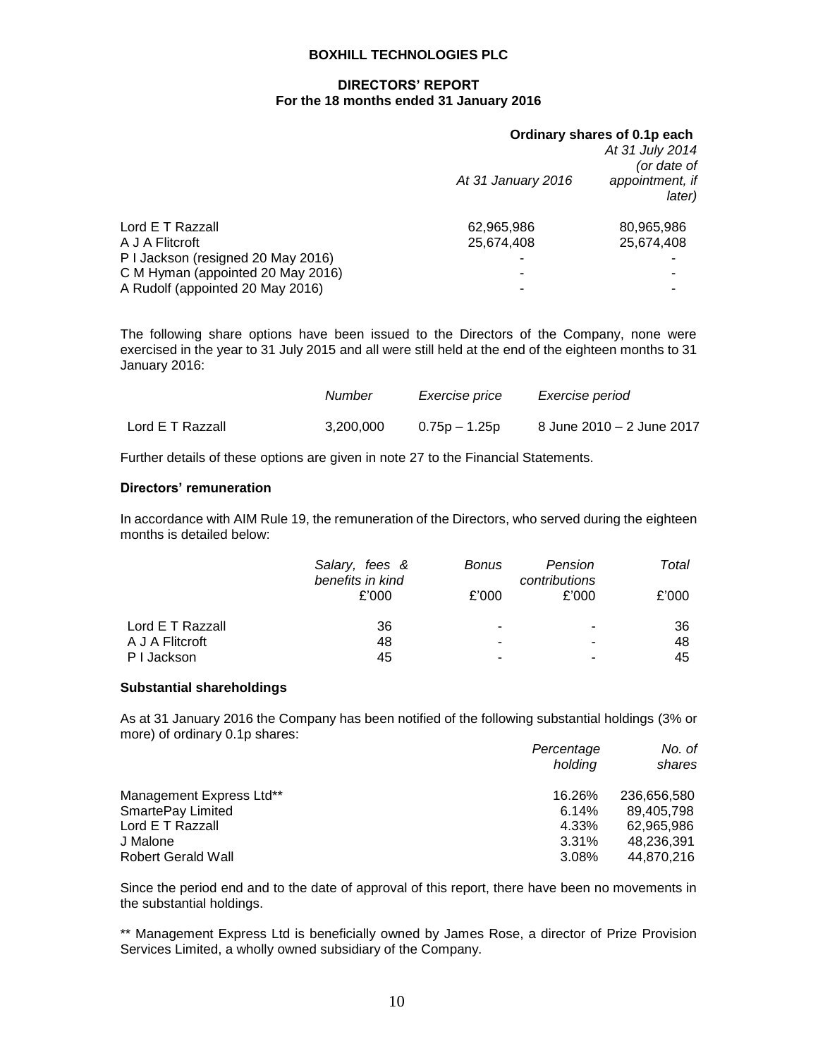| | Ordinary shares of 0.1p each | |
|---|---|---|
| | *At 31 January 2016* | *At 31 July 2014 (or date of appointment, if later)* |
| Lord E T Razzall | 62,965,986 | 80,965,986 |
| A J A Flitcroft | 25,674,408 | 25,674,408 |
| P I Jackson (resigned 20 May 2016) | - | - |
| C M Hyman (appointed 20 May 2016) | - | - |
| A Rudolf (appointed 20 May 2016) | - | - |

The following share options have been issued to the Directors of the Company, none were exercised in the year to 31 July 2015 and all were still held at the end of the eighteen months to 31 January 2016:

| | *Number* | *Exercise price* | *Exercise period* |
|---|---|---|---|
| Lord E T Razzall | 3,200,000 | 0.75p – 1.25p | 8 June 2010 – 2 June 2017 |

Further details of these options are given in note 27 to the Financial Statements.

### Directors' remuneration

In accordance with AIM Rule 19, the remuneration of the Directors, who served during the eighteen months is detailed below:

| | *Salary, fees & benefits in kind* | *Bonus* | *Pension contributions* | *Total* |
|---|---|---|---|---|
| | £'000 | £'000 | £'000 | £'000 |
| Lord E T Razzall | 36 | - | - | 36 |
| A J A Flitcroft | 48 | - | - | 48 |
| P I Jackson | 45 | - | - | 45 |

### Substantial shareholdings

As at 31 January 2016 the Company has been notified of the following substantial holdings (3% or more) of ordinary 0.1p shares:

| | *Percentage holding* | *No. of shares* |
|---|---|---|
| Management Express Ltd** | 16.26% | 236,656,580 |
| SmartePay Limited | 6.14% | 89,405,798 |
| Lord E T Razzall | 4.33% | 62,965,986 |
| J Malone | 3.31% | 48,236,391 |
| Robert Gerald Wall | 3.08% | 44,870,216 |

Since the period end and to the date of approval of this report, there have been no movements in the substantial holdings.

** Management Express Ltd is beneficially owned by James Rose, a director of Prize Provision Services Limited, a wholly owned subsidiary of the Company.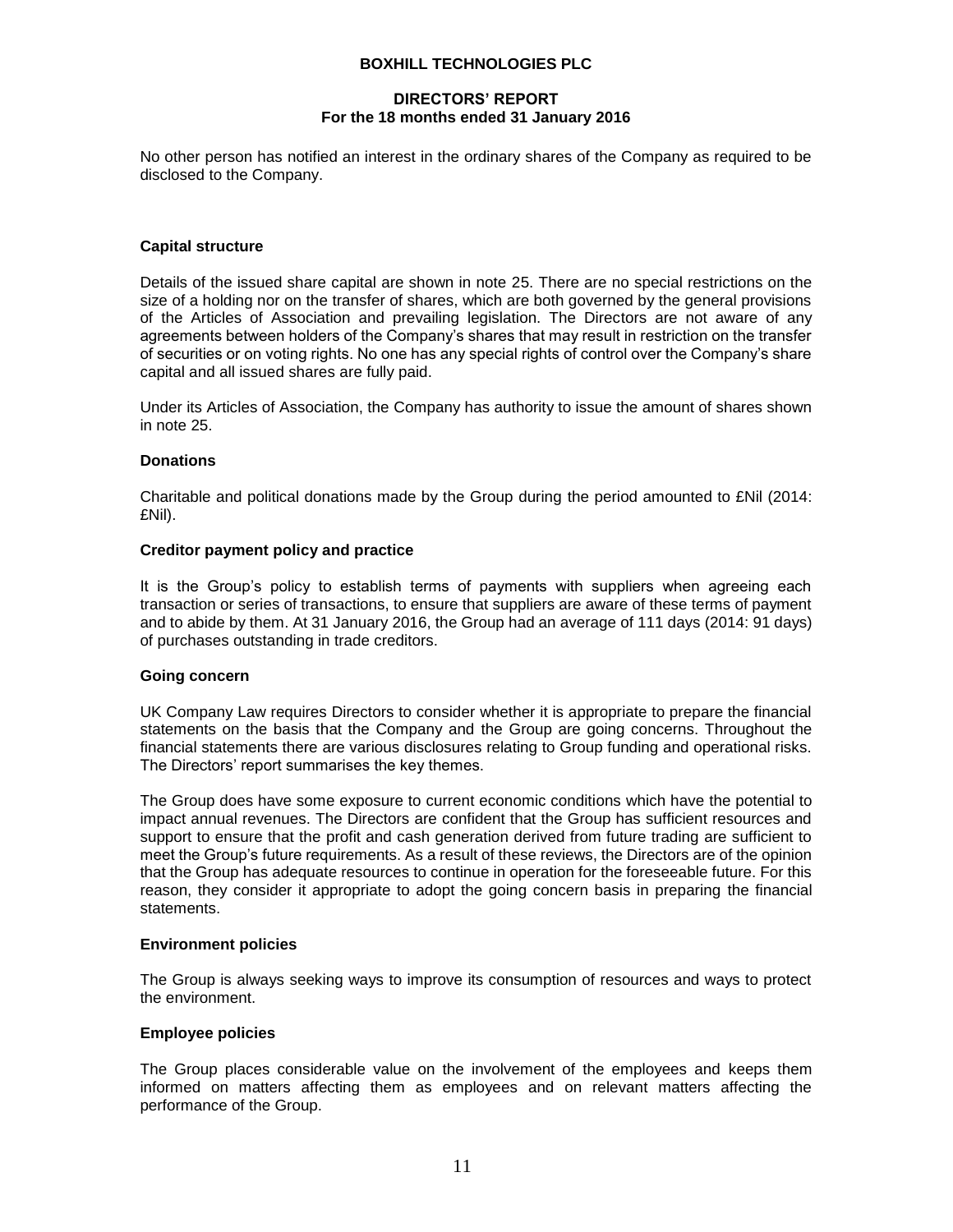No other person has notified an interest in the ordinary shares of the Company as required to be disclosed to the Company.

**Capital structure**

Details of the issued share capital are shown in note 25. There are no special restrictions on the size of a holding nor on the transfer of shares, which are both governed by the general provisions of the Articles of Association and prevailing legislation. The Directors are not aware of any agreements between holders of the Company's shares that may result in restriction on the transfer of securities or on voting rights. No one has any special rights of control over the Company's share capital and all issued shares are fully paid.

Under its Articles of Association, the Company has authority to issue the amount of shares shown in note 25.

**Donations**

Charitable and political donations made by the Group during the period amounted to £Nil (2014: £Nil).

**Creditor payment policy and practice**

It is the Group's policy to establish terms of payments with suppliers when agreeing each transaction or series of transactions, to ensure that suppliers are aware of these terms of payment and to abide by them. At 31 January 2016, the Group had an average of 111 days (2014: 91 days) of purchases outstanding in trade creditors.

**Going concern**

UK Company Law requires Directors to consider whether it is appropriate to prepare the financial statements on the basis that the Company and the Group are going concerns. Throughout the financial statements there are various disclosures relating to Group funding and operational risks. The Directors' report summarises the key themes.

The Group does have some exposure to current economic conditions which have the potential to impact annual revenues. The Directors are confident that the Group has sufficient resources and support to ensure that the profit and cash generation derived from future trading are sufficient to meet the Group's future requirements. As a result of these reviews, the Directors are of the opinion that the Group has adequate resources to continue in operation for the foreseeable future. For this reason, they consider it appropriate to adopt the going concern basis in preparing the financial statements.

**Environment policies**

The Group is always seeking ways to improve its consumption of resources and ways to protect the environment.

**Employee policies**

The Group places considerable value on the involvement of the employees and keeps them informed on matters affecting them as employees and on relevant matters affecting the performance of the Group.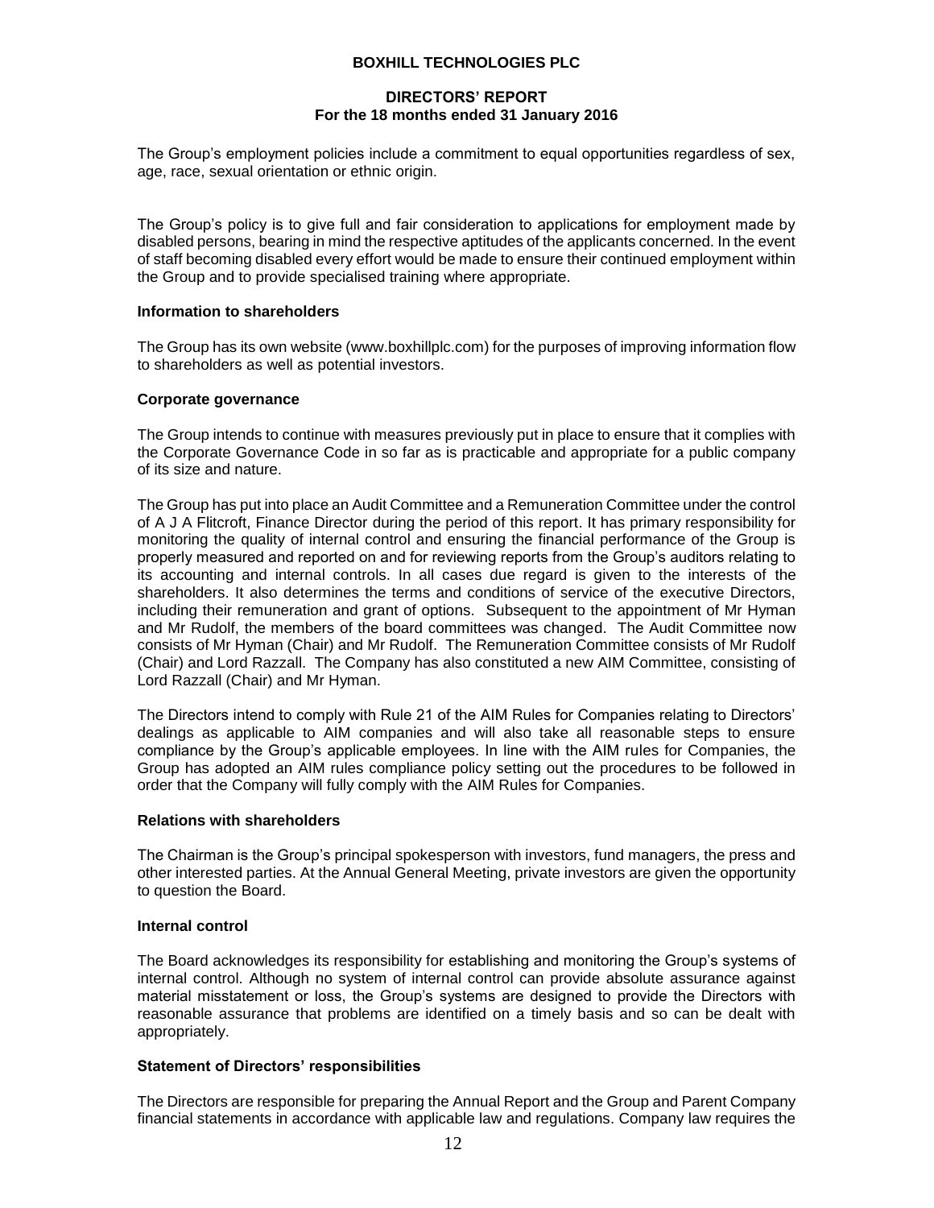The Group's employment policies include a commitment to equal opportunities regardless of sex, age, race, sexual orientation or ethnic origin.

The Group's policy is to give full and fair consideration to applications for employment made by disabled persons, bearing in mind the respective aptitudes of the applicants concerned. In the event of staff becoming disabled every effort would be made to ensure their continued employment within the Group and to provide specialised training where appropriate.

**Information to shareholders**

The Group has its own website (www.boxhillplc.com) for the purposes of improving information flow to shareholders as well as potential investors.

**Corporate governance**

The Group intends to continue with measures previously put in place to ensure that it complies with the Corporate Governance Code in so far as is practicable and appropriate for a public company of its size and nature.

The Group has put into place an Audit Committee and a Remuneration Committee under the control of A J A Flitcroft, Finance Director during the period of this report. It has primary responsibility for monitoring the quality of internal control and ensuring the financial performance of the Group is properly measured and reported on and for reviewing reports from the Group's auditors relating to its accounting and internal controls. In all cases due regard is given to the interests of the shareholders. It also determines the terms and conditions of service of the executive Directors, including their remuneration and grant of options. Subsequent to the appointment of Mr Hyman and Mr Rudolf, the members of the board committees was changed. The Audit Committee now consists of Mr Hyman (Chair) and Mr Rudolf. The Remuneration Committee consists of Mr Rudolf (Chair) and Lord Razzall. The Company has also constituted a new AIM Committee, consisting of Lord Razzall (Chair) and Mr Hyman.

The Directors intend to comply with Rule 21 of the AIM Rules for Companies relating to Directors' dealings as applicable to AIM companies and will also take all reasonable steps to ensure compliance by the Group's applicable employees. In line with the AIM rules for Companies, the Group has adopted an AIM rules compliance policy setting out the procedures to be followed in order that the Company will fully comply with the AIM Rules for Companies.

**Relations with shareholders**

The Chairman is the Group's principal spokesperson with investors, fund managers, the press and other interested parties. At the Annual General Meeting, private investors are given the opportunity to question the Board.

**Internal control**

The Board acknowledges its responsibility for establishing and monitoring the Group's systems of internal control. Although no system of internal control can provide absolute assurance against material misstatement or loss, the Group's systems are designed to provide the Directors with reasonable assurance that problems are identified on a timely basis and so can be dealt with appropriately.

**Statement of Directors' responsibilities**

The Directors are responsible for preparing the Annual Report and the Group and Parent Company financial statements in accordance with applicable law and regulations. Company law requires the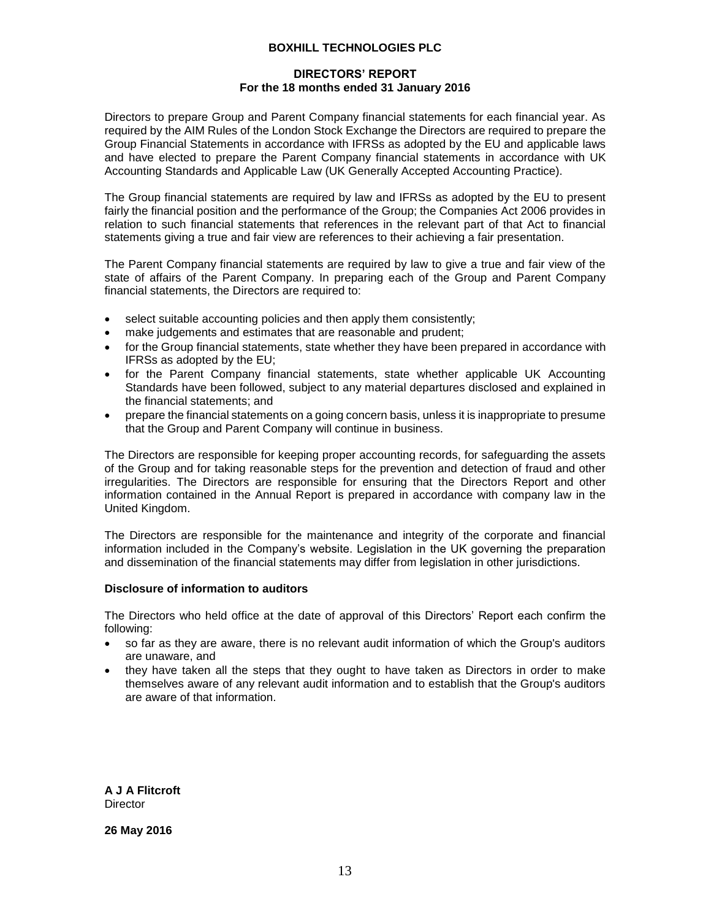Directors to prepare Group and Parent Company financial statements for each financial year. As required by the AIM Rules of the London Stock Exchange the Directors are required to prepare the Group Financial Statements in accordance with IFRSs as adopted by the EU and applicable laws and have elected to prepare the Parent Company financial statements in accordance with UK Accounting Standards and Applicable Law (UK Generally Accepted Accounting Practice).

The Group financial statements are required by law and IFRSs as adopted by the EU to present fairly the financial position and the performance of the Group; the Companies Act 2006 provides in relation to such financial statements that references in the relevant part of that Act to financial statements giving a true and fair view are references to their achieving a fair presentation.

The Parent Company financial statements are required by law to give a true and fair view of the state of affairs of the Parent Company. In preparing each of the Group and Parent Company financial statements, the Directors are required to:

- select suitable accounting policies and then apply them consistently;
- make judgements and estimates that are reasonable and prudent;
- for the Group financial statements, state whether they have been prepared in accordance with IFRSs as adopted by the EU;
- for the Parent Company financial statements, state whether applicable UK Accounting Standards have been followed, subject to any material departures disclosed and explained in the financial statements; and
- prepare the financial statements on a going concern basis, unless it is inappropriate to presume that the Group and Parent Company will continue in business.

The Directors are responsible for keeping proper accounting records, for safeguarding the assets of the Group and for taking reasonable steps for the prevention and detection of fraud and other irregularities. The Directors are responsible for ensuring that the Directors Report and other information contained in the Annual Report is prepared in accordance with company law in the United Kingdom.

The Directors are responsible for the maintenance and integrity of the corporate and financial information included in the Company's website. Legislation in the UK governing the preparation and dissemination of the financial statements may differ from legislation in other jurisdictions.

**Disclosure of information to auditors**

The Directors who held office at the date of approval of this Directors' Report each confirm the following:

- so far as they are aware, there is no relevant audit information of which the Group's auditors are unaware, and
- they have taken all the steps that they ought to have taken as Directors in order to make themselves aware of any relevant audit information and to establish that the Group's auditors are aware of that information.

**A J A Flitcroft**
Director

**26 May 2016**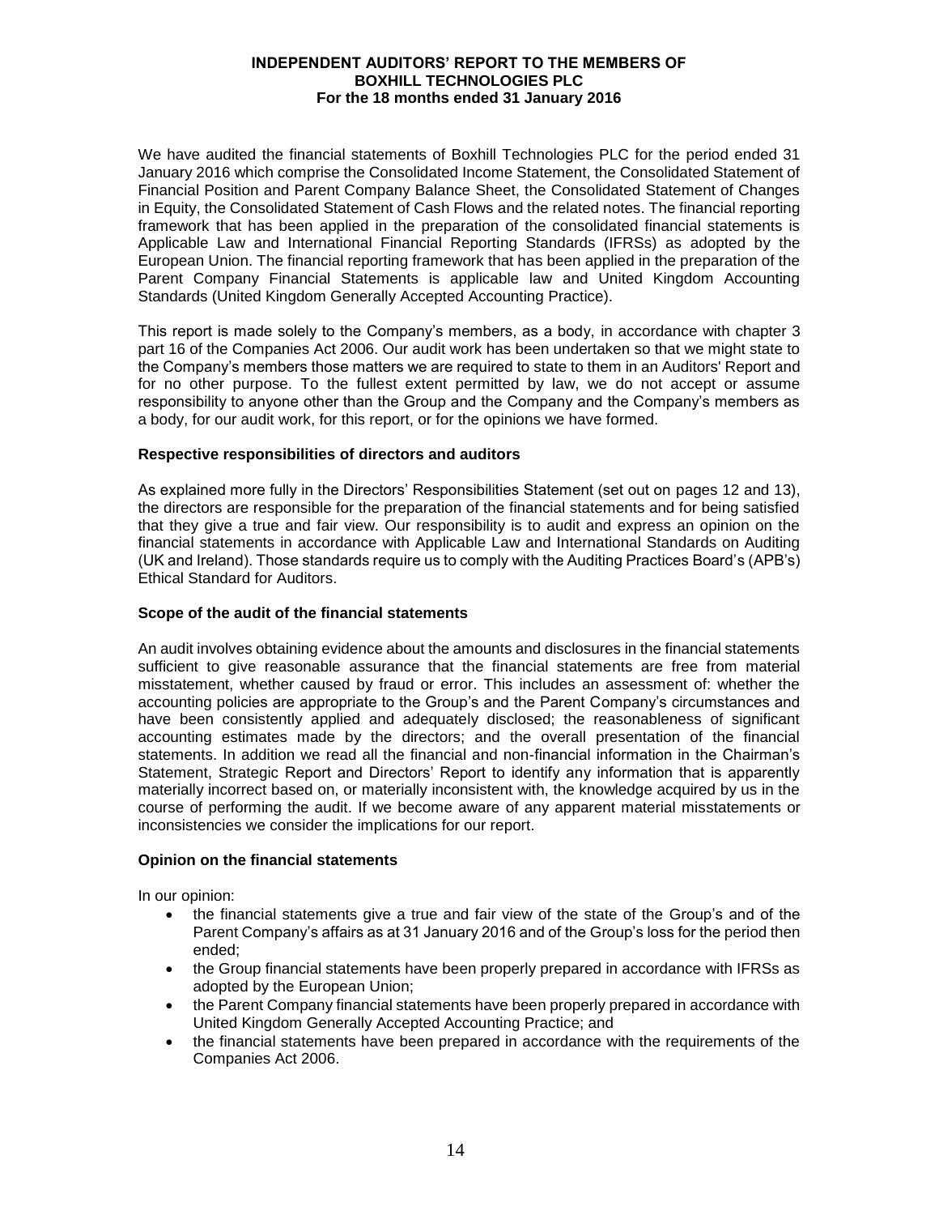# INDEPENDENT AUDITORS' REPORT TO THE MEMBERS OF BOXHILL TECHNOLOGIES PLC
## For the 18 months ended 31 January 2016

We have audited the financial statements of Boxhill Technologies PLC for the period ended 31 January 2016 which comprise the Consolidated Income Statement, the Consolidated Statement of Financial Position and Parent Company Balance Sheet, the Consolidated Statement of Changes in Equity, the Consolidated Statement of Cash Flows and the related notes. The financial reporting framework that has been applied in the preparation of the consolidated financial statements is Applicable Law and International Financial Reporting Standards (IFRSs) as adopted by the European Union. The financial reporting framework that has been applied in the preparation of the Parent Company Financial Statements is applicable law and United Kingdom Accounting Standards (United Kingdom Generally Accepted Accounting Practice).

This report is made solely to the Company's members, as a body, in accordance with chapter 3 part 16 of the Companies Act 2006. Our audit work has been undertaken so that we might state to the Company's members those matters we are required to state to them in an Auditors' Report and for no other purpose. To the fullest extent permitted by law, we do not accept or assume responsibility to anyone other than the Group and the Company and the Company's members as a body, for our audit work, for this report, or for the opinions we have formed.

### Respective responsibilities of directors and auditors

As explained more fully in the Directors' Responsibilities Statement (set out on pages 12 and 13), the directors are responsible for the preparation of the financial statements and for being satisfied that they give a true and fair view. Our responsibility is to audit and express an opinion on the financial statements in accordance with Applicable Law and International Standards on Auditing (UK and Ireland). Those standards require us to comply with the Auditing Practices Board's (APB's) Ethical Standard for Auditors.

### Scope of the audit of the financial statements

An audit involves obtaining evidence about the amounts and disclosures in the financial statements sufficient to give reasonable assurance that the financial statements are free from material misstatement, whether caused by fraud or error. This includes an assessment of: whether the accounting policies are appropriate to the Group's and the Parent Company's circumstances and have been consistently applied and adequately disclosed; the reasonableness of significant accounting estimates made by the directors; and the overall presentation of the financial statements. In addition we read all the financial and non-financial information in the Chairman's Statement, Strategic Report and Directors' Report to identify any information that is apparently materially incorrect based on, or materially inconsistent with, the knowledge acquired by us in the course of performing the audit. If we become aware of any apparent material misstatements or inconsistencies we consider the implications for our report.

### Opinion on the financial statements

In our opinion:

- the financial statements give a true and fair view of the state of the Group's and of the Parent Company's affairs as at 31 January 2016 and of the Group's loss for the period then ended;
- the Group financial statements have been properly prepared in accordance with IFRSs as adopted by the European Union;
- the Parent Company financial statements have been properly prepared in accordance with United Kingdom Generally Accepted Accounting Practice; and
- the financial statements have been prepared in accordance with the requirements of the Companies Act 2006.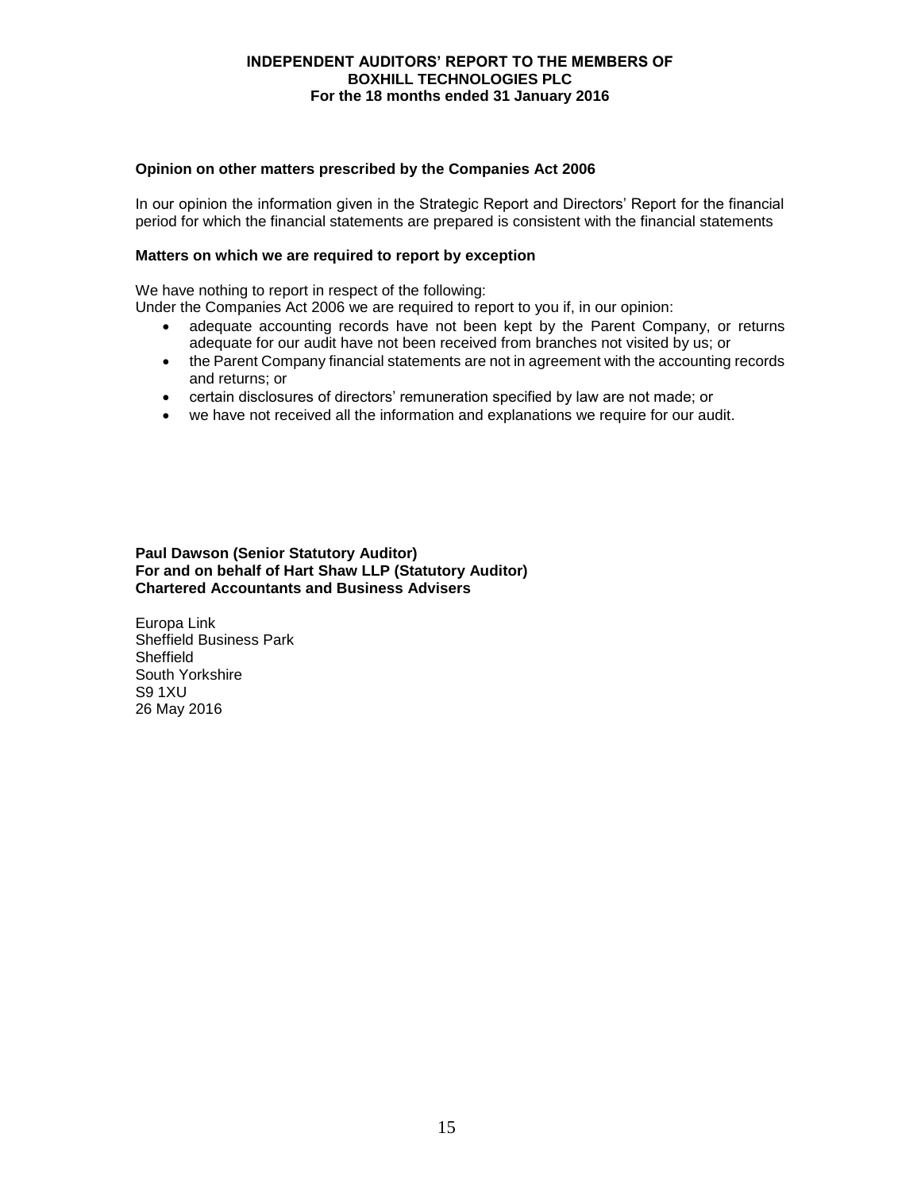## Opinion on other matters prescribed by the Companies Act 2006

In our opinion the information given in the Strategic Report and Directors' Report for the financial period for which the financial statements are prepared is consistent with the financial statements

## Matters on which we are required to report by exception

We have nothing to report in respect of the following:
Under the Companies Act 2006 we are required to report to you if, in our opinion:

- adequate accounting records have not been kept by the Parent Company, or returns adequate for our audit have not been received from branches not visited by us; or
- the Parent Company financial statements are not in agreement with the accounting records and returns; or
- certain disclosures of directors' remuneration specified by law are not made; or
- we have not received all the information and explanations we require for our audit.

**Paul Dawson (Senior Statutory Auditor)**
**For and on behalf of Hart Shaw LLP (Statutory Auditor)**
**Chartered Accountants and Business Advisers**

Europa Link
Sheffield Business Park
Sheffield
South Yorkshire
S9 1XU
26 May 2016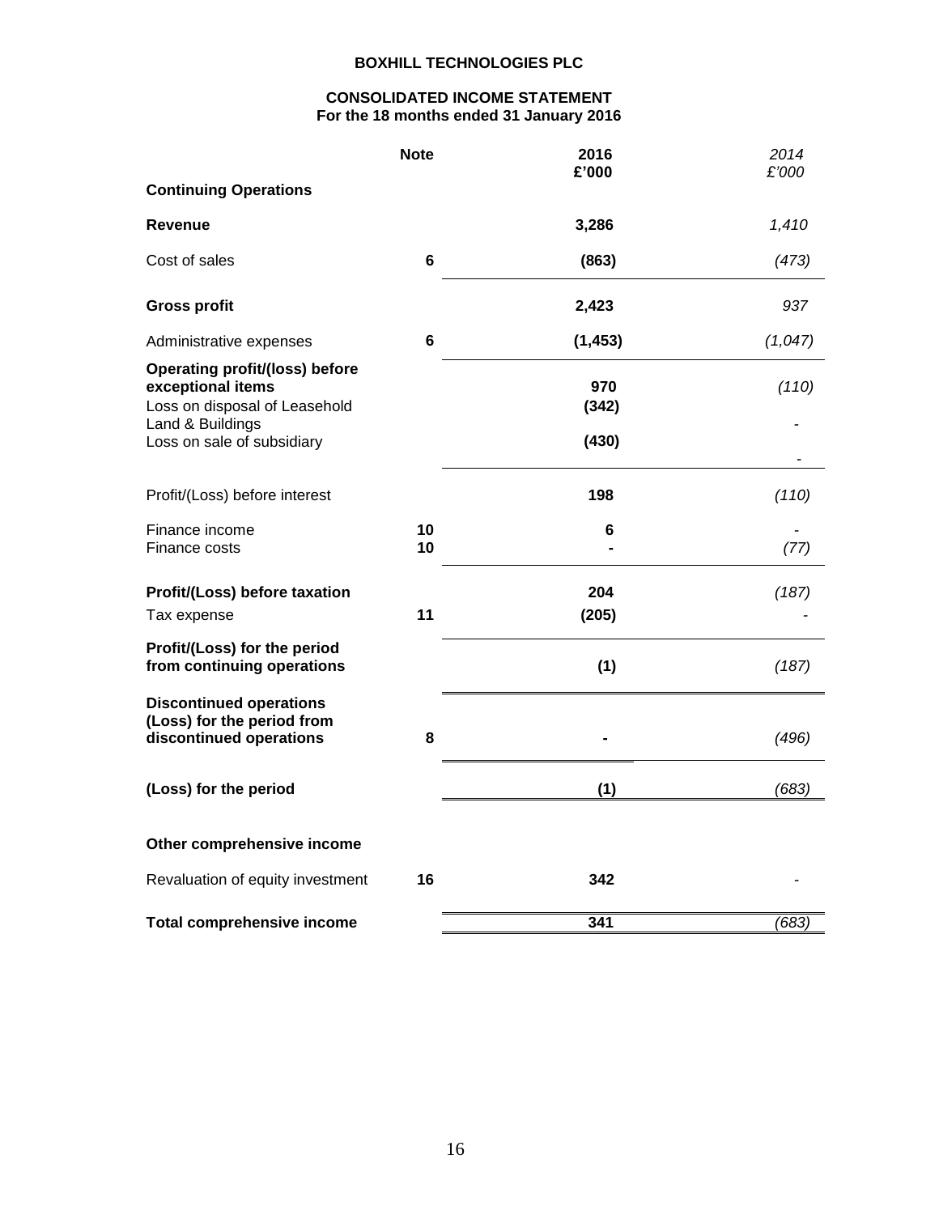**BOXHILL TECHNOLOGIES PLC**

**CONSOLIDATED INCOME STATEMENT**
**For the 18 months ended 31 January 2016**

| | Note | 2016 £'000 | *2014 £'000* |
|---|---|---|---|
| **Continuing Operations** | | | |
| **Revenue** | | **3,286** | *1,410* |
| Cost of sales | **6** | **(863)** | *(473)* |
| **Gross profit** | | **2,423** | *937* |
| Administrative expenses | **6** | **(1,453)** | *(1,047)* |
| **Operating profit/(loss) before exceptional items** | | **970** | *(110)* |
| Loss on disposal of Leasehold Land & Buildings | | **(342)** | - |
| Loss on sale of subsidiary | | **(430)** | - |
| Profit/(Loss) before interest | | **198** | *(110)* |
| Finance income | **10** | **6** | - |
| Finance costs | **10** | **-** | *(77)* |
| **Profit/(Loss) before taxation** | | **204** | *(187)* |
| Tax expense | **11** | **(205)** | - |
| **Profit/(Loss) for the period from continuing operations** | | **(1)** | *(187)* |
| **Discontinued operations (Loss) for the period from discontinued operations** | **8** | **-** | *(496)* |
| **(Loss) for the period** | | **(1)** | *(683)* |
| **Other comprehensive income** | | | |
| Revaluation of equity investment | **16** | **342** | - |
| **Total comprehensive income** | | **341** | *(683)* |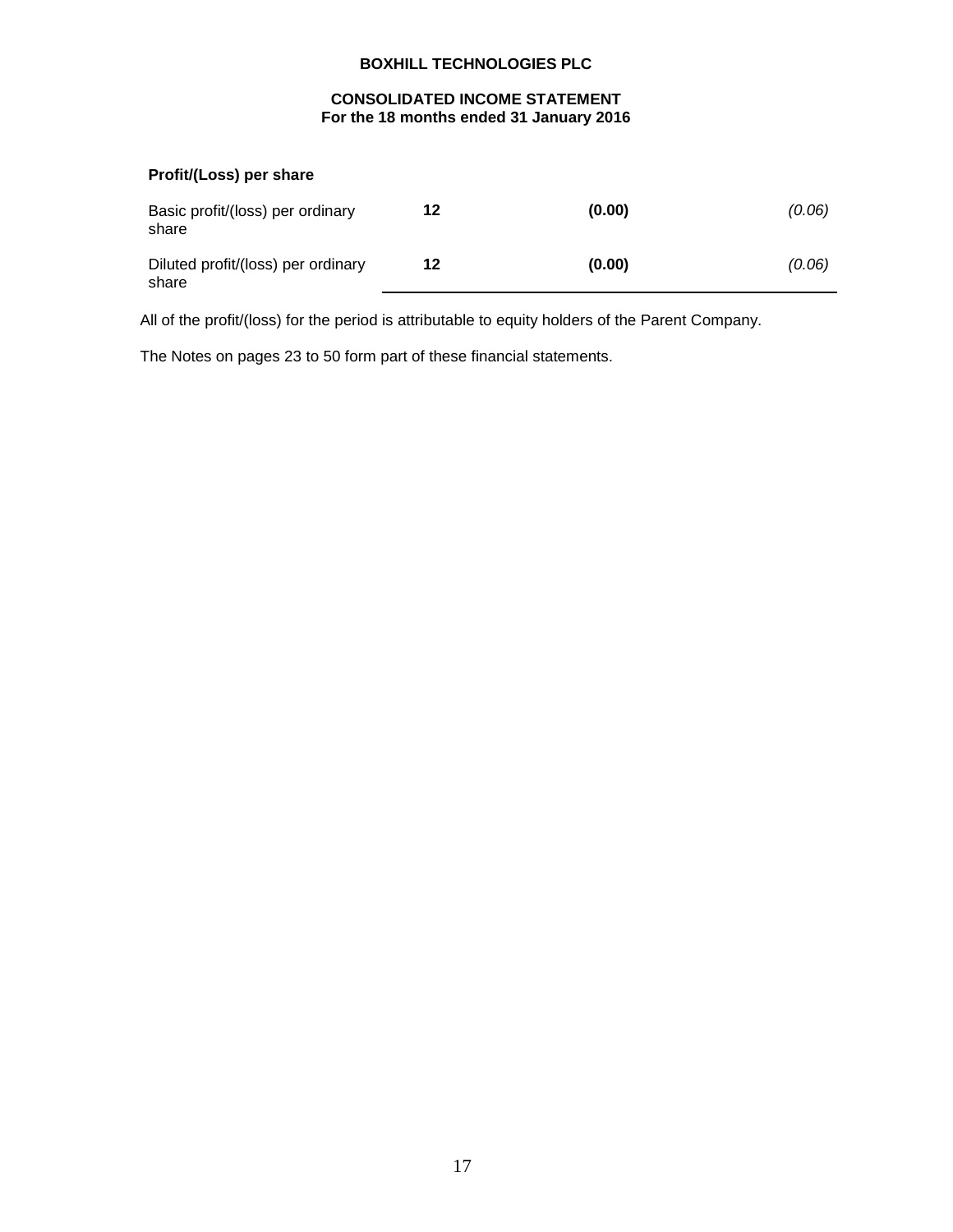**BOXHILL TECHNOLOGIES PLC**

**CONSOLIDATED INCOME STATEMENT**
**For the 18 months ended 31 January 2016**

| **Profit/(Loss) per share** | | | |
|---|---|---|---|
| Basic profit/(loss) per ordinary share | **12** | **(0.00)** | *(0.06)* |
| Diluted profit/(loss) per ordinary share | **12** | **(0.00)** | *(0.06)* |

All of the profit/(loss) for the period is attributable to equity holders of the Parent Company.

The Notes on pages 23 to 50 form part of these financial statements.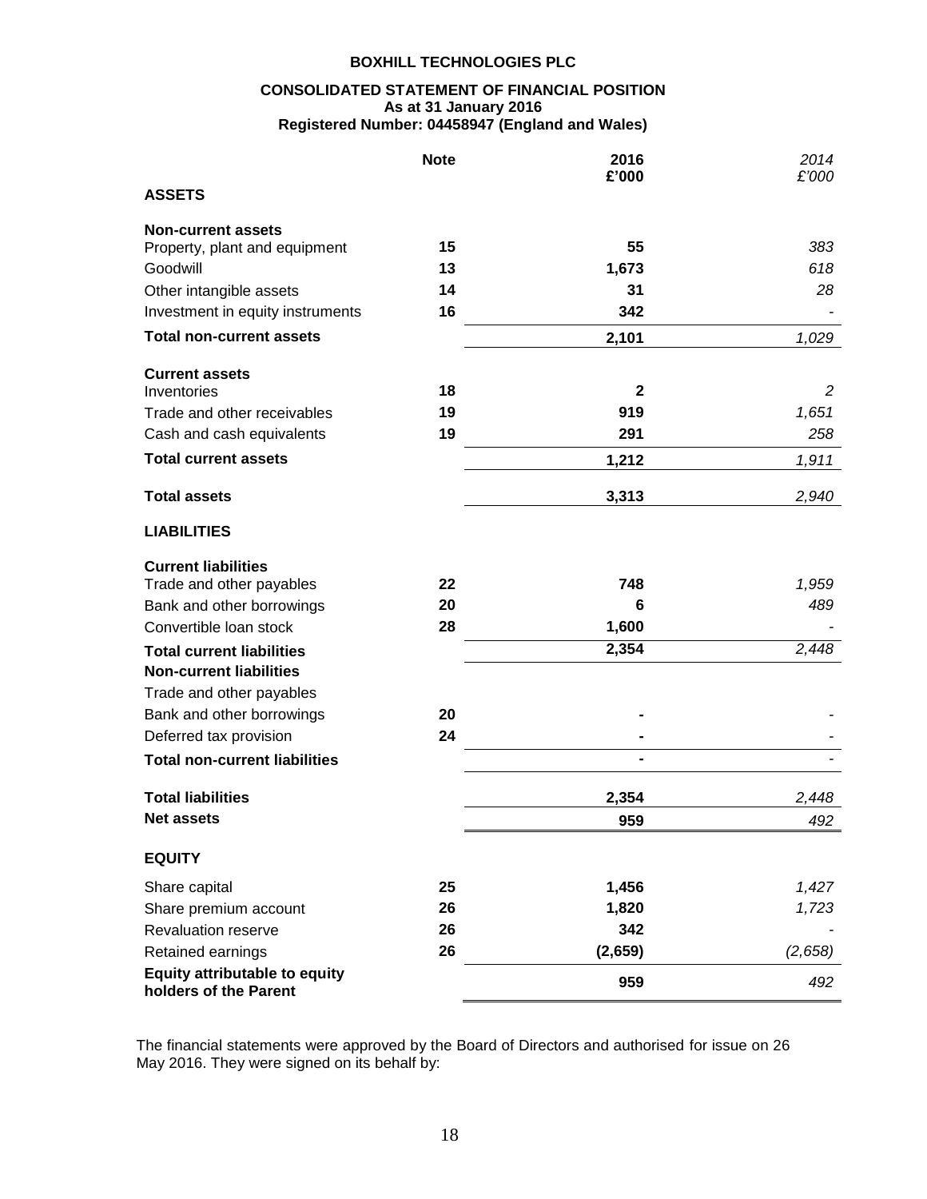**BOXHILL TECHNOLOGIES PLC**

**CONSOLIDATED STATEMENT OF FINANCIAL POSITION**
**As at 31 January 2016**
**Registered Number: 04458947 (England and Wales)**

| | Note | 2016 £'000 | *2014 £'000* |
|---|---|---|---|
| **ASSETS** | | | |
| **Non-current assets** | | | |
| Property, plant and equipment | 15 | 55 | *383* |
| Goodwill | 13 | 1,673 | *618* |
| Other intangible assets | 14 | 31 | *28* |
| Investment in equity instruments | 16 | 342 | *-* |
| **Total non-current assets** | | 2,101 | *1,029* |
| **Current assets** | | | |
| Inventories | 18 | 2 | *2* |
| Trade and other receivables | 19 | 919 | *1,651* |
| Cash and cash equivalents | 19 | 291 | *258* |
| **Total current assets** | | 1,212 | *1,911* |
| **Total assets** | | 3,313 | *2,940* |
| **LIABILITIES** | | | |
| **Current liabilities** | | | |
| Trade and other payables | 22 | 748 | *1,959* |
| Bank and other borrowings | 20 | 6 | *489* |
| Convertible loan stock | 28 | 1,600 | *-* |
| **Total current liabilities** | | 2,354 | *2,448* |
| **Non-current liabilities** | | | |
| Trade and other payables | | | |
| Bank and other borrowings | 20 | - | *-* |
| Deferred tax provision | 24 | - | *-* |
| **Total non-current liabilities** | | - | *-* |
| **Total liabilities** | | 2,354 | *2,448* |
| **Net assets** | | 959 | *492* |
| **EQUITY** | | | |
| Share capital | 25 | 1,456 | *1,427* |
| Share premium account | 26 | 1,820 | *1,723* |
| Revaluation reserve | 26 | 342 | *-* |
| Retained earnings | 26 | (2,659) | *(2,658)* |
| **Equity attributable to equity holders of the Parent** | | 959 | *492* |

The financial statements were approved by the Board of Directors and authorised for issue on 26 May 2016. They were signed on its behalf by: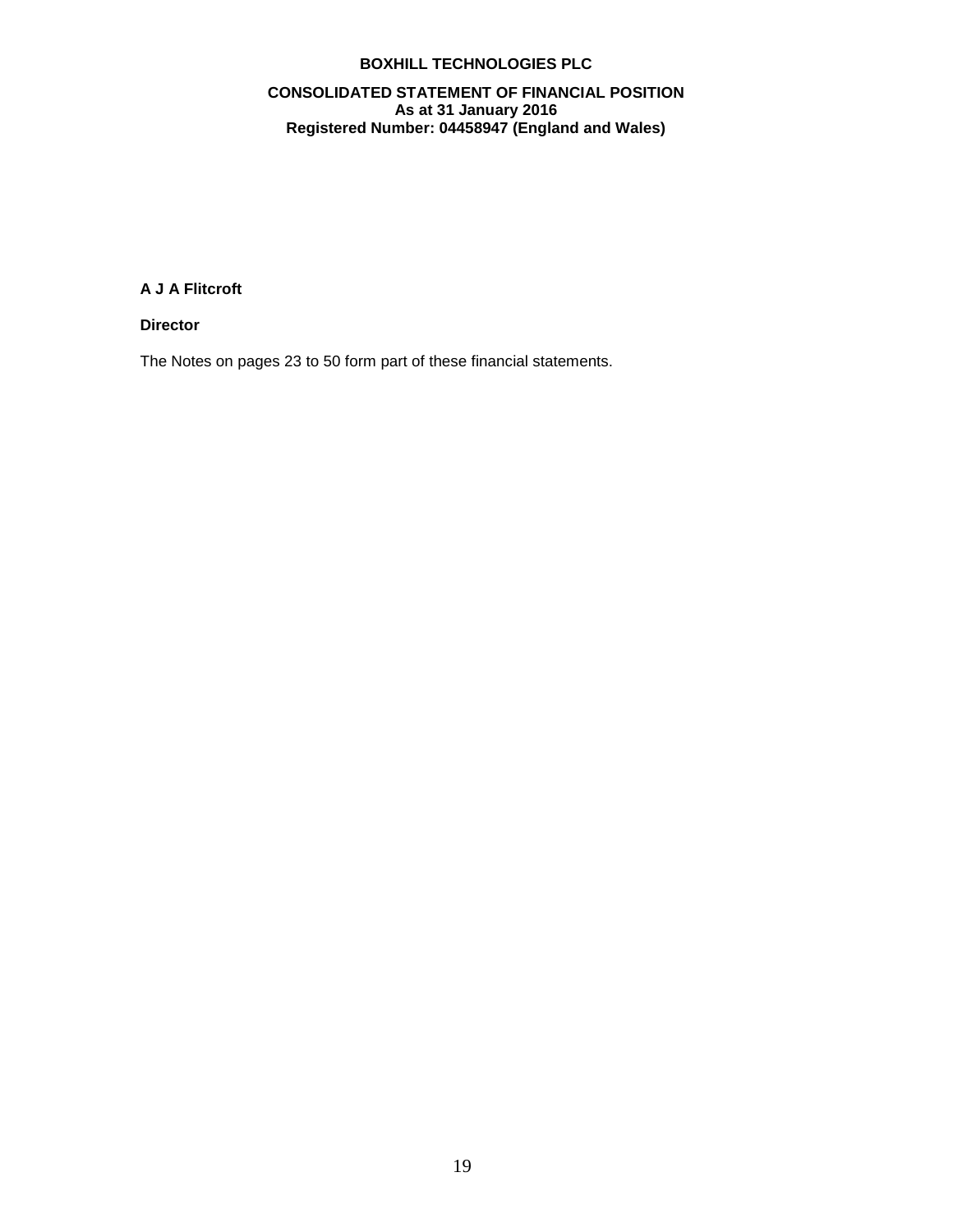**BOXHILL TECHNOLOGIES PLC**

**CONSOLIDATED STATEMENT OF FINANCIAL POSITION**
**As at 31 January 2016**
**Registered Number: 04458947 (England and Wales)**

**A J A Flitcroft**

**Director**

The Notes on pages 23 to 50 form part of these financial statements.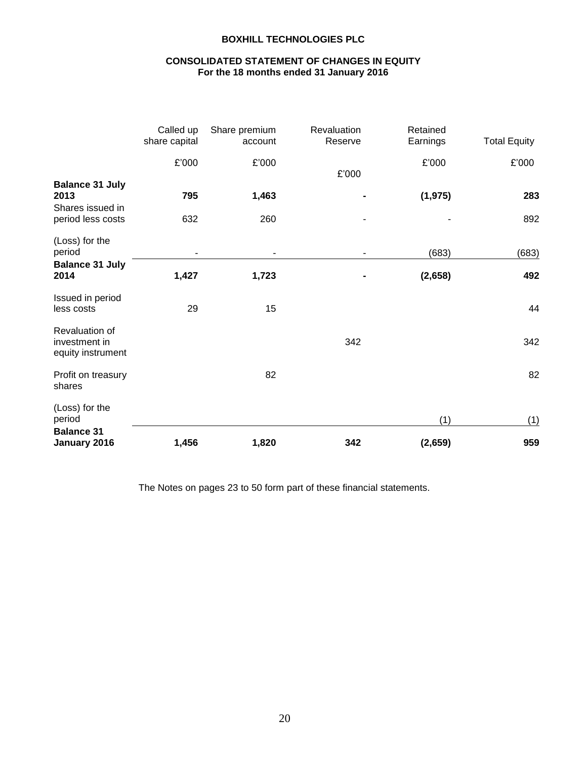**BOXHILL TECHNOLOGIES PLC**

**CONSOLIDATED STATEMENT OF CHANGES IN EQUITY**
**For the 18 months ended 31 January 2016**

| | Called up share capital | Share premium account | Revaluation Reserve | Retained Earnings | Total Equity |
|---|---|---|---|---|---|
| | £'000 | £'000 | £'000 | £'000 | £'000 |
| **Balance 31 July 2013** | **795** | **1,463** | **-** | **(1,975)** | **283** |
| Shares issued in period less costs | 632 | 260 | - | - | 892 |
| (Loss) for the period | - | - | - | (683) | (683) |
| **Balance 31 July 2014** | **1,427** | **1,723** | **-** | **(2,658)** | **492** |
| Issued in period less costs | 29 | 15 | | | 44 |
| Revaluation of investment in equity instrument | | | 342 | | 342 |
| Profit on treasury shares | | 82 | | | 82 |
| (Loss) for the period | | | | (1) | (1) |
| **Balance 31 January 2016** | **1,456** | **1,820** | **342** | **(2,659)** | **959** |

The Notes on pages 23 to 50 form part of these financial statements.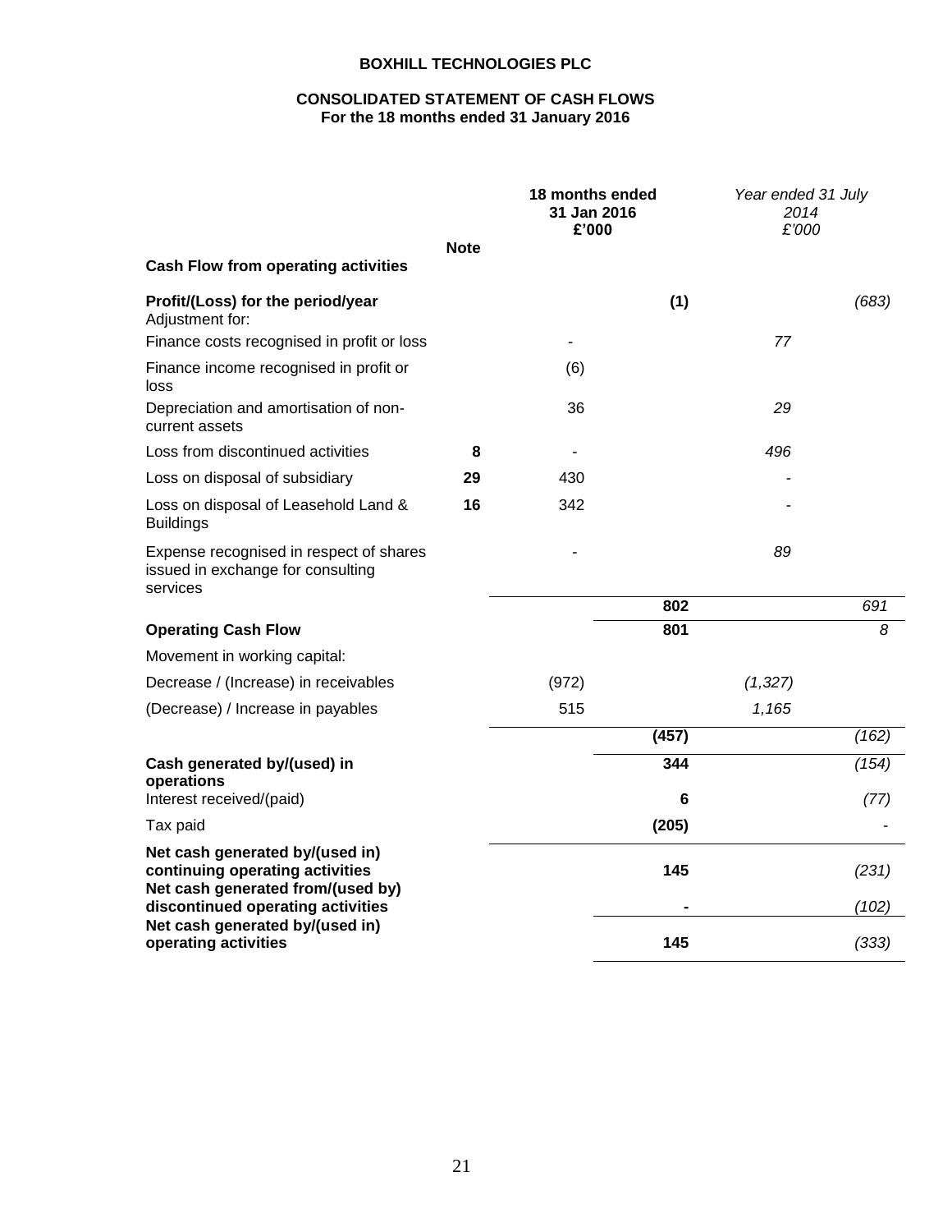**BOXHILL TECHNOLOGIES PLC**

**CONSOLIDATED STATEMENT OF CASH FLOWS**
**For the 18 months ended 31 January 2016**

| | Note | 18 months ended 31 Jan 2016 £'000 | | *Year ended 31 July 2014 £'000* | |
|---|---|---|---|---|---|
| **Cash Flow from operating activities** | | | | | |
| **Profit/(Loss) for the period/year** | | | **(1)** | | *(683)* |
| Adjustment for: | | | | | |
| Finance costs recognised in profit or loss | | - | | *77* | |
| Finance income recognised in profit or loss | | (6) | | | |
| Depreciation and amortisation of non-current assets | | 36 | | *29* | |
| Loss from discontinued activities | **8** | - | | *496* | |
| Loss on disposal of subsidiary | **29** | 430 | | - | |
| Loss on disposal of Leasehold Land & Buildings | **16** | 342 | | - | |
| Expense recognised in respect of shares issued in exchange for consulting services | | - | | *89* | |
| | | | **802** | | *691* |
| **Operating Cash Flow** | | | **801** | | *8* |
| Movement in working capital: | | | | | |
| Decrease / (Increase) in receivables | | (972) | | *(1,327)* | |
| (Decrease) / Increase in payables | | 515 | | *1,165* | |
| | | | **(457)** | | *(162)* |
| **Cash generated by/(used) in operations** | | | **344** | | *(154)* |
| Interest received/(paid) | | | **6** | | *(77)* |
| Tax paid | | | **(205)** | | - |
| **Net cash generated by/(used in) continuing operating activities** | | | **145** | | *(231)* |
| **Net cash generated from/(used by) discontinued operating activities** | | | **-** | | *(102)* |
| **Net cash generated by/(used in) operating activities** | | | **145** | | *(333)* |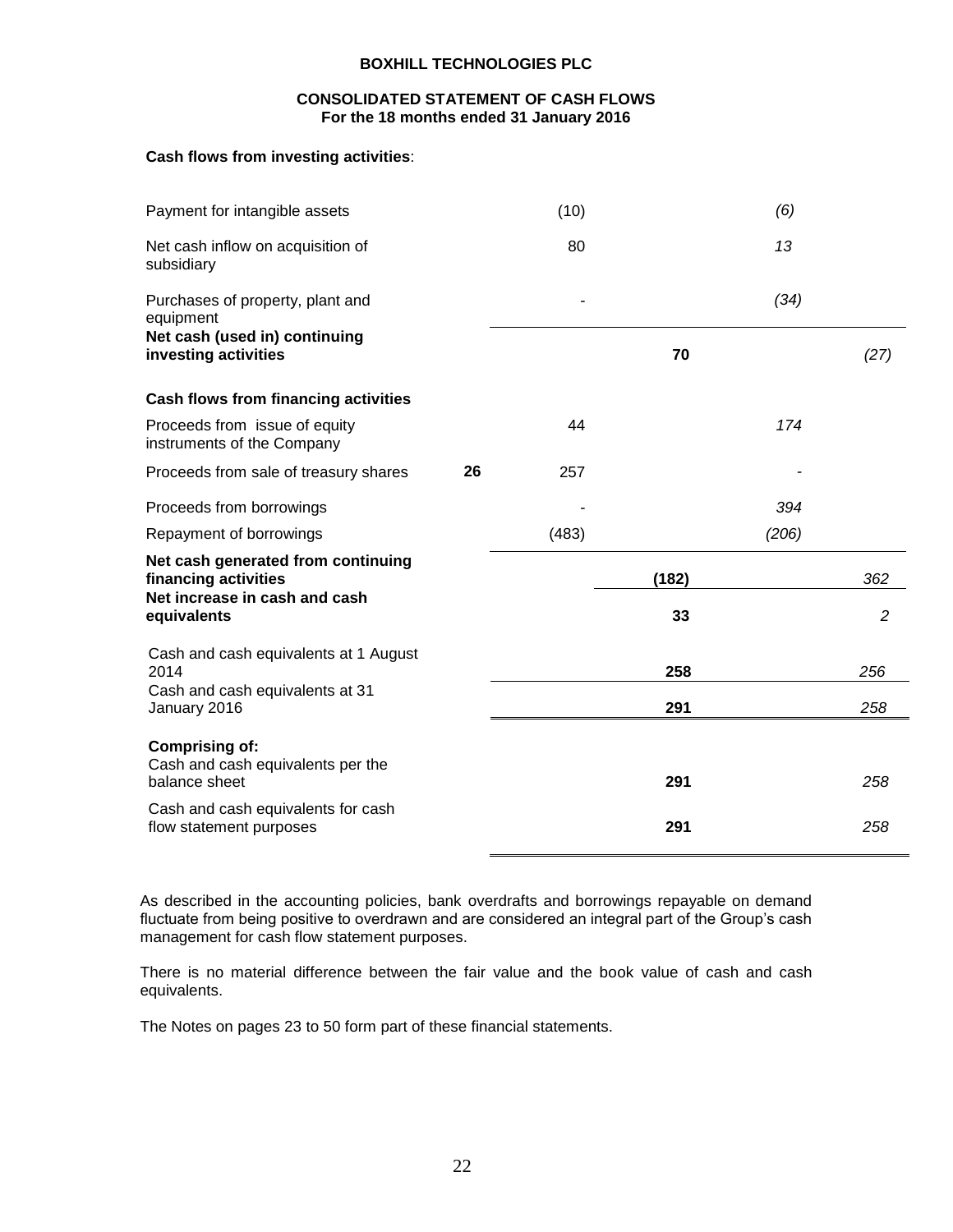**BOXHILL TECHNOLOGIES PLC**

**CONSOLIDATED STATEMENT OF CASH FLOWS**
**For the 18 months ended 31 January 2016**

**Cash flows from investing activities**:

| | | | | | |
|---|---|---|---|---|---|
| Payment for intangible assets | | (10) | | *(6)* | |
| Net cash inflow on acquisition of subsidiary | | 80 | | *13* | |
| Purchases of property, plant and equipment | | - | | *(34)* | |
| **Net cash (used in) continuing investing activities** | | | **70** | | *(27)* |
| **Cash flows from financing activities** | | | | | |
| Proceeds from issue of equity instruments of the Company | | 44 | | *174* | |
| Proceeds from sale of treasury shares | **26** | 257 | | - | |
| Proceeds from borrowings | | - | | *394* | |
| Repayment of borrowings | | (483) | | *(206)* | |
| **Net cash generated from continuing financing activities** | | | **(182)** | | *362* |
| **Net increase in cash and cash equivalents** | | | **33** | | *2* |
| Cash and cash equivalents at 1 August 2014 | | | **258** | | *256* |
| Cash and cash equivalents at 31 January 2016 | | | **291** | | *258* |
| **Comprising of:** | | | | | |
| Cash and cash equivalents per the balance sheet | | | **291** | | *258* |
| Cash and cash equivalents for cash flow statement purposes | | | **291** | | *258* |

As described in the accounting policies, bank overdrafts and borrowings repayable on demand fluctuate from being positive to overdrawn and are considered an integral part of the Group's cash management for cash flow statement purposes.

There is no material difference between the fair value and the book value of cash and cash equivalents.

The Notes on pages 23 to 50 form part of these financial statements.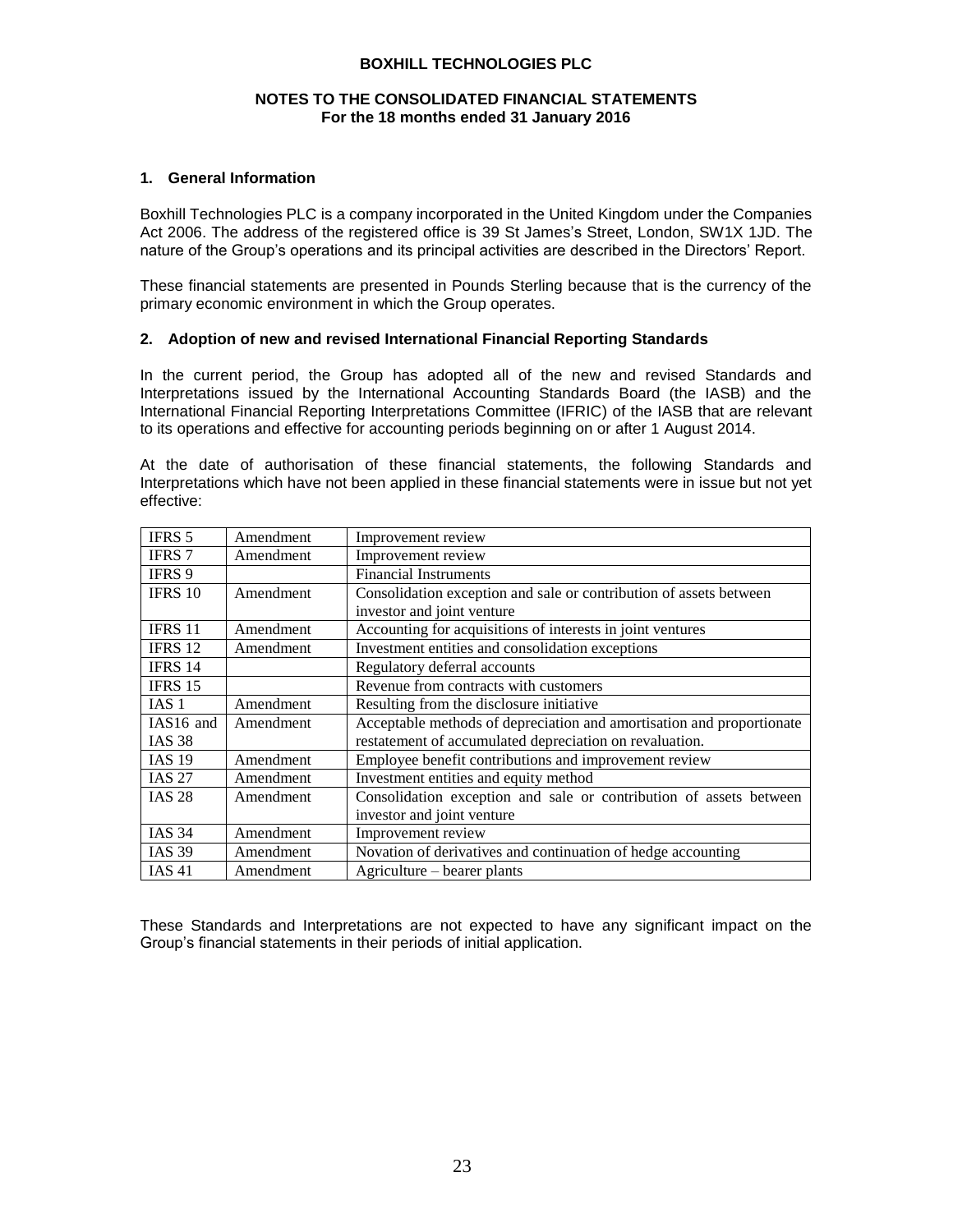# BOXHILL TECHNOLOGIES PLC

## NOTES TO THE CONSOLIDATED FINANCIAL STATEMENTS
**For the 18 months ended 31 January 2016**

### 1. General Information

Boxhill Technologies PLC is a company incorporated in the United Kingdom under the Companies Act 2006. The address of the registered office is 39 St James's Street, London, SW1X 1JD. The nature of the Group's operations and its principal activities are described in the Directors' Report.

These financial statements are presented in Pounds Sterling because that is the currency of the primary economic environment in which the Group operates.

### 2. Adoption of new and revised International Financial Reporting Standards

In the current period, the Group has adopted all of the new and revised Standards and Interpretations issued by the International Accounting Standards Board (the IASB) and the International Financial Reporting Interpretations Committee (IFRIC) of the IASB that are relevant to its operations and effective for accounting periods beginning on or after 1 August 2014.

At the date of authorisation of these financial statements, the following Standards and Interpretations which have not been applied in these financial statements were in issue but not yet effective:

| | | |
|---|---|---|
| IFRS 5 | Amendment | Improvement review |
| IFRS 7 | Amendment | Improvement review |
| IFRS 9 | | Financial Instruments |
| IFRS 10 | Amendment | Consolidation exception and sale or contribution of assets between investor and joint venture |
| IFRS 11 | Amendment | Accounting for acquisitions of interests in joint ventures |
| IFRS 12 | Amendment | Investment entities and consolidation exceptions |
| IFRS 14 | | Regulatory deferral accounts |
| IFRS 15 | | Revenue from contracts with customers |
| IAS 1 | Amendment | Resulting from the disclosure initiative |
| IAS16 and IAS 38 | Amendment | Acceptable methods of depreciation and amortisation and proportionate restatement of accumulated depreciation on revaluation. |
| IAS 19 | Amendment | Employee benefit contributions and improvement review |
| IAS 27 | Amendment | Investment entities and equity method |
| IAS 28 | Amendment | Consolidation exception and sale or contribution of assets between investor and joint venture |
| IAS 34 | Amendment | Improvement review |
| IAS 39 | Amendment | Novation of derivatives and continuation of hedge accounting |
| IAS 41 | Amendment | Agriculture – bearer plants |

These Standards and Interpretations are not expected to have any significant impact on the Group's financial statements in their periods of initial application.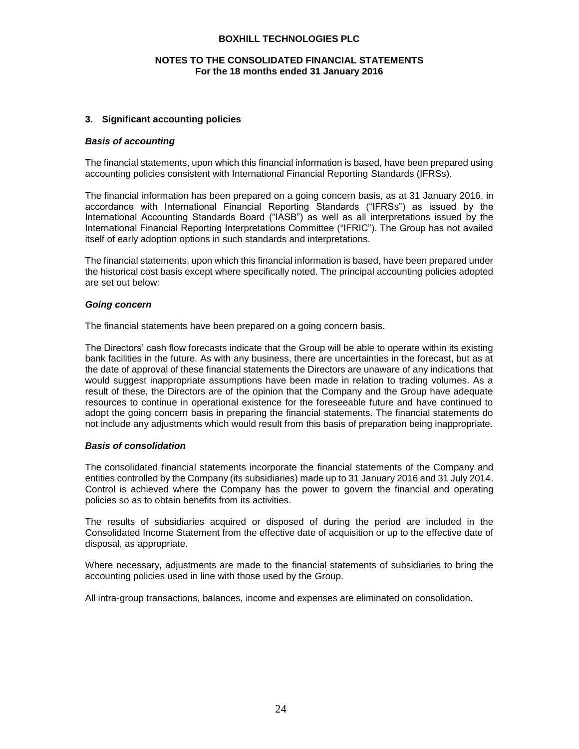## 3. Significant accounting policies

### *Basis of accounting*

The financial statements, upon which this financial information is based, have been prepared using accounting policies consistent with International Financial Reporting Standards (IFRSs).

The financial information has been prepared on a going concern basis, as at 31 January 2016, in accordance with International Financial Reporting Standards ("IFRSs") as issued by the International Accounting Standards Board ("IASB") as well as all interpretations issued by the International Financial Reporting Interpretations Committee ("IFRIC"). The Group has not availed itself of early adoption options in such standards and interpretations.

The financial statements, upon which this financial information is based, have been prepared under the historical cost basis except where specifically noted. The principal accounting policies adopted are set out below:

### *Going concern*

The financial statements have been prepared on a going concern basis.

The Directors' cash flow forecasts indicate that the Group will be able to operate within its existing bank facilities in the future. As with any business, there are uncertainties in the forecast, but as at the date of approval of these financial statements the Directors are unaware of any indications that would suggest inappropriate assumptions have been made in relation to trading volumes. As a result of these, the Directors are of the opinion that the Company and the Group have adequate resources to continue in operational existence for the foreseeable future and have continued to adopt the going concern basis in preparing the financial statements. The financial statements do not include any adjustments which would result from this basis of preparation being inappropriate.

### *Basis of consolidation*

The consolidated financial statements incorporate the financial statements of the Company and entities controlled by the Company (its subsidiaries) made up to 31 January 2016 and 31 July 2014. Control is achieved where the Company has the power to govern the financial and operating policies so as to obtain benefits from its activities.

The results of subsidiaries acquired or disposed of during the period are included in the Consolidated Income Statement from the effective date of acquisition or up to the effective date of disposal, as appropriate.

Where necessary, adjustments are made to the financial statements of subsidiaries to bring the accounting policies used in line with those used by the Group.

All intra-group transactions, balances, income and expenses are eliminated on consolidation.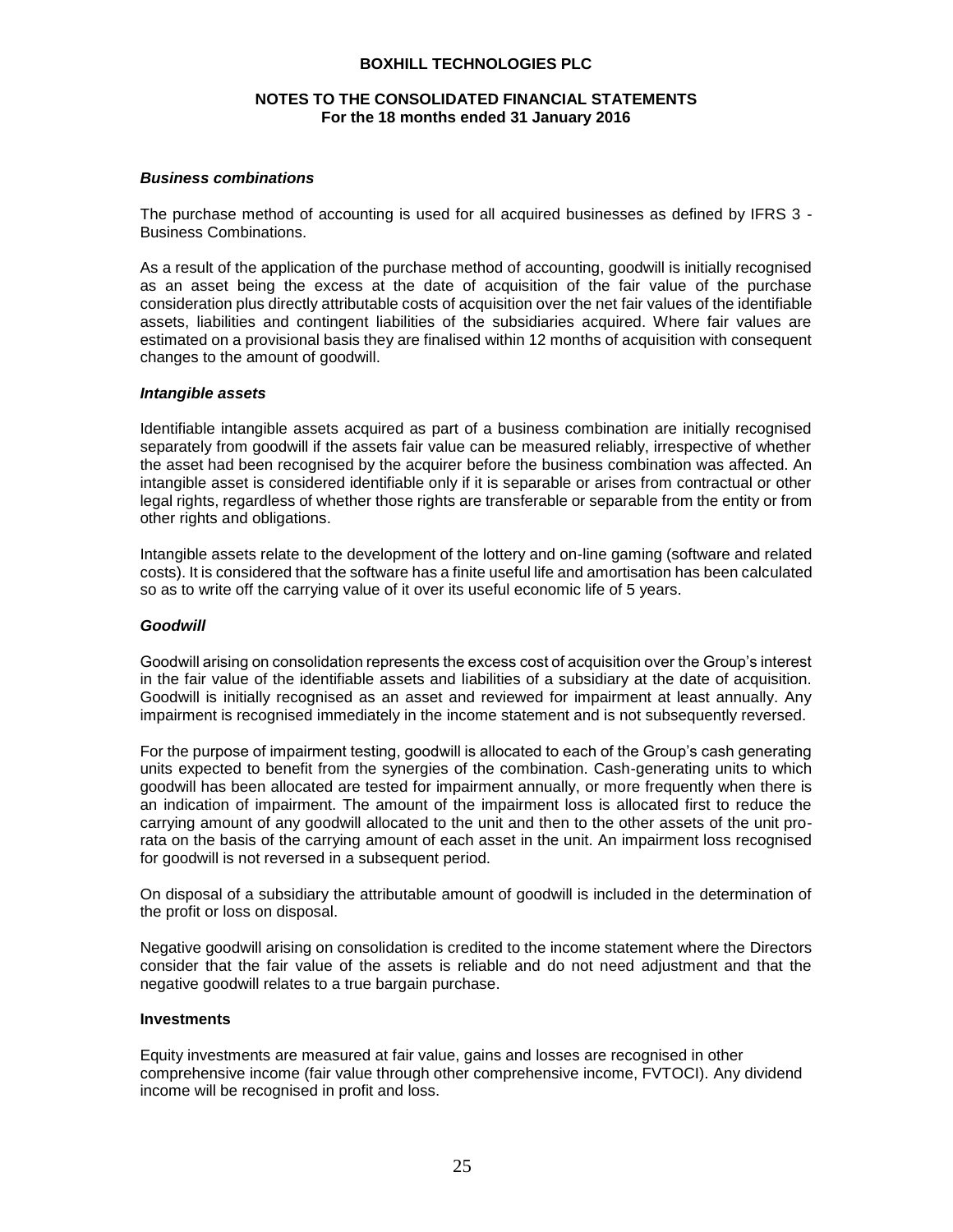***Business combinations***

The purchase method of accounting is used for all acquired businesses as defined by IFRS 3 - Business Combinations.

As a result of the application of the purchase method of accounting, goodwill is initially recognised as an asset being the excess at the date of acquisition of the fair value of the purchase consideration plus directly attributable costs of acquisition over the net fair values of the identifiable assets, liabilities and contingent liabilities of the subsidiaries acquired. Where fair values are estimated on a provisional basis they are finalised within 12 months of acquisition with consequent changes to the amount of goodwill.

***Intangible assets***

Identifiable intangible assets acquired as part of a business combination are initially recognised separately from goodwill if the assets fair value can be measured reliably, irrespective of whether the asset had been recognised by the acquirer before the business combination was affected. An intangible asset is considered identifiable only if it is separable or arises from contractual or other legal rights, regardless of whether those rights are transferable or separable from the entity or from other rights and obligations.

Intangible assets relate to the development of the lottery and on-line gaming (software and related costs). It is considered that the software has a finite useful life and amortisation has been calculated so as to write off the carrying value of it over its useful economic life of 5 years.

***Goodwill***

Goodwill arising on consolidation represents the excess cost of acquisition over the Group's interest in the fair value of the identifiable assets and liabilities of a subsidiary at the date of acquisition. Goodwill is initially recognised as an asset and reviewed for impairment at least annually. Any impairment is recognised immediately in the income statement and is not subsequently reversed.

For the purpose of impairment testing, goodwill is allocated to each of the Group's cash generating units expected to benefit from the synergies of the combination. Cash-generating units to which goodwill has been allocated are tested for impairment annually, or more frequently when there is an indication of impairment. The amount of the impairment loss is allocated first to reduce the carrying amount of any goodwill allocated to the unit and then to the other assets of the unit pro-rata on the basis of the carrying amount of each asset in the unit. An impairment loss recognised for goodwill is not reversed in a subsequent period.

On disposal of a subsidiary the attributable amount of goodwill is included in the determination of the profit or loss on disposal.

Negative goodwill arising on consolidation is credited to the income statement where the Directors consider that the fair value of the assets is reliable and do not need adjustment and that the negative goodwill relates to a true bargain purchase.

**Investments**

Equity investments are measured at fair value, gains and losses are recognised in other comprehensive income (fair value through other comprehensive income, FVTOCI). Any dividend income will be recognised in profit and loss.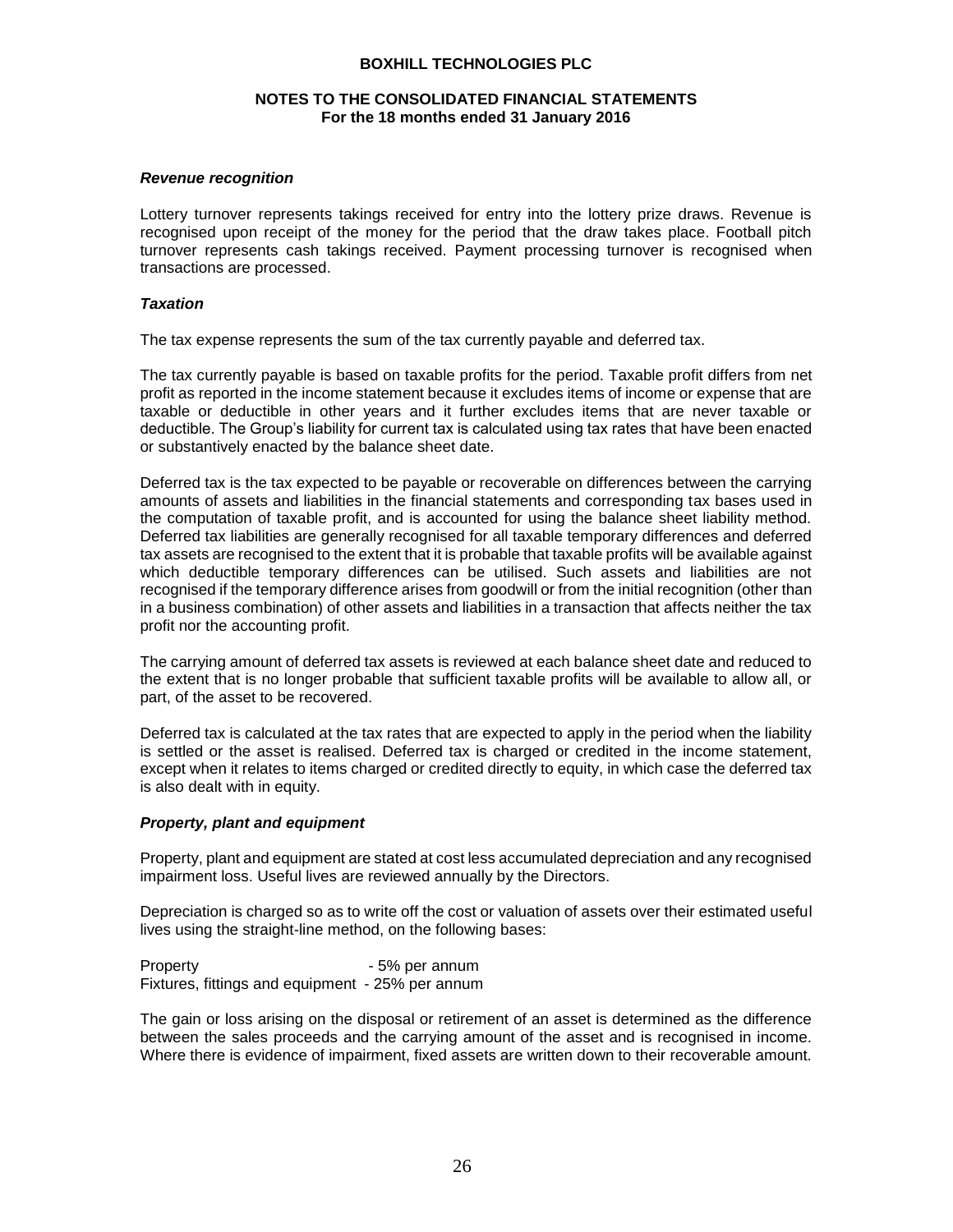### *Revenue recognition*

Lottery turnover represents takings received for entry into the lottery prize draws. Revenue is recognised upon receipt of the money for the period that the draw takes place. Football pitch turnover represents cash takings received. Payment processing turnover is recognised when transactions are processed.

### *Taxation*

The tax expense represents the sum of the tax currently payable and deferred tax.

The tax currently payable is based on taxable profits for the period. Taxable profit differs from net profit as reported in the income statement because it excludes items of income or expense that are taxable or deductible in other years and it further excludes items that are never taxable or deductible. The Group's liability for current tax is calculated using tax rates that have been enacted or substantively enacted by the balance sheet date.

Deferred tax is the tax expected to be payable or recoverable on differences between the carrying amounts of assets and liabilities in the financial statements and corresponding tax bases used in the computation of taxable profit, and is accounted for using the balance sheet liability method. Deferred tax liabilities are generally recognised for all taxable temporary differences and deferred tax assets are recognised to the extent that it is probable that taxable profits will be available against which deductible temporary differences can be utilised. Such assets and liabilities are not recognised if the temporary difference arises from goodwill or from the initial recognition (other than in a business combination) of other assets and liabilities in a transaction that affects neither the tax profit nor the accounting profit.

The carrying amount of deferred tax assets is reviewed at each balance sheet date and reduced to the extent that is no longer probable that sufficient taxable profits will be available to allow all, or part, of the asset to be recovered.

Deferred tax is calculated at the tax rates that are expected to apply in the period when the liability is settled or the asset is realised. Deferred tax is charged or credited in the income statement, except when it relates to items charged or credited directly to equity, in which case the deferred tax is also dealt with in equity.

### *Property, plant and equipment*

Property, plant and equipment are stated at cost less accumulated depreciation and any recognised impairment loss. Useful lives are reviewed annually by the Directors.

Depreciation is charged so as to write off the cost or valuation of assets over their estimated useful lives using the straight-line method, on the following bases:

Property - 5% per annum
Fixtures, fittings and equipment - 25% per annum

The gain or loss arising on the disposal or retirement of an asset is determined as the difference between the sales proceeds and the carrying amount of the asset and is recognised in income. Where there is evidence of impairment, fixed assets are written down to their recoverable amount.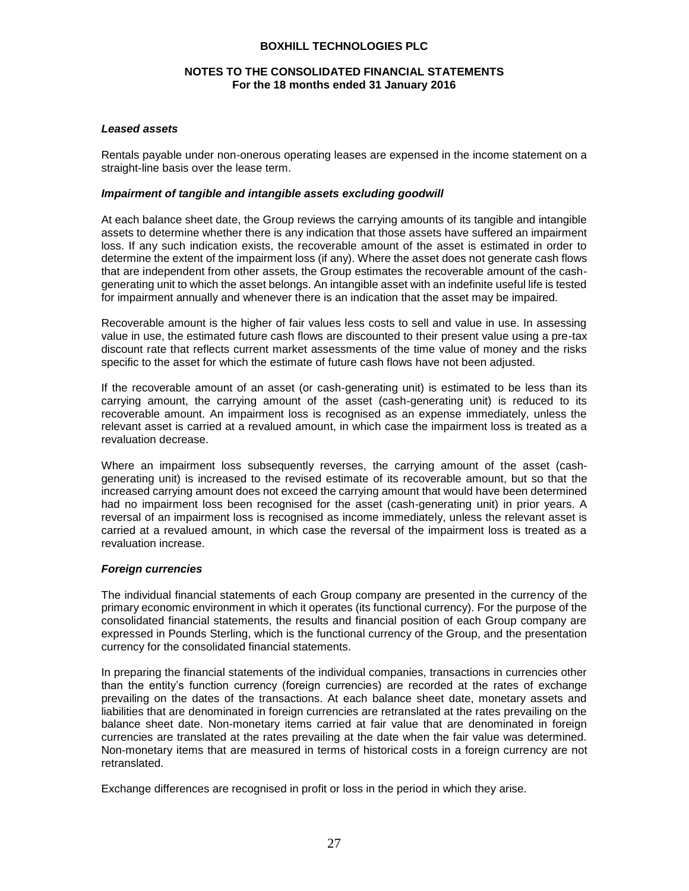### *Leased assets*

Rentals payable under non-onerous operating leases are expensed in the income statement on a straight-line basis over the lease term.

### *Impairment of tangible and intangible assets excluding goodwill*

At each balance sheet date, the Group reviews the carrying amounts of its tangible and intangible assets to determine whether there is any indication that those assets have suffered an impairment loss. If any such indication exists, the recoverable amount of the asset is estimated in order to determine the extent of the impairment loss (if any). Where the asset does not generate cash flows that are independent from other assets, the Group estimates the recoverable amount of the cash-generating unit to which the asset belongs. An intangible asset with an indefinite useful life is tested for impairment annually and whenever there is an indication that the asset may be impaired.

Recoverable amount is the higher of fair values less costs to sell and value in use. In assessing value in use, the estimated future cash flows are discounted to their present value using a pre-tax discount rate that reflects current market assessments of the time value of money and the risks specific to the asset for which the estimate of future cash flows have not been adjusted.

If the recoverable amount of an asset (or cash-generating unit) is estimated to be less than its carrying amount, the carrying amount of the asset (cash-generating unit) is reduced to its recoverable amount. An impairment loss is recognised as an expense immediately, unless the relevant asset is carried at a revalued amount, in which case the impairment loss is treated as a revaluation decrease.

Where an impairment loss subsequently reverses, the carrying amount of the asset (cash-generating unit) is increased to the revised estimate of its recoverable amount, but so that the increased carrying amount does not exceed the carrying amount that would have been determined had no impairment loss been recognised for the asset (cash-generating unit) in prior years. A reversal of an impairment loss is recognised as income immediately, unless the relevant asset is carried at a revalued amount, in which case the reversal of the impairment loss is treated as a revaluation increase.

### *Foreign currencies*

The individual financial statements of each Group company are presented in the currency of the primary economic environment in which it operates (its functional currency). For the purpose of the consolidated financial statements, the results and financial position of each Group company are expressed in Pounds Sterling, which is the functional currency of the Group, and the presentation currency for the consolidated financial statements.

In preparing the financial statements of the individual companies, transactions in currencies other than the entity's function currency (foreign currencies) are recorded at the rates of exchange prevailing on the dates of the transactions. At each balance sheet date, monetary assets and liabilities that are denominated in foreign currencies are retranslated at the rates prevailing on the balance sheet date. Non-monetary items carried at fair value that are denominated in foreign currencies are translated at the rates prevailing at the date when the fair value was determined. Non-monetary items that are measured in terms of historical costs in a foreign currency are not retranslated.

Exchange differences are recognised in profit or loss in the period in which they arise.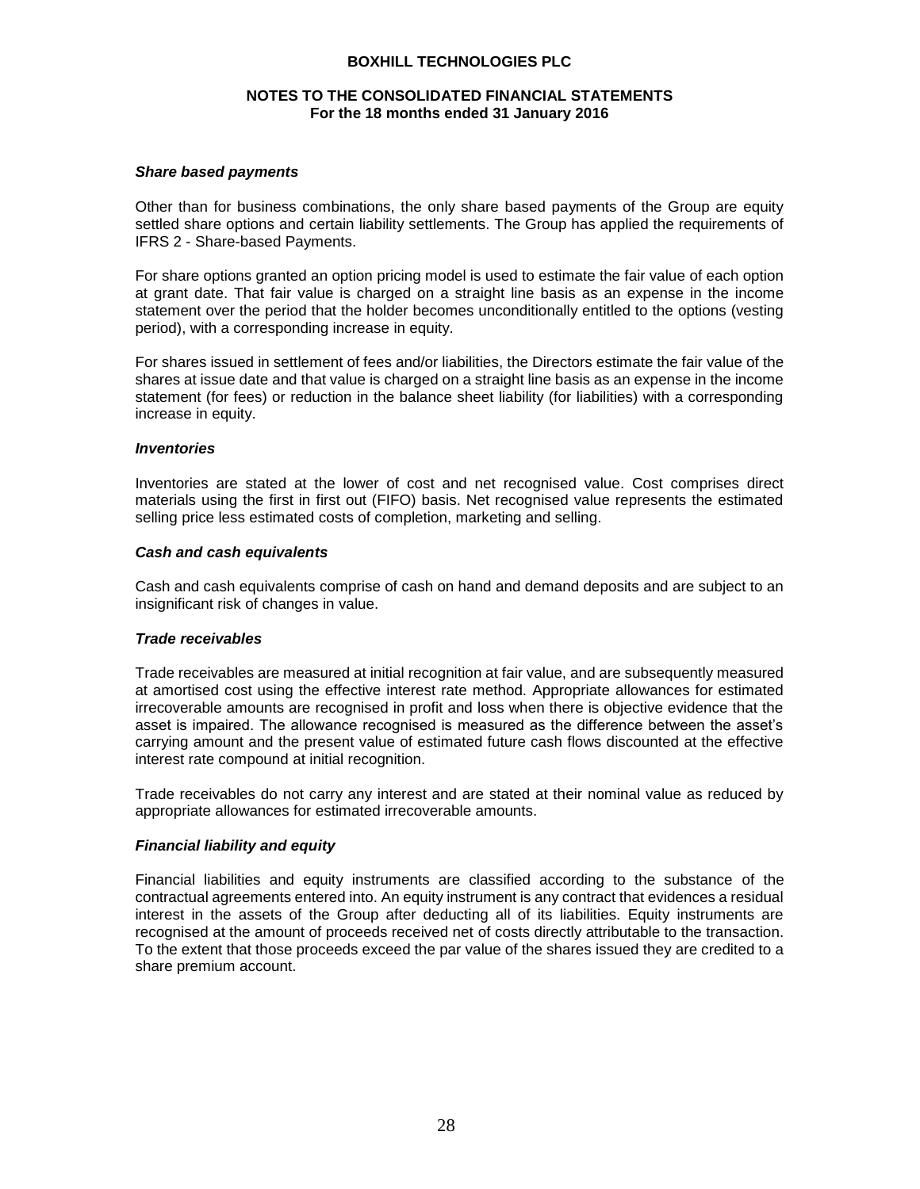### *Share based payments*

Other than for business combinations, the only share based payments of the Group are equity settled share options and certain liability settlements. The Group has applied the requirements of IFRS 2 - Share-based Payments.

For share options granted an option pricing model is used to estimate the fair value of each option at grant date. That fair value is charged on a straight line basis as an expense in the income statement over the period that the holder becomes unconditionally entitled to the options (vesting period), with a corresponding increase in equity.

For shares issued in settlement of fees and/or liabilities, the Directors estimate the fair value of the shares at issue date and that value is charged on a straight line basis as an expense in the income statement (for fees) or reduction in the balance sheet liability (for liabilities) with a corresponding increase in equity.

### *Inventories*

Inventories are stated at the lower of cost and net recognised value. Cost comprises direct materials using the first in first out (FIFO) basis. Net recognised value represents the estimated selling price less estimated costs of completion, marketing and selling.

### *Cash and cash equivalents*

Cash and cash equivalents comprise of cash on hand and demand deposits and are subject to an insignificant risk of changes in value.

### *Trade receivables*

Trade receivables are measured at initial recognition at fair value, and are subsequently measured at amortised cost using the effective interest rate method. Appropriate allowances for estimated irrecoverable amounts are recognised in profit and loss when there is objective evidence that the asset is impaired. The allowance recognised is measured as the difference between the asset's carrying amount and the present value of estimated future cash flows discounted at the effective interest rate compound at initial recognition.

Trade receivables do not carry any interest and are stated at their nominal value as reduced by appropriate allowances for estimated irrecoverable amounts.

### *Financial liability and equity*

Financial liabilities and equity instruments are classified according to the substance of the contractual agreements entered into. An equity instrument is any contract that evidences a residual interest in the assets of the Group after deducting all of its liabilities. Equity instruments are recognised at the amount of proceeds received net of costs directly attributable to the transaction. To the extent that those proceeds exceed the par value of the shares issued they are credited to a share premium account.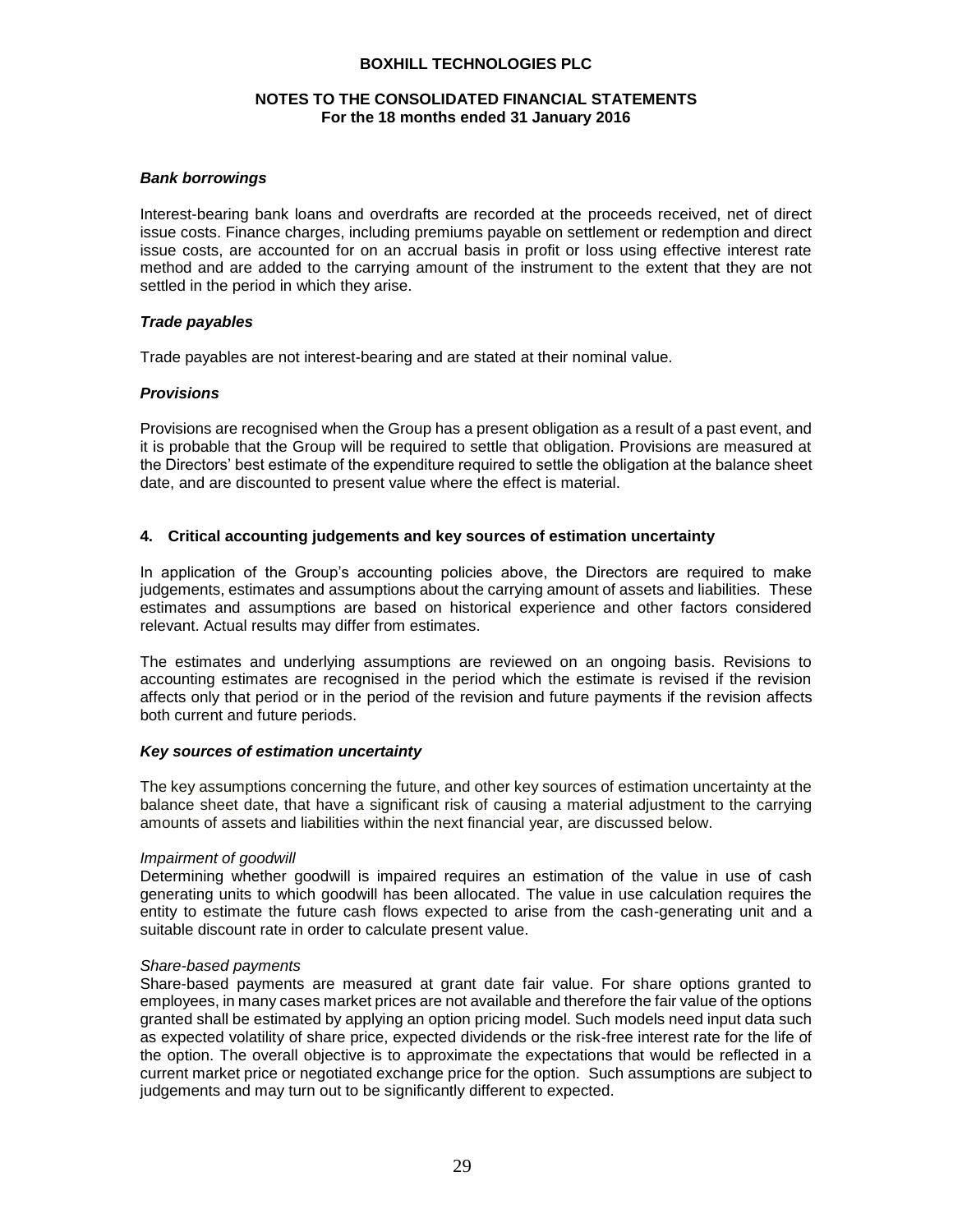### *Bank borrowings*

Interest-bearing bank loans and overdrafts are recorded at the proceeds received, net of direct issue costs. Finance charges, including premiums payable on settlement or redemption and direct issue costs, are accounted for on an accrual basis in profit or loss using effective interest rate method and are added to the carrying amount of the instrument to the extent that they are not settled in the period in which they arise.

### *Trade payables*

Trade payables are not interest-bearing and are stated at their nominal value.

### *Provisions*

Provisions are recognised when the Group has a present obligation as a result of a past event, and it is probable that the Group will be required to settle that obligation. Provisions are measured at the Directors' best estimate of the expenditure required to settle the obligation at the balance sheet date, and are discounted to present value where the effect is material.

## 4. Critical accounting judgements and key sources of estimation uncertainty

In application of the Group's accounting policies above, the Directors are required to make judgements, estimates and assumptions about the carrying amount of assets and liabilities. These estimates and assumptions are based on historical experience and other factors considered relevant. Actual results may differ from estimates.

The estimates and underlying assumptions are reviewed on an ongoing basis. Revisions to accounting estimates are recognised in the period which the estimate is revised if the revision affects only that period or in the period of the revision and future payments if the revision affects both current and future periods.

### *Key sources of estimation uncertainty*

The key assumptions concerning the future, and other key sources of estimation uncertainty at the balance sheet date, that have a significant risk of causing a material adjustment to the carrying amounts of assets and liabilities within the next financial year, are discussed below.

*Impairment of goodwill*
Determining whether goodwill is impaired requires an estimation of the value in use of cash generating units to which goodwill has been allocated. The value in use calculation requires the entity to estimate the future cash flows expected to arise from the cash-generating unit and a suitable discount rate in order to calculate present value.

*Share-based payments*
Share-based payments are measured at grant date fair value. For share options granted to employees, in many cases market prices are not available and therefore the fair value of the options granted shall be estimated by applying an option pricing model. Such models need input data such as expected volatility of share price, expected dividends or the risk-free interest rate for the life of the option. The overall objective is to approximate the expectations that would be reflected in a current market price or negotiated exchange price for the option. Such assumptions are subject to judgements and may turn out to be significantly different to expected.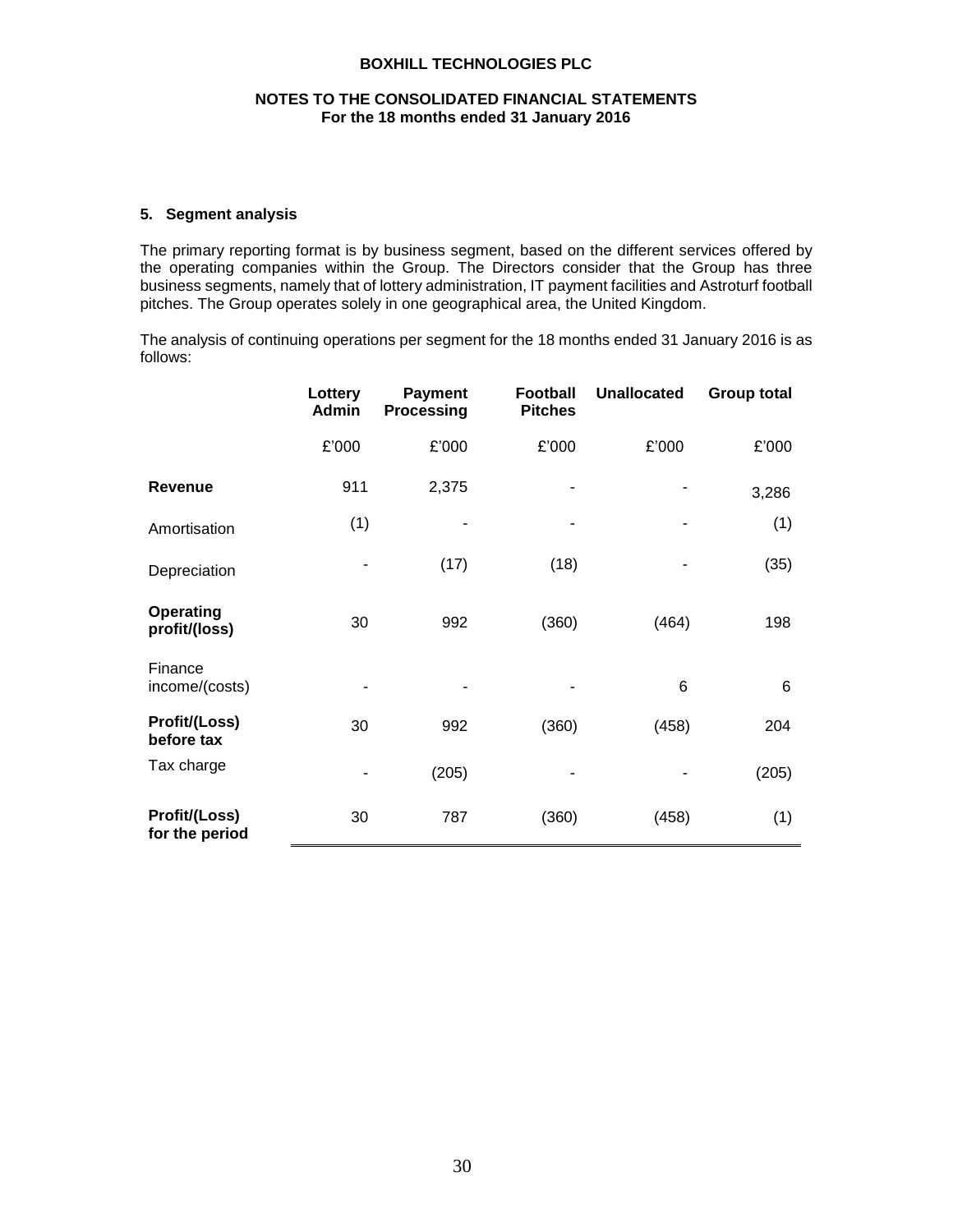BOXHILL TECHNOLOGIES PLC

NOTES TO THE CONSOLIDATED FINANCIAL STATEMENTS
For the 18 months ended 31 January 2016

## 5. Segment analysis

The primary reporting format is by business segment, based on the different services offered by the operating companies within the Group. The Directors consider that the Group has three business segments, namely that of lottery administration, IT payment facilities and Astroturf football pitches. The Group operates solely in one geographical area, the United Kingdom.

The analysis of continuing operations per segment for the 18 months ended 31 January 2016 is as follows:

| | Lottery Admin | Payment Processing | Football Pitches | Unallocated | Group total |
|---|---|---|---|---|---|
| | £'000 | £'000 | £'000 | £'000 | £'000 |
| **Revenue** | 911 | 2,375 | - | - | 3,286 |
| Amortisation | (1) | - | - | - | (1) |
| Depreciation | - | (17) | (18) | - | (35) |
| **Operating profit/(loss)** | 30 | 992 | (360) | (464) | 198 |
| Finance income/(costs) | - | - | - | 6 | 6 |
| **Profit/(Loss) before tax** | 30 | 992 | (360) | (458) | 204 |
| Tax charge | - | (205) | - | - | (205) |
| **Profit/(Loss) for the period** | 30 | 787 | (360) | (458) | (1) |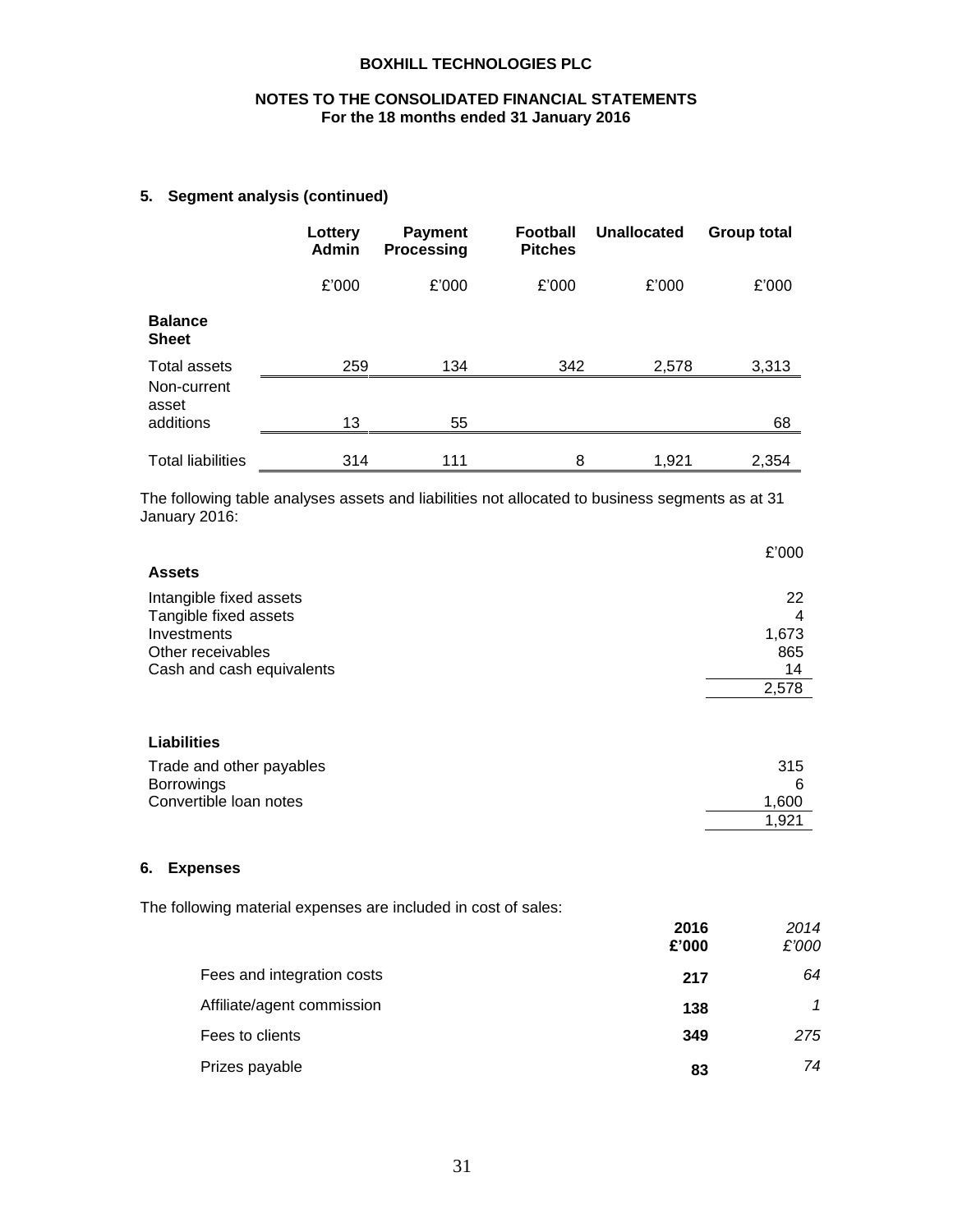## 5. Segment analysis (continued)

| | Lottery Admin | Payment Processing | Football Pitches | Unallocated | Group total |
|---|---|---|---|---|---|
| | £'000 | £'000 | £'000 | £'000 | £'000 |
| **Balance Sheet** | | | | | |
| Total assets | 259 | 134 | 342 | 2,578 | 3,313 |
| Non-current asset additions | 13 | 55 | | | 68 |
| Total liabilities | 314 | 111 | 8 | 1,921 | 2,354 |

The following table analyses assets and liabilities not allocated to business segments as at 31 January 2016:

| | £'000 |
|---|---|
| **Assets** | |
| Intangible fixed assets | 22 |
| Tangible fixed assets | 4 |
| Investments | 1,673 |
| Other receivables | 865 |
| Cash and cash equivalents | 14 |
| | 2,578 |
| **Liabilities** | |
| Trade and other payables | 315 |
| Borrowings | 6 |
| Convertible loan notes | 1,600 |
| | 1,921 |

## 6. Expenses

The following material expenses are included in cost of sales:

| | **2016 £'000** | *2014 £'000* |
|---|---|---|
| Fees and integration costs | **217** | *64* |
| Affiliate/agent commission | **138** | *1* |
| Fees to clients | **349** | *275* |
| Prizes payable | **83** | *74* |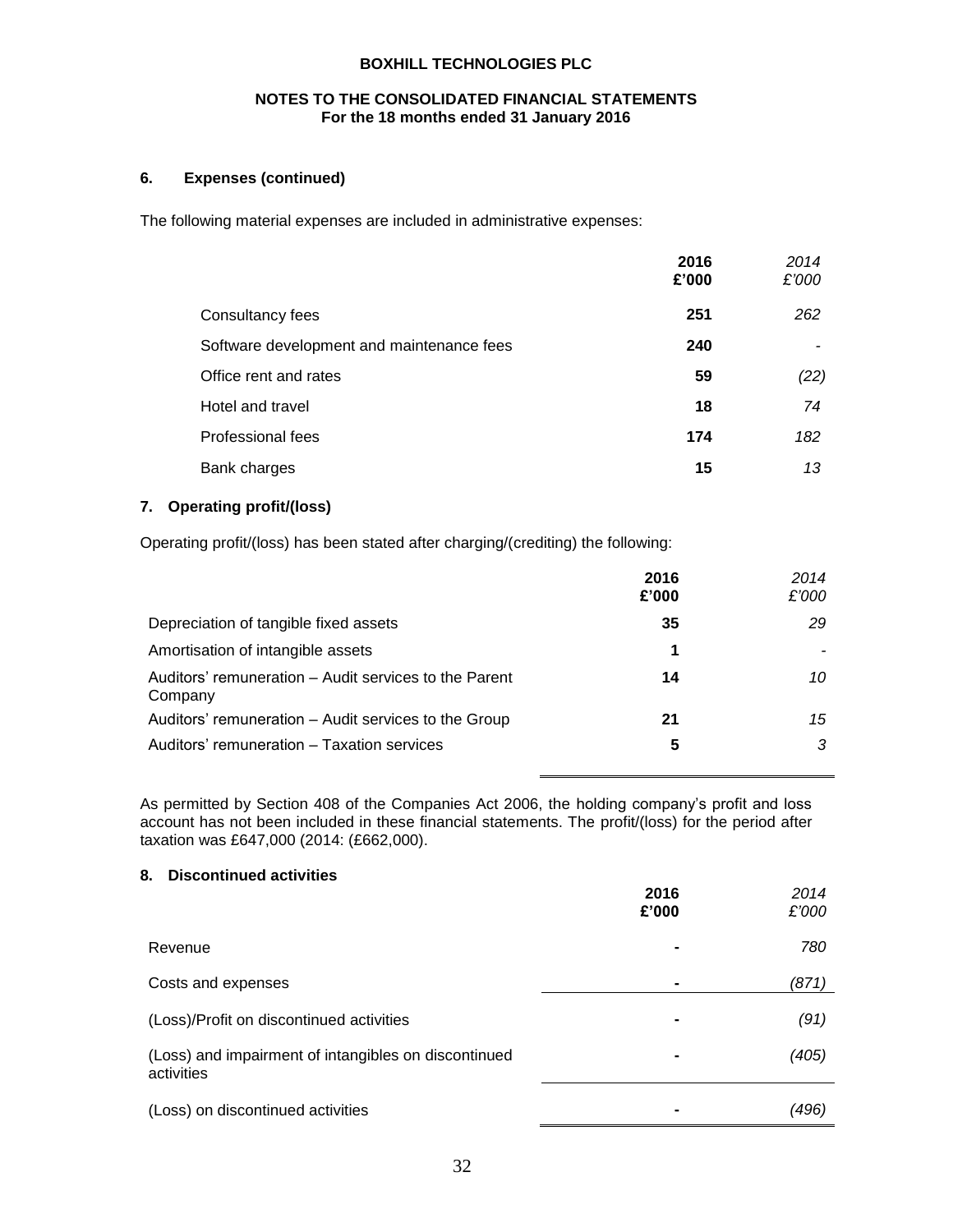**BOXHILL TECHNOLOGIES PLC**

**NOTES TO THE CONSOLIDATED FINANCIAL STATEMENTS**
**For the 18 months ended 31 January 2016**

### 6. Expenses (continued)

The following material expenses are included in administrative expenses:

| | **2016 £'000** | *2014 £'000* |
|---|---|---|
| Consultancy fees | **251** | *262* |
| Software development and maintenance fees | **240** | *-* |
| Office rent and rates | **59** | *(22)* |
| Hotel and travel | **18** | *74* |
| Professional fees | **174** | *182* |
| Bank charges | **15** | *13* |

### 7. Operating profit/(loss)

Operating profit/(loss) has been stated after charging/(crediting) the following:

| | **2016 £'000** | *2014 £'000* |
|---|---|---|
| Depreciation of tangible fixed assets | **35** | *29* |
| Amortisation of intangible assets | **1** | *-* |
| Auditors' remuneration – Audit services to the Parent Company | **14** | *10* |
| Auditors' remuneration – Audit services to the Group | **21** | *15* |
| Auditors' remuneration – Taxation services | **5** | *3* |

As permitted by Section 408 of the Companies Act 2006, the holding company's profit and loss account has not been included in these financial statements. The profit/(loss) for the period after taxation was £647,000 (2014: (£662,000).

### 8. Discontinued activities

| | **2016 £'000** | *2014 £'000* |
|---|---|---|
| Revenue | **-** | *780* |
| Costs and expenses | **-** | *(871)* |
| (Loss)/Profit on discontinued activities | **-** | *(91)* |
| (Loss) and impairment of intangibles on discontinued activities | **-** | *(405)* |
| (Loss) on discontinued activities | **-** | *(496)* |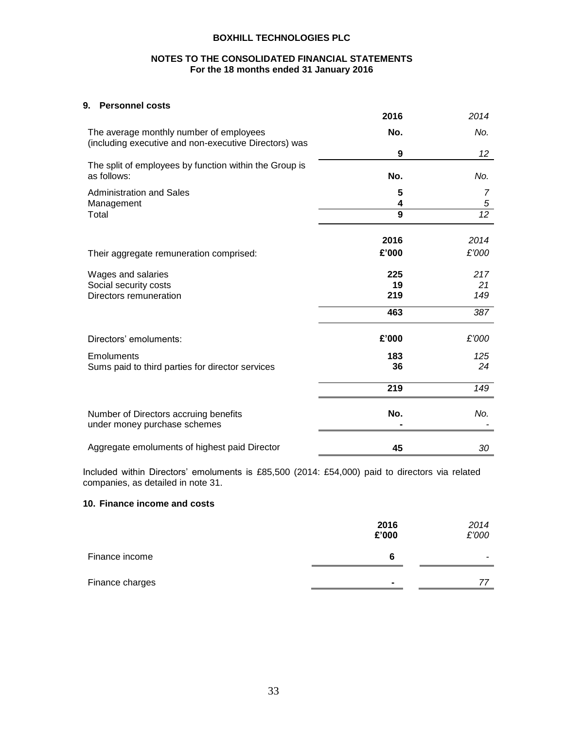**BOXHILL TECHNOLOGIES PLC**

**NOTES TO THE CONSOLIDATED FINANCIAL STATEMENTS**
**For the 18 months ended 31 January 2016**

## 9. Personnel costs

| | 2016 | *2014* |
|---|---|---|
| The average monthly number of employees (including executive and non-executive Directors) was | **No.** | *No.* |
| | **9** | *12* |
| The split of employees by function within the Group is as follows: | **No.** | *No.* |
| Administration and Sales | **5** | *7* |
| Management | **4** | *5* |
| Total | **9** | *12* |

| | 2016 | *2014* |
|---|---|---|
| Their aggregate remuneration comprised: | **£'000** | *£'000* |
| Wages and salaries | **225** | *217* |
| Social security costs | **19** | *21* |
| Directors remuneration | **219** | *149* |
| | **463** | *387* |

| | | |
|---|---|---|
| Directors' emoluments: | **£'000** | *£'000* |
| Emoluments | **183** | *125* |
| Sums paid to third parties for director services | **36** | *24* |
| | **219** | *149* |
| Number of Directors accruing benefits under money purchase schemes | **No.** | *No.* |
| | **-** | *-* |
| Aggregate emoluments of highest paid Director | **45** | *30* |

Included within Directors' emoluments is £85,500 (2014: £54,000) paid to directors via related companies, as detailed in note 31.

## 10. Finance income and costs

| | 2016 £'000 | *2014 £'000* |
|---|---|---|
| Finance income | **6** | *-* |
| Finance charges | **-** | *77* |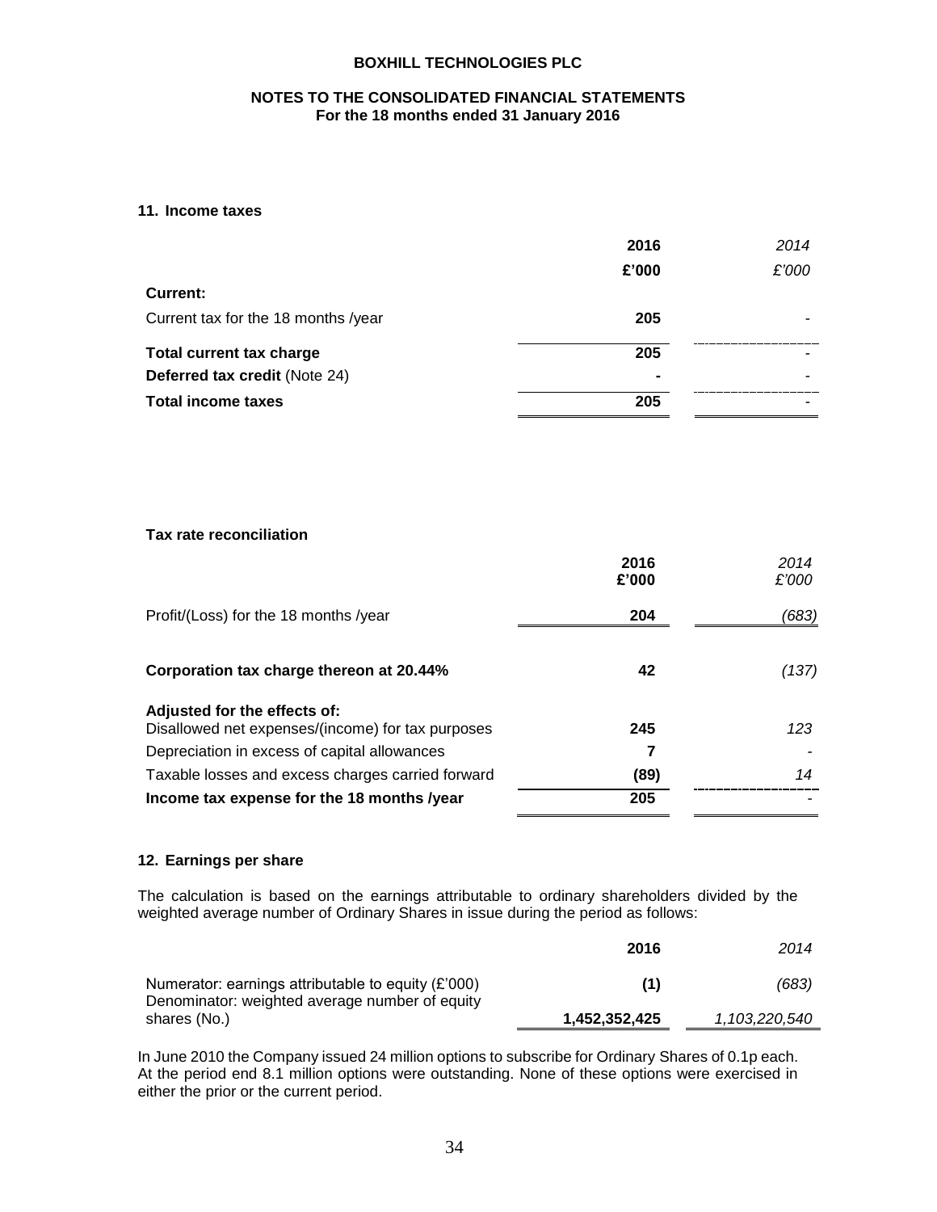**BOXHILL TECHNOLOGIES PLC**

**NOTES TO THE CONSOLIDATED FINANCIAL STATEMENTS**
**For the 18 months ended 31 January 2016**

## 11. Income taxes

| | 2016 | *2014* |
|---|---|---|
| | £'000 | *£'000* |
| **Current:** | | |
| Current tax for the 18 months /year | **205** | - |
| **Total current tax charge** | **205** | - |
| **Deferred tax credit** (Note 24) | **-** | - |
| **Total income taxes** | **205** | - |

**Tax rate reconciliation**

| | 2016 £'000 | *2014 £'000* |
|---|---|---|
| Profit/(Loss) for the 18 months /year | **204** | *(683)* |
| **Corporation tax charge thereon at 20.44%** | **42** | *(137)* |
| **Adjusted for the effects of:** | | |
| Disallowed net expenses/(income) for tax purposes | **245** | *123* |
| Depreciation in excess of capital allowances | **7** | - |
| Taxable losses and excess charges carried forward | **(89)** | *14* |
| **Income tax expense for the 18 months /year** | **205** | - |

## 12. Earnings per share

The calculation is based on the earnings attributable to ordinary shareholders divided by the weighted average number of Ordinary Shares in issue during the period as follows:

| | 2016 | *2014* |
|---|---|---|
| Numerator: earnings attributable to equity (£'000) | **(1)** | *(683)* |
| Denominator: weighted average number of equity shares (No.) | **1,452,352,425** | *1,103,220,540* |

In June 2010 the Company issued 24 million options to subscribe for Ordinary Shares of 0.1p each. At the period end 8.1 million options were outstanding. None of these options were exercised in either the prior or the current period.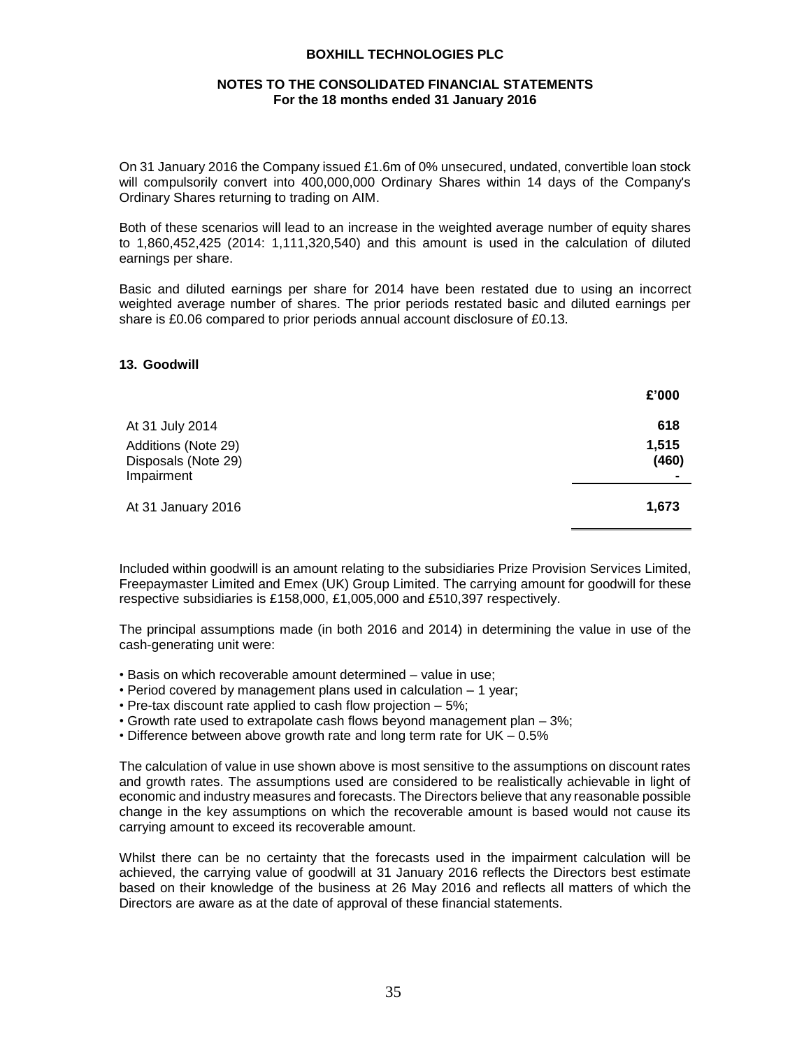On 31 January 2016 the Company issued £1.6m of 0% unsecured, undated, convertible loan stock will compulsorily convert into 400,000,000 Ordinary Shares within 14 days of the Company's Ordinary Shares returning to trading on AIM.

Both of these scenarios will lead to an increase in the weighted average number of equity shares to 1,860,452,425 (2014: 1,111,320,540) and this amount is used in the calculation of diluted earnings per share.

Basic and diluted earnings per share for 2014 have been restated due to using an incorrect weighted average number of shares. The prior periods restated basic and diluted earnings per share is £0.06 compared to prior periods annual account disclosure of £0.13.

## 13. Goodwill

| | £'000 |
|---|---|
| At 31 July 2014 | **618** |
| Additions (Note 29) | **1,515** |
| Disposals (Note 29) | **(460)** |
| Impairment | **-** |
| At 31 January 2016 | **1,673** |

Included within goodwill is an amount relating to the subsidiaries Prize Provision Services Limited, Freepaymaster Limited and Emex (UK) Group Limited. The carrying amount for goodwill for these respective subsidiaries is £158,000, £1,005,000 and £510,397 respectively.

The principal assumptions made (in both 2016 and 2014) in determining the value in use of the cash-generating unit were:

- Basis on which recoverable amount determined – value in use;
- Period covered by management plans used in calculation – 1 year;
- Pre-tax discount rate applied to cash flow projection – 5%;
- Growth rate used to extrapolate cash flows beyond management plan – 3%;
- Difference between above growth rate and long term rate for UK – 0.5%

The calculation of value in use shown above is most sensitive to the assumptions on discount rates and growth rates. The assumptions used are considered to be realistically achievable in light of economic and industry measures and forecasts. The Directors believe that any reasonable possible change in the key assumptions on which the recoverable amount is based would not cause its carrying amount to exceed its recoverable amount.

Whilst there can be no certainty that the forecasts used in the impairment calculation will be achieved, the carrying value of goodwill at 31 January 2016 reflects the Directors best estimate based on their knowledge of the business at 26 May 2016 and reflects all matters of which the Directors are aware as at the date of approval of these financial statements.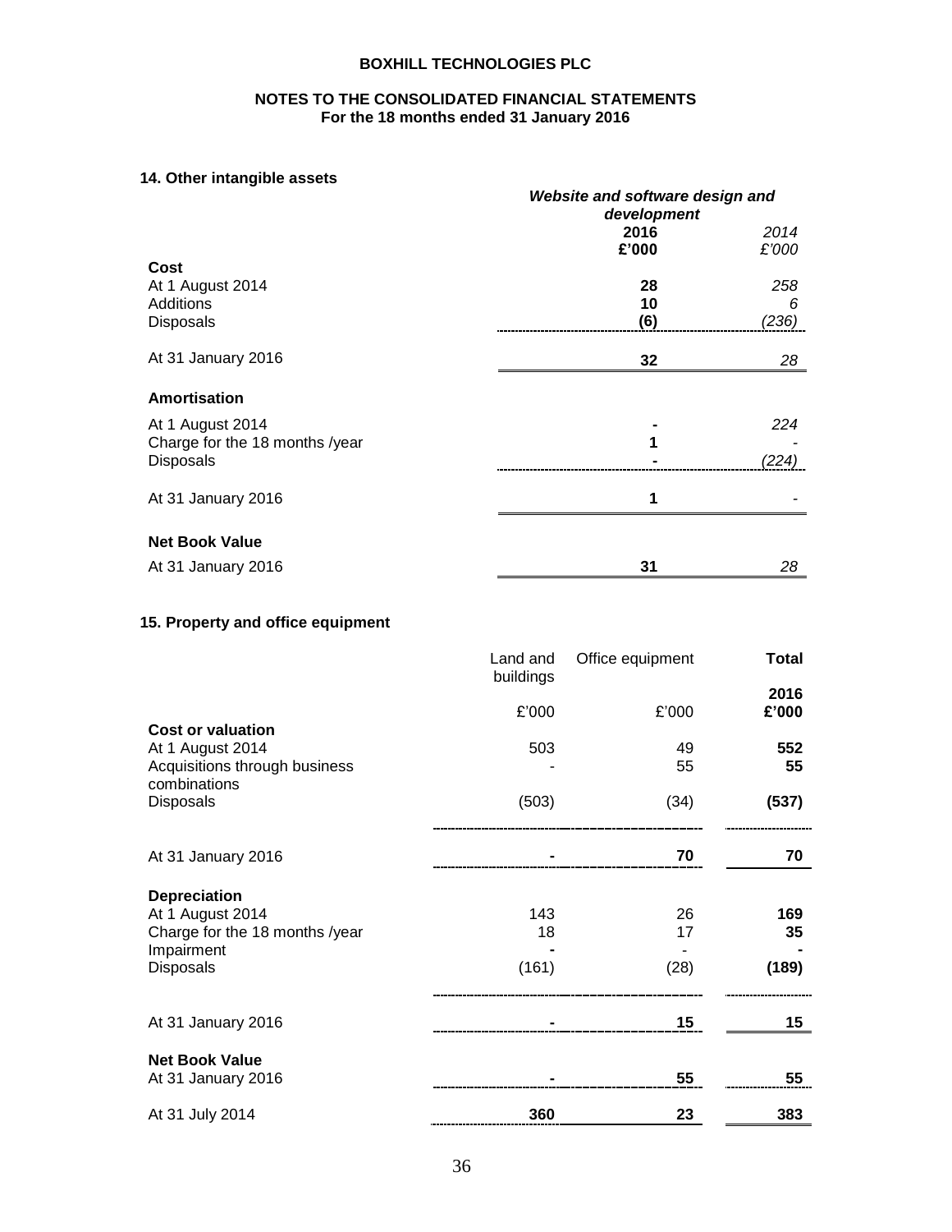# BOXHILL TECHNOLOGIES PLC

## NOTES TO THE CONSOLIDATED FINANCIAL STATEMENTS
**For the 18 months ended 31 January 2016**

### 14. Other intangible assets

| | ***Website and software design and development*** | |
|---|---|---|
| | **2016** | *2014* |
| | **£'000** | *£'000* |
| **Cost** | | |
| At 1 August 2014 | **28** | *258* |
| Additions | **10** | *6* |
| Disposals | **(6)** | *(236)* |
| At 31 January 2016 | **32** | *28* |
| **Amortisation** | | |
| At 1 August 2014 | **-** | *224* |
| Charge for the 18 months /year | **1** | *-* |
| Disposals | **-** | *(224)* |
| At 31 January 2016 | **1** | *-* |
| **Net Book Value** | | |
| At 31 January 2016 | **31** | *28* |

### 15. Property and office equipment

| | Land and buildings | Office equipment | **Total** |
|---|---|---|---|
| | | | **2016** |
| | £'000 | £'000 | **£'000** |
| **Cost or valuation** | | | |
| At 1 August 2014 | 503 | 49 | **552** |
| Acquisitions through business combinations | - | 55 | **55** |
| Disposals | (503) | (34) | **(537)** |
| At 31 January 2016 | **-** | **70** | **70** |
| **Depreciation** | | | |
| At 1 August 2014 | 143 | 26 | **169** |
| Charge for the 18 months /year | 18 | 17 | **35** |
| Impairment | **-** | - | **-** |
| Disposals | (161) | (28) | **(189)** |
| At 31 January 2016 | **-** | **15** | **15** |
| **Net Book Value** | | | |
| At 31 January 2016 | **-** | **55** | **55** |
| At 31 July 2014 | **360** | **23** | **383** |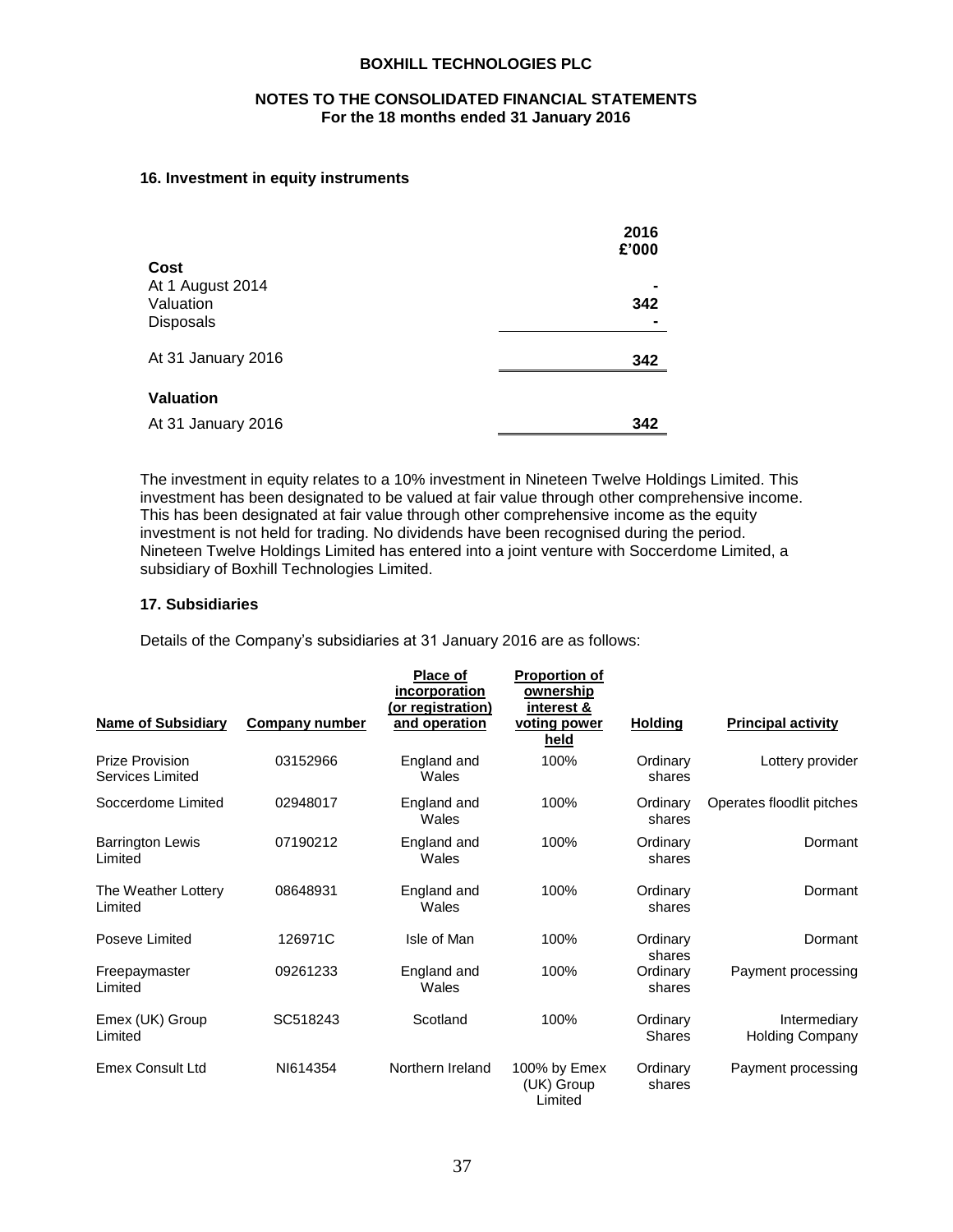**BOXHILL TECHNOLOGIES PLC**

**NOTES TO THE CONSOLIDATED FINANCIAL STATEMENTS**
**For the 18 months ended 31 January 2016**

### 16. Investment in equity instruments

| | 2016 £'000 |
|---|---|
| **Cost** | |
| At 1 August 2014 | - |
| Valuation | 342 |
| Disposals | - |
| At 31 January 2016 | 342 |
| **Valuation** | |
| At 31 January 2016 | 342 |

The investment in equity relates to a 10% investment in Nineteen Twelve Holdings Limited. This investment has been designated to be valued at fair value through other comprehensive income. This has been designated at fair value through other comprehensive income as the equity investment is not held for trading. No dividends have been recognised during the period. Nineteen Twelve Holdings Limited has entered into a joint venture with Soccerdome Limited, a subsidiary of Boxhill Technologies Limited.

### 17. Subsidiaries

Details of the Company's subsidiaries at 31 January 2016 are as follows:

| Name of Subsidiary | Company number | Place of incorporation (or registration) and operation | Proportion of ownership interest & voting power held | Holding | Principal activity |
|---|---|---|---|---|---|
| Prize Provision Services Limited | 03152966 | England and Wales | 100% | Ordinary shares | Lottery provider |
| Soccerdome Limited | 02948017 | England and Wales | 100% | Ordinary shares | Operates floodlit pitches |
| Barrington Lewis Limited | 07190212 | England and Wales | 100% | Ordinary shares | Dormant |
| The Weather Lottery Limited | 08648931 | England and Wales | 100% | Ordinary shares | Dormant |
| Poseve Limited | 126971C | Isle of Man | 100% | Ordinary shares | Dormant |
| Freepaymaster Limited | 09261233 | England and Wales | 100% | Ordinary shares | Payment processing |
| Emex (UK) Group Limited | SC518243 | Scotland | 100% | Ordinary Shares | Intermediary Holding Company |
| Emex Consult Ltd | NI614354 | Northern Ireland | 100% by Emex (UK) Group Limited | Ordinary shares | Payment processing |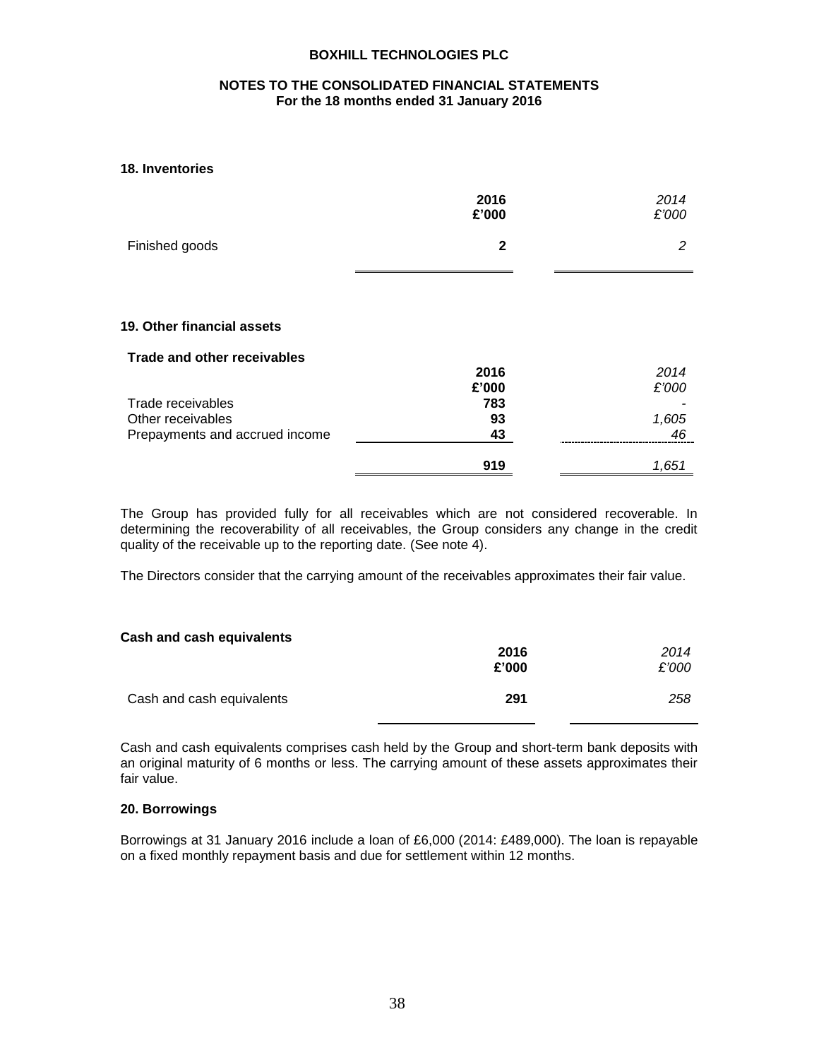## 18. Inventories

| | 2016<br>£'000 | *2014*<br>*£'000* |
|---|---|---|
| Finished goods | **2** | *2* |

## 19. Other financial assets

**Trade and other receivables**

| | 2016<br>£'000 | *2014*<br>*£'000* |
|---|---|---|
| Trade receivables | **783** | *-* |
| Other receivables | **93** | *1,605* |
| Prepayments and accrued income | **43** | *46* |
| | **919** | *1,651* |

The Group has provided fully for all receivables which are not considered recoverable. In determining the recoverability of all receivables, the Group considers any change in the credit quality of the receivable up to the reporting date. (See note 4).

The Directors consider that the carrying amount of the receivables approximates their fair value.

**Cash and cash equivalents**

| | 2016<br>£'000 | *2014*<br>*£'000* |
|---|---|---|
| Cash and cash equivalents | **291** | *258* |

Cash and cash equivalents comprises cash held by the Group and short-term bank deposits with an original maturity of 6 months or less. The carrying amount of these assets approximates their fair value.

## 20. Borrowings

Borrowings at 31 January 2016 include a loan of £6,000 (2014: £489,000). The loan is repayable on a fixed monthly repayment basis and due for settlement within 12 months.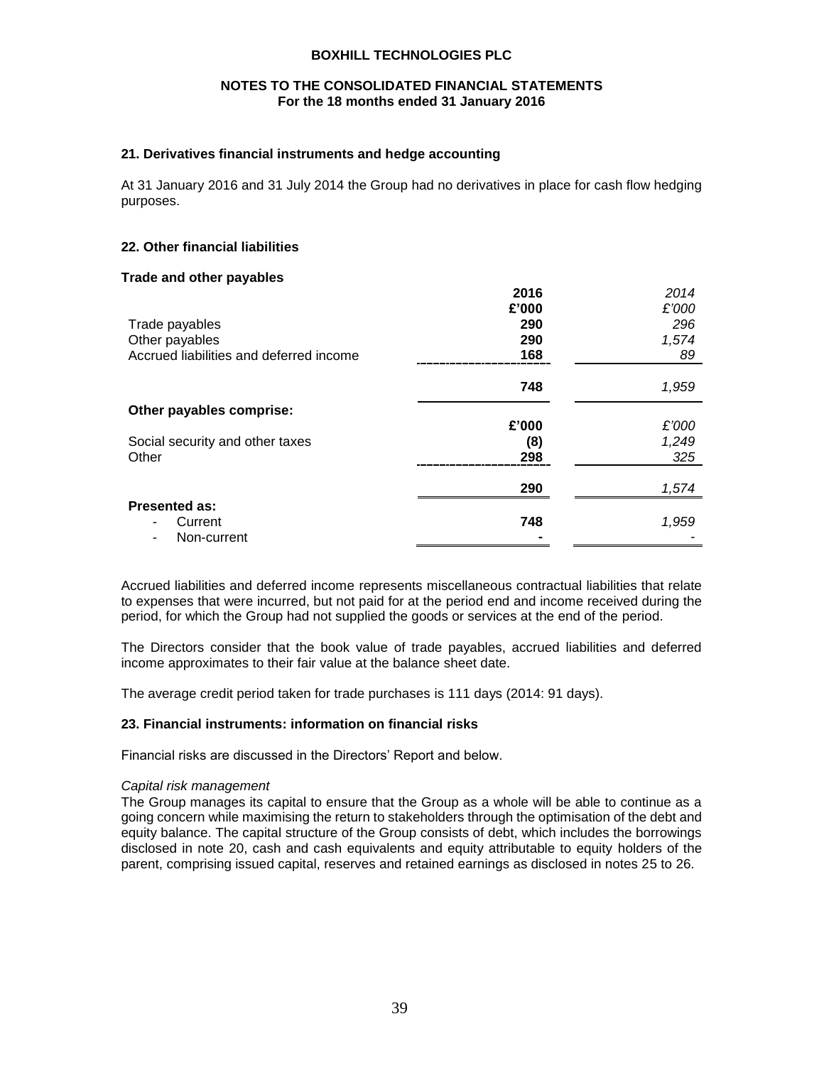## 21. Derivatives financial instruments and hedge accounting

At 31 January 2016 and 31 July 2014 the Group had no derivatives in place for cash flow hedging purposes.

## 22. Other financial liabilities

**Trade and other payables**

| | **2016** | *2014* |
|---|---|---|
| | **£'000** | *£'000* |
| Trade payables | **290** | *296* |
| Other payables | **290** | *1,574* |
| Accrued liabilities and deferred income | **168** | *89* |
| | **748** | *1,959* |
| **Other payables comprise:** | | |
| | **£'000** | *£'000* |
| Social security and other taxes | **(8)** | *1,249* |
| Other | **298** | *325* |
| | **290** | *1,574* |
| **Presented as:** | | |
| - Current | **748** | *1,959* |
| - Non-current | **-** | *-* |

Accrued liabilities and deferred income represents miscellaneous contractual liabilities that relate to expenses that were incurred, but not paid for at the period end and income received during the period, for which the Group had not supplied the goods or services at the end of the period.

The Directors consider that the book value of trade payables, accrued liabilities and deferred income approximates to their fair value at the balance sheet date.

The average credit period taken for trade purchases is 111 days (2014: 91 days).

## 23. Financial instruments: information on financial risks

Financial risks are discussed in the Directors' Report and below.

*Capital risk management*

The Group manages its capital to ensure that the Group as a whole will be able to continue as a going concern while maximising the return to stakeholders through the optimisation of the debt and equity balance. The capital structure of the Group consists of debt, which includes the borrowings disclosed in note 20, cash and cash equivalents and equity attributable to equity holders of the parent, comprising issued capital, reserves and retained earnings as disclosed in notes 25 to 26.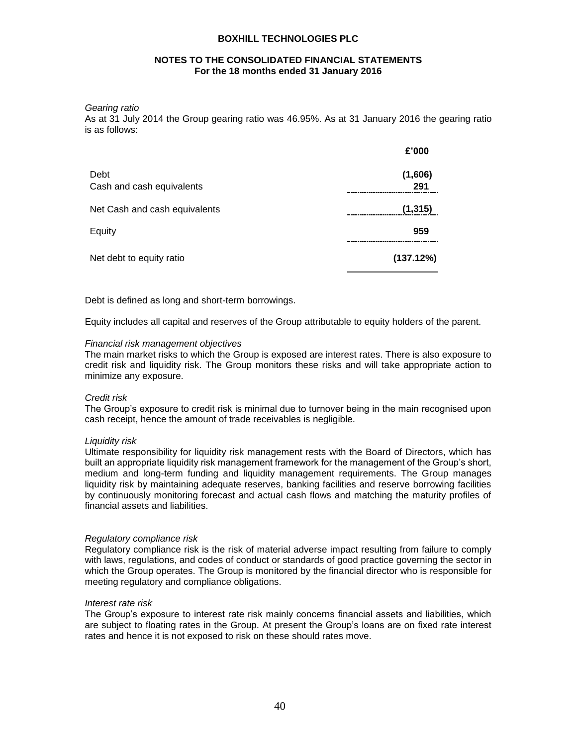*Gearing ratio*

As at 31 July 2014 the Group gearing ratio was 46.95%. As at 31 January 2016 the gearing ratio is as follows:

| | £'000 |
|---|---|
| Debt | (1,606) |
| Cash and cash equivalents | 291 |
| Net Cash and cash equivalents | (1,315) |
| Equity | 959 |
| Net debt to equity ratio | (137.12%) |

Debt is defined as long and short-term borrowings.

Equity includes all capital and reserves of the Group attributable to equity holders of the parent.

*Financial risk management objectives*

The main market risks to which the Group is exposed are interest rates. There is also exposure to credit risk and liquidity risk. The Group monitors these risks and will take appropriate action to minimize any exposure.

*Credit risk*

The Group's exposure to credit risk is minimal due to turnover being in the main recognised upon cash receipt, hence the amount of trade receivables is negligible.

*Liquidity risk*

Ultimate responsibility for liquidity risk management rests with the Board of Directors, which has built an appropriate liquidity risk management framework for the management of the Group's short, medium and long-term funding and liquidity management requirements. The Group manages liquidity risk by maintaining adequate reserves, banking facilities and reserve borrowing facilities by continuously monitoring forecast and actual cash flows and matching the maturity profiles of financial assets and liabilities.

*Regulatory compliance risk*

Regulatory compliance risk is the risk of material adverse impact resulting from failure to comply with laws, regulations, and codes of conduct or standards of good practice governing the sector in which the Group operates. The Group is monitored by the financial director who is responsible for meeting regulatory and compliance obligations.

*Interest rate risk*

The Group's exposure to interest rate risk mainly concerns financial assets and liabilities, which are subject to floating rates in the Group. At present the Group's loans are on fixed rate interest rates and hence it is not exposed to risk on these should rates move.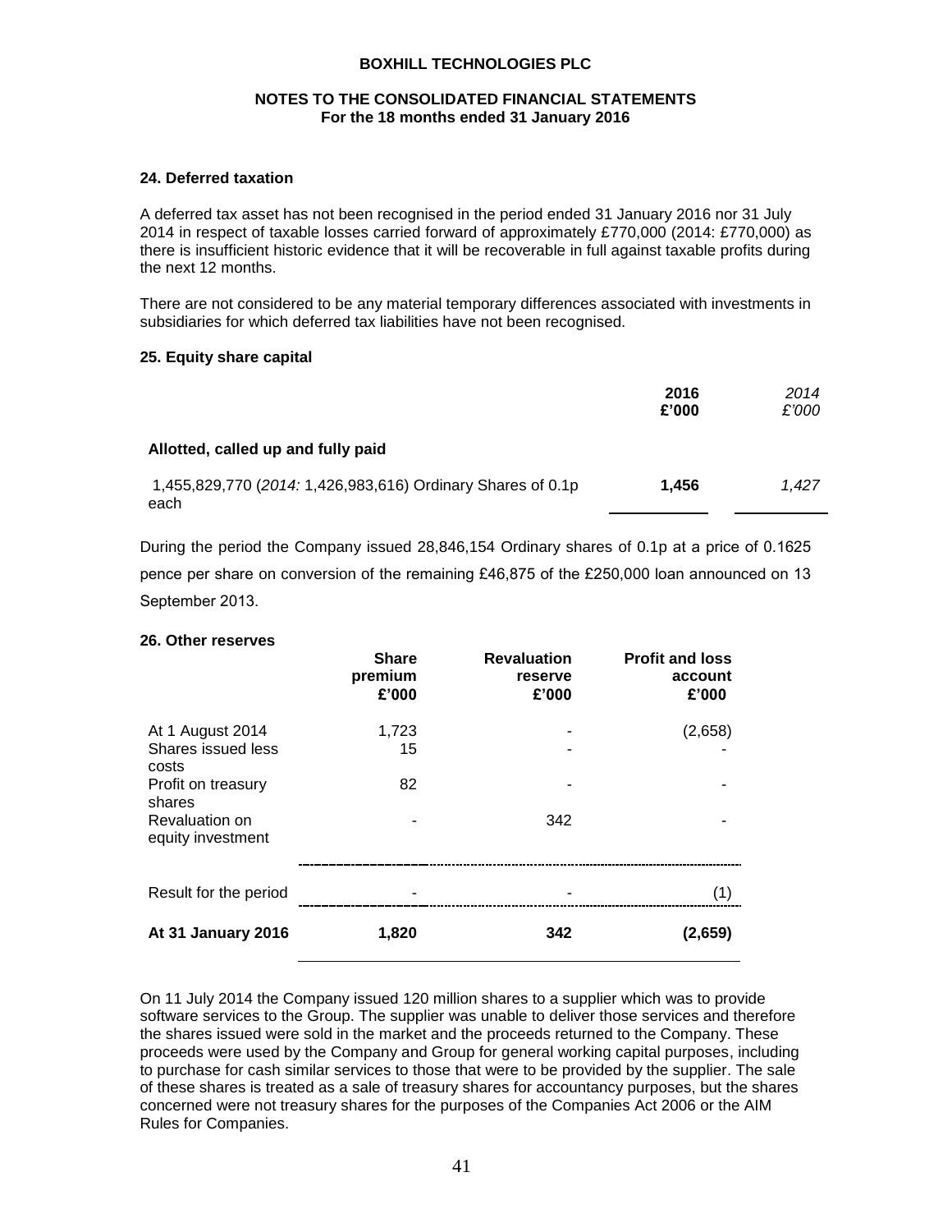**BOXHILL TECHNOLOGIES PLC**

**NOTES TO THE CONSOLIDATED FINANCIAL STATEMENTS**
**For the 18 months ended 31 January 2016**

### 24. Deferred taxation

A deferred tax asset has not been recognised in the period ended 31 January 2016 nor 31 July 2014 in respect of taxable losses carried forward of approximately £770,000 (2014: £770,000) as there is insufficient historic evidence that it will be recoverable in full against taxable profits during the next 12 months.

There are not considered to be any material temporary differences associated with investments in subsidiaries for which deferred tax liabilities have not been recognised.

### 25. Equity share capital

| | **2016 £'000** | *2014 £'000* |
|---|---|---|
| **Allotted, called up and fully paid** | | |
| 1,455,829,770 (*2014:* 1,426,983,616) Ordinary Shares of 0.1p each | **1,456** | *1,427* |

During the period the Company issued 28,846,154 Ordinary shares of 0.1p at a price of 0.1625 pence per share on conversion of the remaining £46,875 of the £250,000 loan announced on 13 September 2013.

### 26. Other reserves

| | **Share premium £'000** | **Revaluation reserve £'000** | **Profit and loss account £'000** |
|---|---|---|---|
| At 1 August 2014 | 1,723 | - | (2,658) |
| Shares issued less costs | 15 | - | - |
| Profit on treasury shares | 82 | - | - |
| Revaluation on equity investment | - | 342 | - |
| Result for the period | - | - | (1) |
| **At 31 January 2016** | **1,820** | **342** | **(2,659)** |

On 11 July 2014 the Company issued 120 million shares to a supplier which was to provide software services to the Group. The supplier was unable to deliver those services and therefore the shares issued were sold in the market and the proceeds returned to the Company. These proceeds were used by the Company and Group for general working capital purposes, including to purchase for cash similar services to those that were to be provided by the supplier. The sale of these shares is treated as a sale of treasury shares for accountancy purposes, but the shares concerned were not treasury shares for the purposes of the Companies Act 2006 or the AIM Rules for Companies.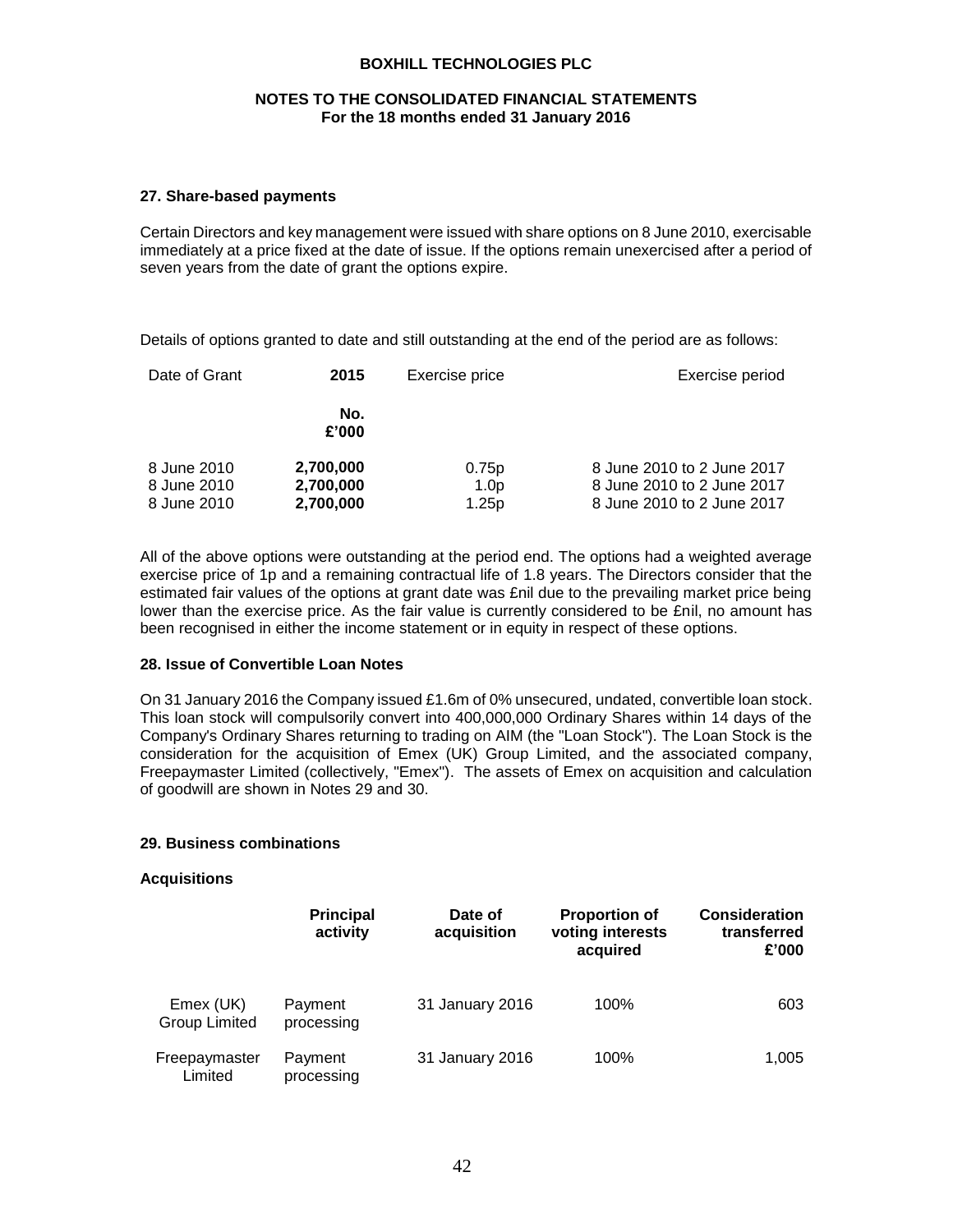## 27. Share-based payments

Certain Directors and key management were issued with share options on 8 June 2010, exercisable immediately at a price fixed at the date of issue. If the options remain unexercised after a period of seven years from the date of grant the options expire.

Details of options granted to date and still outstanding at the end of the period are as follows:

| Date of Grant | 2015 | Exercise price | Exercise period |
|---|---|---|---|
| | **No. £'000** | | |
| 8 June 2010 | **2,700,000** | 0.75p | 8 June 2010 to 2 June 2017 |
| 8 June 2010 | **2,700,000** | 1.0p | 8 June 2010 to 2 June 2017 |
| 8 June 2010 | **2,700,000** | 1.25p | 8 June 2010 to 2 June 2017 |

All of the above options were outstanding at the period end. The options had a weighted average exercise price of 1p and a remaining contractual life of 1.8 years. The Directors consider that the estimated fair values of the options at grant date was £nil due to the prevailing market price being lower than the exercise price. As the fair value is currently considered to be £nil, no amount has been recognised in either the income statement or in equity in respect of these options.

## 28. Issue of Convertible Loan Notes

On 31 January 2016 the Company issued £1.6m of 0% unsecured, undated, convertible loan stock. This loan stock will compulsorily convert into 400,000,000 Ordinary Shares within 14 days of the Company's Ordinary Shares returning to trading on AIM (the "Loan Stock"). The Loan Stock is the consideration for the acquisition of Emex (UK) Group Limited, and the associated company, Freepaymaster Limited (collectively, "Emex"). The assets of Emex on acquisition and calculation of goodwill are shown in Notes 29 and 30.

## 29. Business combinations

### Acquisitions

| | Principal activity | Date of acquisition | Proportion of voting interests acquired | Consideration transferred £'000 |
|---|---|---|---|---|
| Emex (UK) Group Limited | Payment processing | 31 January 2016 | 100% | 603 |
| Freepaymaster Limited | Payment processing | 31 January 2016 | 100% | 1,005 |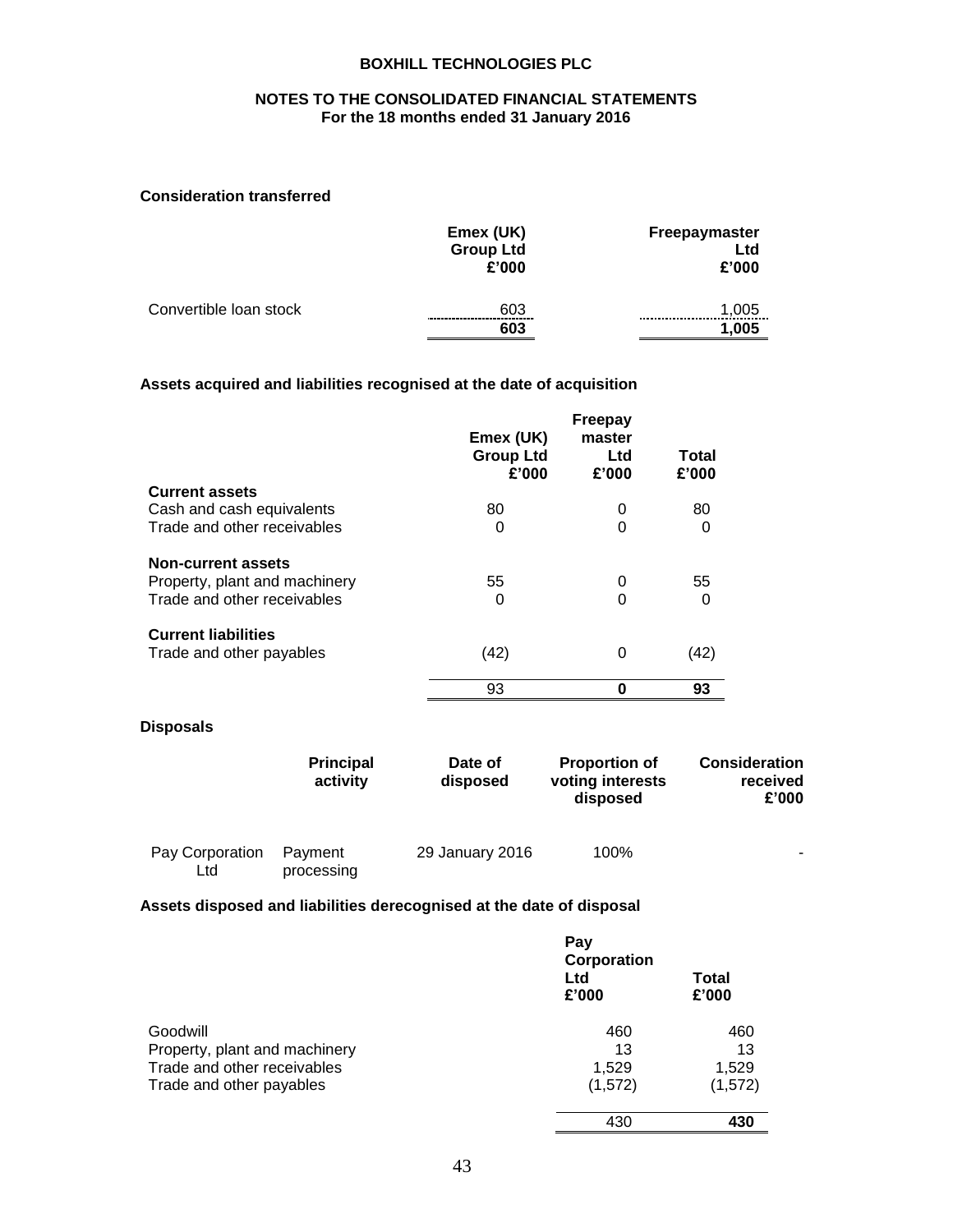**Consideration transferred**

| | Emex (UK) Group Ltd £'000 | Freepaymaster Ltd £'000 |
|---|---|---|
| Convertible loan stock | 603 | 1,005 |
| | **603** | **1,005** |

**Assets acquired and liabilities recognised at the date of acquisition**

| | Emex (UK) Group Ltd £'000 | Freepay master Ltd £'000 | Total £'000 |
|---|---|---|---|
| **Current assets** | | | |
| Cash and cash equivalents | 80 | 0 | 80 |
| Trade and other receivables | 0 | 0 | 0 |
| **Non-current assets** | | | |
| Property, plant and machinery | 55 | 0 | 55 |
| Trade and other receivables | 0 | 0 | 0 |
| **Current liabilities** | | | |
| Trade and other payables | (42) | 0 | (42) |
| | 93 | **0** | **93** |

**Disposals**

| | Principal activity | Date of disposed | Proportion of voting interests disposed | Consideration received £'000 |
|---|---|---|---|---|
| Pay Corporation Ltd | Payment processing | 29 January 2016 | 100% | - |

**Assets disposed and liabilities derecognised at the date of disposal**

| | Pay Corporation Ltd £'000 | Total £'000 |
|---|---|---|
| Goodwill | 460 | 460 |
| Property, plant and machinery | 13 | 13 |
| Trade and other receivables | 1,529 | 1,529 |
| Trade and other payables | (1,572) | (1,572) |
| | 430 | **430** |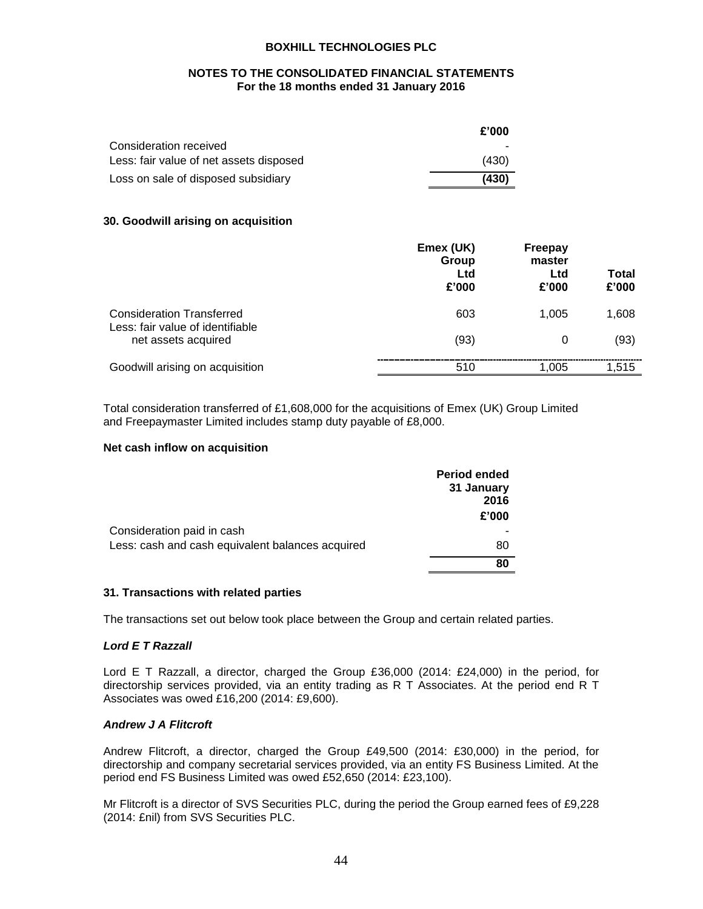| | £'000 |
|---|---|
| Consideration received | - |
| Less: fair value of net assets disposed | (430) |
| Loss on sale of disposed subsidiary | **(430)** |

### 30. Goodwill arising on acquisition

| | Emex (UK) Group Ltd £'000 | Freepay master Ltd £'000 | Total £'000 |
|---|---|---|---|
| Consideration Transferred | 603 | 1,005 | 1,608 |
| Less: fair value of identifiable net assets acquired | (93) | 0 | (93) |
| Goodwill arising on acquisition | 510 | 1,005 | 1,515 |

Total consideration transferred of £1,608,000 for the acquisitions of Emex (UK) Group Limited and Freepaymaster Limited includes stamp duty payable of £8,000.

**Net cash inflow on acquisition**

| | Period ended 31 January 2016 £'000 |
|---|---|
| Consideration paid in cash | - |
| Less: cash and cash equivalent balances acquired | 80 |
| | **80** |

### 31. Transactions with related parties

The transactions set out below took place between the Group and certain related parties.

***Lord E T Razzall***

Lord E T Razzall, a director, charged the Group £36,000 (2014: £24,000) in the period, for directorship services provided, via an entity trading as R T Associates. At the period end R T Associates was owed £16,200 (2014: £9,600).

***Andrew J A Flitcroft***

Andrew Flitcroft, a director, charged the Group £49,500 (2014: £30,000) in the period, for directorship and company secretarial services provided, via an entity FS Business Limited. At the period end FS Business Limited was owed £52,650 (2014: £23,100).

Mr Flitcroft is a director of SVS Securities PLC, during the period the Group earned fees of £9,228 (2014: £nil) from SVS Securities PLC.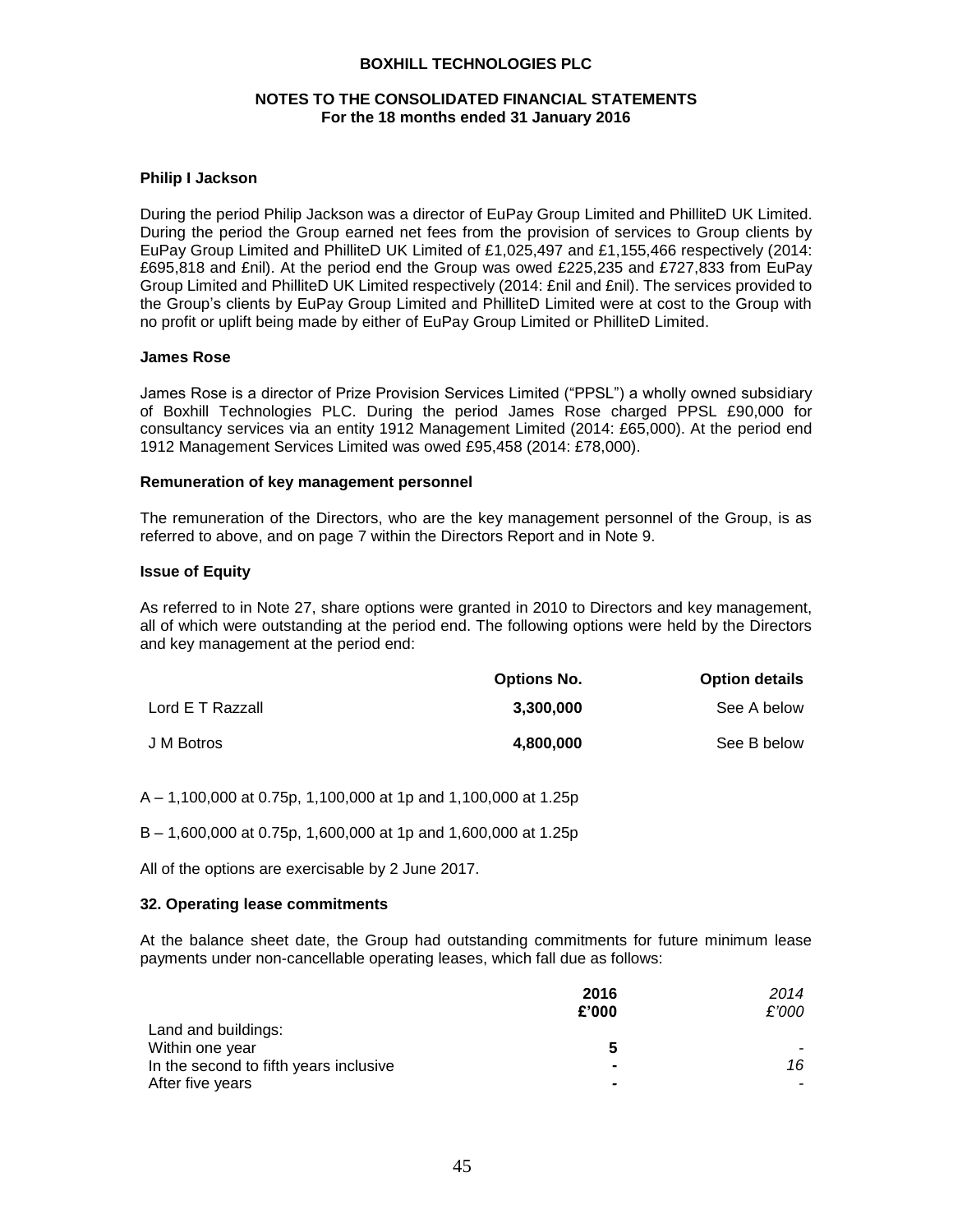### Philip I Jackson

During the period Philip Jackson was a director of EuPay Group Limited and PhilliteD UK Limited. During the period the Group earned net fees from the provision of services to Group clients by EuPay Group Limited and PhilliteD UK Limited of £1,025,497 and £1,155,466 respectively (2014: £695,818 and £nil). At the period end the Group was owed £225,235 and £727,833 from EuPay Group Limited and PhilliteD UK Limited respectively (2014: £nil and £nil). The services provided to the Group's clients by EuPay Group Limited and PhilliteD Limited were at cost to the Group with no profit or uplift being made by either of EuPay Group Limited or PhilliteD Limited.

### James Rose

James Rose is a director of Prize Provision Services Limited ("PPSL") a wholly owned subsidiary of Boxhill Technologies PLC. During the period James Rose charged PPSL £90,000 for consultancy services via an entity 1912 Management Limited (2014: £65,000). At the period end 1912 Management Services Limited was owed £95,458 (2014: £78,000).

### Remuneration of key management personnel

The remuneration of the Directors, who are the key management personnel of the Group, is as referred to above, and on page 7 within the Directors Report and in Note 9.

### Issue of Equity

As referred to in Note 27, share options were granted in 2010 to Directors and key management, all of which were outstanding at the period end. The following options were held by the Directors and key management at the period end:

| | Options No. | Option details |
|---|---|---|
| Lord E T Razzall | **3,300,000** | See A below |
| J M Botros | **4,800,000** | See B below |

A – 1,100,000 at 0.75p, 1,100,000 at 1p and 1,100,000 at 1.25p

B – 1,600,000 at 0.75p, 1,600,000 at 1p and 1,600,000 at 1.25p

All of the options are exercisable by 2 June 2017.

### 32. Operating lease commitments

At the balance sheet date, the Group had outstanding commitments for future minimum lease payments under non-cancellable operating leases, which fall due as follows:

| | 2016<br>£'000 | *2014*<br>*£'000* |
|---|---|---|
| Land and buildings: | | |
| Within one year | **5** | - |
| In the second to fifth years inclusive | **-** | *16* |
| After five years | **-** | - |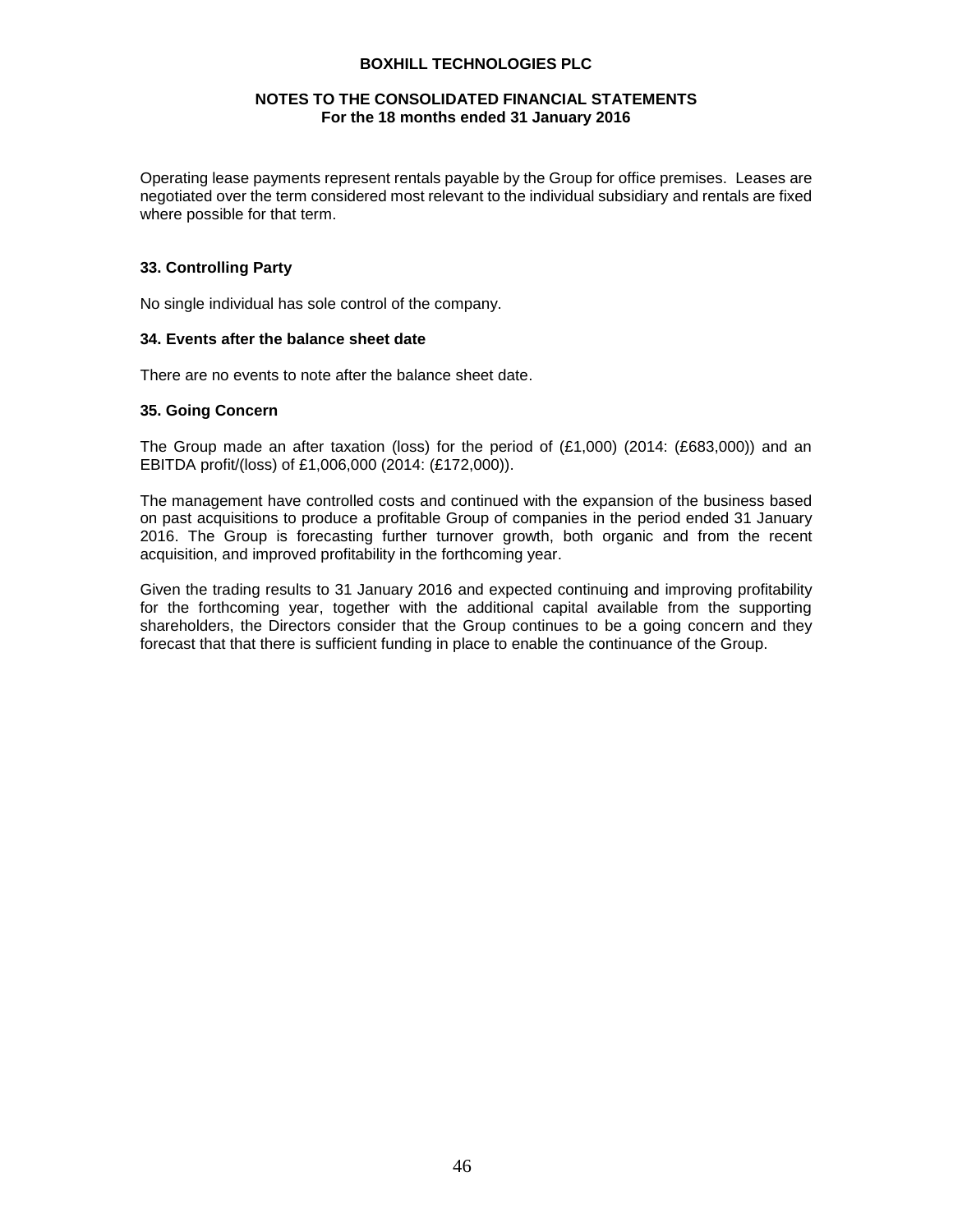Operating lease payments represent rentals payable by the Group for office premises. Leases are negotiated over the term considered most relevant to the individual subsidiary and rentals are fixed where possible for that term.

### 33. Controlling Party

No single individual has sole control of the company.

### 34. Events after the balance sheet date

There are no events to note after the balance sheet date.

### 35. Going Concern

The Group made an after taxation (loss) for the period of (£1,000) (2014: (£683,000)) and an EBITDA profit/(loss) of £1,006,000 (2014: (£172,000)).

The management have controlled costs and continued with the expansion of the business based on past acquisitions to produce a profitable Group of companies in the period ended 31 January 2016. The Group is forecasting further turnover growth, both organic and from the recent acquisition, and improved profitability in the forthcoming year.

Given the trading results to 31 January 2016 and expected continuing and improving profitability for the forthcoming year, together with the additional capital available from the supporting shareholders, the Directors consider that the Group continues to be a going concern and they forecast that that there is sufficient funding in place to enable the continuance of the Group.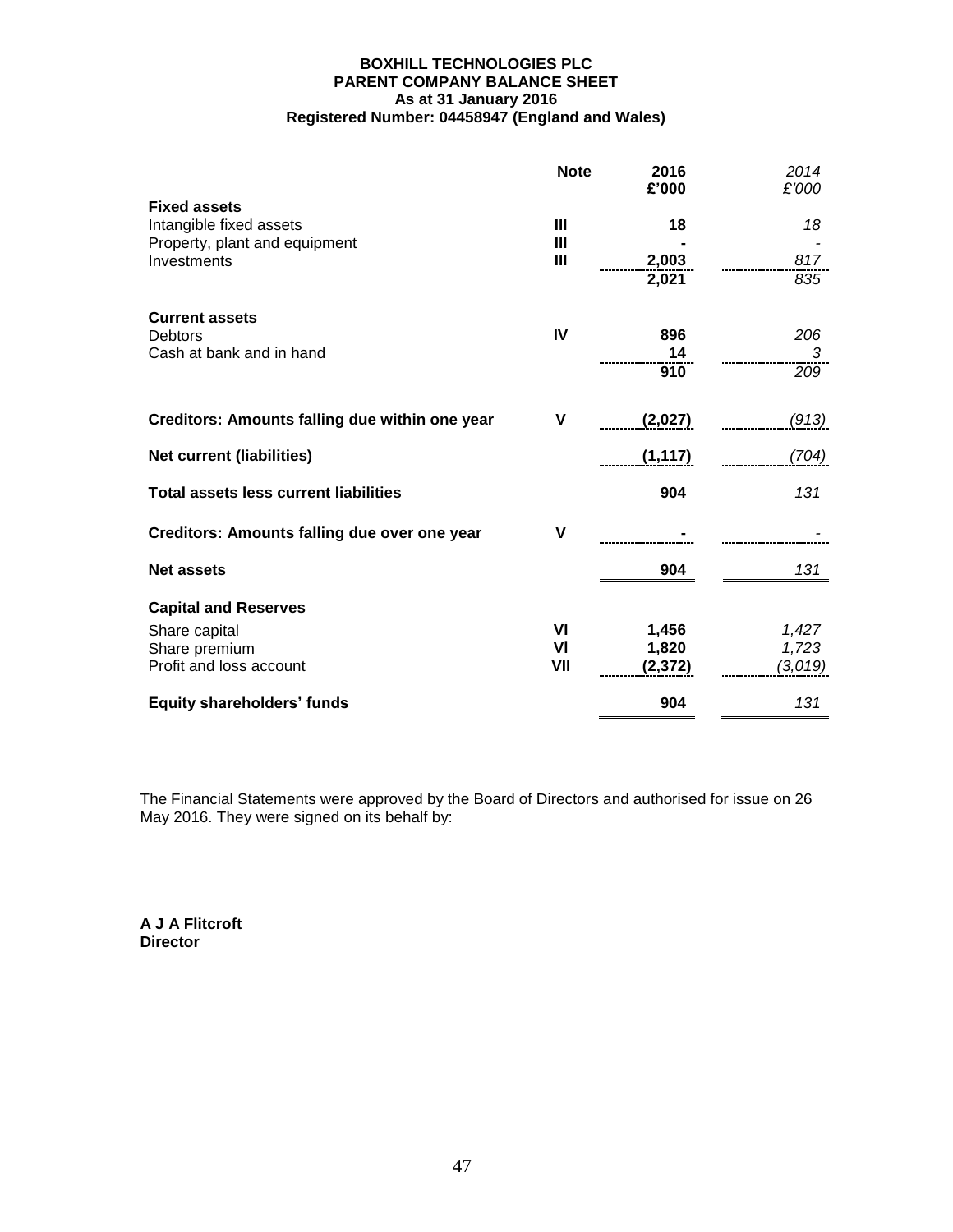**BOXHILL TECHNOLOGIES PLC**
**PARENT COMPANY BALANCE SHEET**
**As at 31 January 2016**
**Registered Number: 04458947 (England and Wales)**

| | Note | 2016 £'000 | *2014 £'000* |
|---|---|---|---|
| **Fixed assets** | | | |
| Intangible fixed assets | III | 18 | *18* |
| Property, plant and equipment | III | - | *-* |
| Investments | III | 2,003 | *817* |
| | | 2,021 | *835* |
| **Current assets** | | | |
| Debtors | IV | 896 | *206* |
| Cash at bank and in hand | | 14 | *3* |
| | | 910 | *209* |
| **Creditors: Amounts falling due within one year** | V | (2,027) | *(913)* |
| **Net current (liabilities)** | | (1,117) | *(704)* |
| **Total assets less current liabilities** | | 904 | *131* |
| **Creditors: Amounts falling due over one year** | V | - | *-* |
| **Net assets** | | 904 | *131* |
| **Capital and Reserves** | | | |
| Share capital | VI | 1,456 | *1,427* |
| Share premium | VI | 1,820 | *1,723* |
| Profit and loss account | VII | (2,372) | *(3,019)* |
| **Equity shareholders' funds** | | 904 | *131* |

The Financial Statements were approved by the Board of Directors and authorised for issue on 26 May 2016. They were signed on its behalf by:

**A J A Flitcroft**
**Director**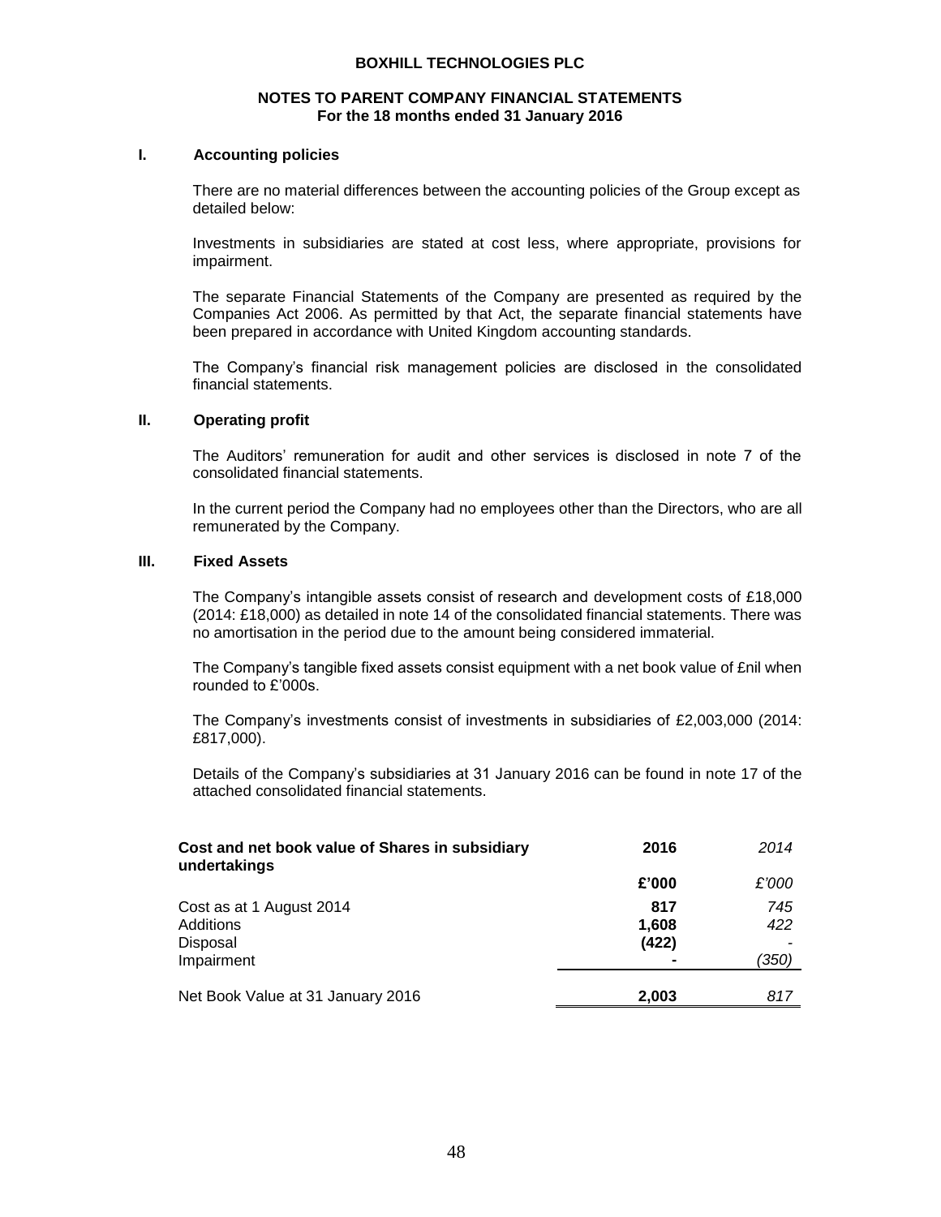# BOXHILL TECHNOLOGIES PLC

## NOTES TO PARENT COMPANY FINANCIAL STATEMENTS
**For the 18 months ended 31 January 2016**

### I. Accounting policies

There are no material differences between the accounting policies of the Group except as detailed below:

Investments in subsidiaries are stated at cost less, where appropriate, provisions for impairment.

The separate Financial Statements of the Company are presented as required by the Companies Act 2006. As permitted by that Act, the separate financial statements have been prepared in accordance with United Kingdom accounting standards.

The Company's financial risk management policies are disclosed in the consolidated financial statements.

### II. Operating profit

The Auditors' remuneration for audit and other services is disclosed in note 7 of the consolidated financial statements.

In the current period the Company had no employees other than the Directors, who are all remunerated by the Company.

### III. Fixed Assets

The Company's intangible assets consist of research and development costs of £18,000 (2014: £18,000) as detailed in note 14 of the consolidated financial statements. There was no amortisation in the period due to the amount being considered immaterial.

The Company's tangible fixed assets consist equipment with a net book value of £nil when rounded to £'000s.

The Company's investments consist of investments in subsidiaries of £2,003,000 (2014: £817,000).

Details of the Company's subsidiaries at 31 January 2016 can be found in note 17 of the attached consolidated financial statements.

| **Cost and net book value of Shares in subsidiary undertakings** | **2016** | *2014* |
|---|---|---|
| | **£'000** | *£'000* |
| Cost as at 1 August 2014 | **817** | *745* |
| Additions | **1,608** | *422* |
| Disposal | **(422)** | *-* |
| Impairment | **-** | *(350)* |
| Net Book Value at 31 January 2016 | **2,003** | *817* |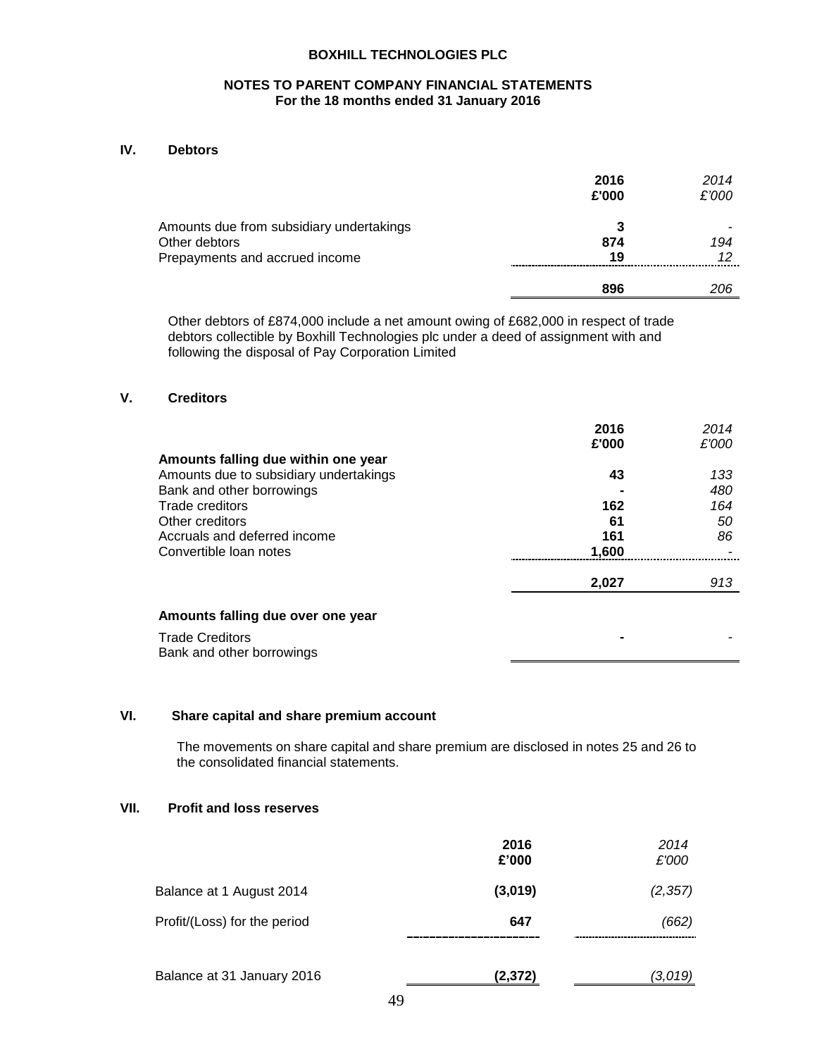**BOXHILL TECHNOLOGIES PLC**

**NOTES TO PARENT COMPANY FINANCIAL STATEMENTS**
**For the 18 months ended 31 January 2016**

## IV. Debtors

| | 2016 £'000 | 2014 £'000 |
|---|---|---|
| Amounts due from subsidiary undertakings | **3** | - |
| Other debtors | **874** | *194* |
| Prepayments and accrued income | **19** | *12* |
| | **896** | *206* |

Other debtors of £874,000 include a net amount owing of £682,000 in respect of trade debtors collectible by Boxhill Technologies plc under a deed of assignment with and following the disposal of Pay Corporation Limited

## V. Creditors

| | 2016 £'000 | 2014 £'000 |
|---|---|---|
| **Amounts falling due within one year** | | |
| Amounts due to subsidiary undertakings | **43** | *133* |
| Bank and other borrowings | **-** | *480* |
| Trade creditors | **162** | *164* |
| Other creditors | **61** | *50* |
| Accruals and deferred income | **161** | *86* |
| Convertible loan notes | **1,600** | - |
| | **2,027** | *913* |
| **Amounts falling due over one year** | | |
| Trade Creditors | **-** | - |
| Bank and other borrowings | | |

## VI. Share capital and share premium account

The movements on share capital and share premium are disclosed in notes 25 and 26 to the consolidated financial statements.

## VII. Profit and loss reserves

| | 2016 £'000 | 2014 £'000 |
|---|---|---|
| Balance at 1 August 2014 | **(3,019)** | *(2,357)* |
| Profit/(Loss) for the period | **647** | *(662)* |
| Balance at 31 January 2016 | **(2,372)** | *(3,019)* |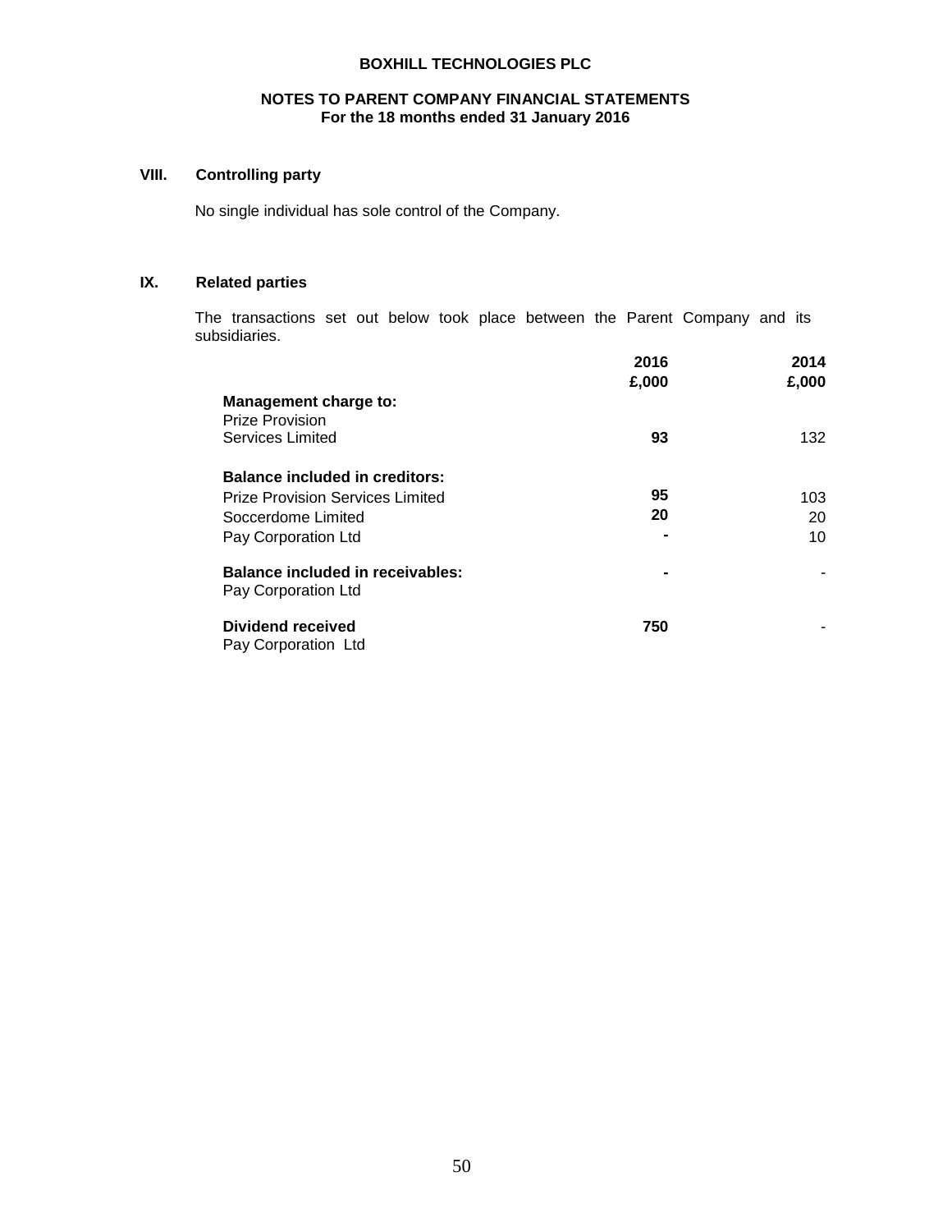**BOXHILL TECHNOLOGIES PLC**

**NOTES TO PARENT COMPANY FINANCIAL STATEMENTS**
**For the 18 months ended 31 January 2016**

### VIII. Controlling party

No single individual has sole control of the Company.

### IX. Related parties

The transactions set out below took place between the Parent Company and its subsidiaries.

| | 2016 | 2014 |
|---|---|---|
| | £,000 | £,000 |
| **Management charge to:** | | |
| Prize Provision Services Limited | **93** | 132 |
| **Balance included in creditors:** | | |
| Prize Provision Services Limited | **95** | 103 |
| Soccerdome Limited | **20** | 20 |
| Pay Corporation Ltd | **-** | 10 |
| **Balance included in receivables:** Pay Corporation Ltd | **-** | - |
| **Dividend received** Pay Corporation Ltd | **750** | - |